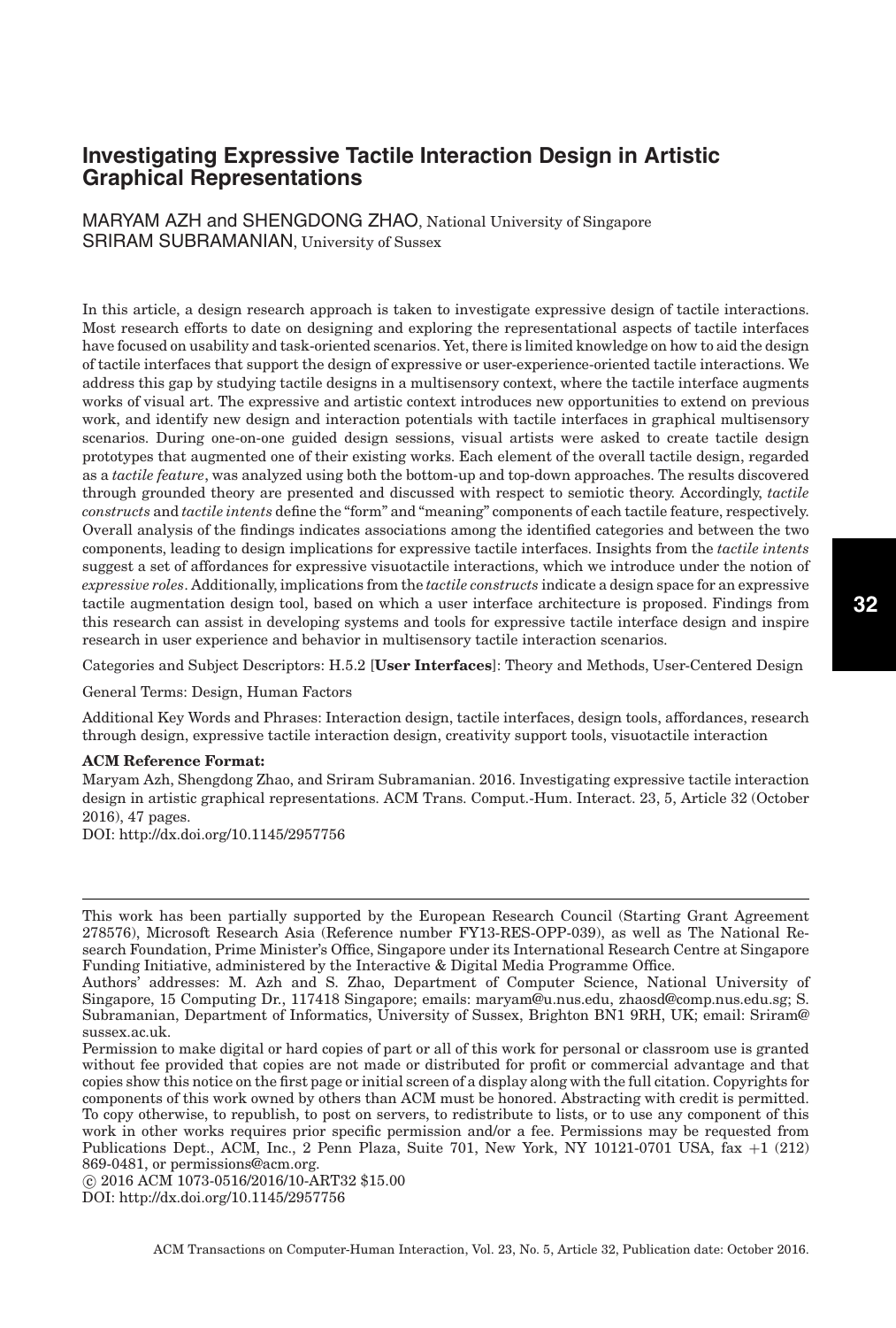# Investigating Expressive Tactile Interaction Design in Artistic Graphical Representations

MARYAM AZH and SHENGDONG ZHAO, National University of Singapore
SRIRAM SUBRAMANIAN, University of Sussex

In this article, a design research approach is taken to investigate expressive design of tactile interactions. Most research efforts to date on designing and exploring the representational aspects of tactile interfaces have focused on usability and task-oriented scenarios. Yet, there is limited knowledge on how to aid the design of tactile interfaces that support the design of expressive or user-experience-oriented tactile interactions. We address this gap by studying tactile designs in a multisensory context, where the tactile interface augments works of visual art. The expressive and artistic context introduces new opportunities to extend on previous work, and identify new design and interaction potentials with tactile interfaces in graphical multisensory scenarios. During one-on-one guided design sessions, visual artists were asked to create tactile design prototypes that augmented one of their existing works. Each element of the overall tactile design, regarded as a *tactile feature*, was analyzed using both the bottom-up and top-down approaches. The results discovered through grounded theory are presented and discussed with respect to semiotic theory. Accordingly, *tactile constructs* and *tactile intents* define the "form" and "meaning" components of each tactile feature, respectively. Overall analysis of the findings indicates associations among the identified categories and between the two components, leading to design implications for expressive tactile interfaces. Insights from the *tactile intents* suggest a set of affordances for expressive visuotactile interactions, which we introduce under the notion of *expressive roles*. Additionally, implications from the *tactile constructs* indicate a design space for an expressive tactile augmentation design tool, based on which a user interface architecture is proposed. Findings from this research can assist in developing systems and tools for expressive tactile interface design and inspire research in user experience and behavior in multisensory tactile interaction scenarios.

Categories and Subject Descriptors: H.5.2 [**User Interfaces**]: Theory and Methods, User-Centered Design

General Terms: Design, Human Factors

Additional Key Words and Phrases: Interaction design, tactile interfaces, design tools, affordances, research through design, expressive tactile interaction design, creativity support tools, visuotactile interaction

**ACM Reference Format:**
Maryam Azh, Shengdong Zhao, and Sriram Subramanian. 2016. Investigating expressive tactile interaction design in artistic graphical representations. ACM Trans. Comput.-Hum. Interact. 23, 5, Article 32 (October 2016), 47 pages.
DOI: http://dx.doi.org/10.1145/2957756

---

This work has been partially supported by the European Research Council (Starting Grant Agreement 278576), Microsoft Research Asia (Reference number FY13-RES-OPP-039), as well as The National Research Foundation, Prime Minister's Office, Singapore under its International Research Centre at Singapore Funding Initiative, administered by the Interactive & Digital Media Programme Office.

Authors' addresses: M. Azh and S. Zhao, Department of Computer Science, National University of Singapore, 15 Computing Dr., 117418 Singapore; emails: maryam@u.nus.edu, zhaosd@comp.nus.edu.sg; S. Subramanian, Department of Informatics, University of Sussex, Brighton BN1 9RH, UK; email: Sriram@sussex.ac.uk.

Permission to make digital or hard copies of part or all of this work for personal or classroom use is granted without fee provided that copies are not made or distributed for profit or commercial advantage and that copies show this notice on the first page or initial screen of a display along with the full citation. Copyrights for components of this work owned by others than ACM must be honored. Abstracting with credit is permitted. To copy otherwise, to republish, to post on servers, to redistribute to lists, or to use any component of this work in other works requires prior specific permission and/or a fee. Permissions may be requested from Publications Dept., ACM, Inc., 2 Penn Plaza, Suite 701, New York, NY 10121-0701 USA, fax +1 (212) 869-0481, or permissions@acm.org.

© 2016 ACM 1073-0516/2016/10-ART32 $15.00
DOI: http://dx.doi.org/10.1145/2957756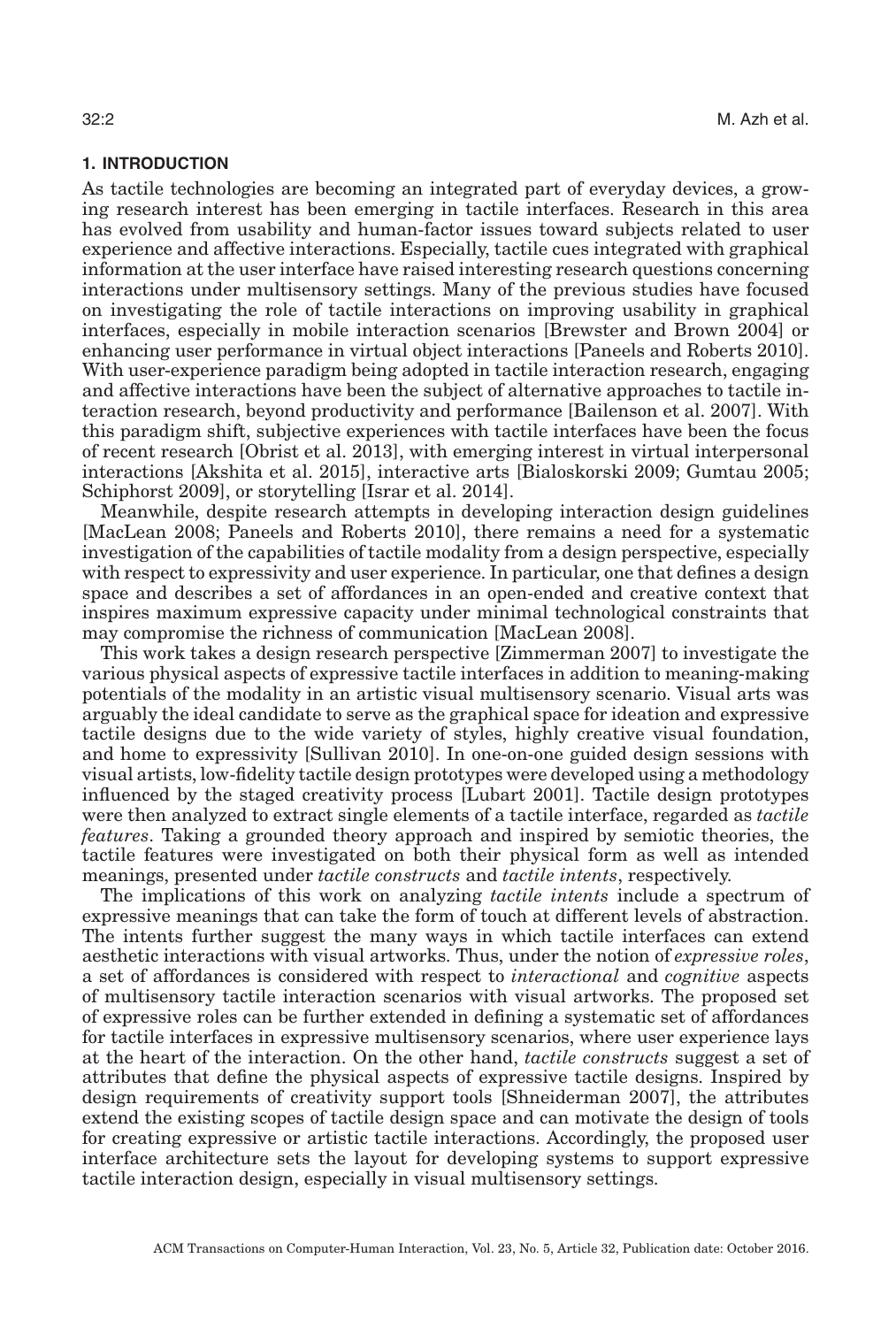## 1. INTRODUCTION

As tactile technologies are becoming an integrated part of everyday devices, a growing research interest has been emerging in tactile interfaces. Research in this area has evolved from usability and human-factor issues toward subjects related to user experience and affective interactions. Especially, tactile cues integrated with graphical information at the user interface have raised interesting research questions concerning interactions under multisensory settings. Many of the previous studies have focused on investigating the role of tactile interactions on improving usability in graphical interfaces, especially in mobile interaction scenarios [Brewster and Brown 2004] or enhancing user performance in virtual object interactions [Paneels and Roberts 2010]. With user-experience paradigm being adopted in tactile interaction research, engaging and affective interactions have been the subject of alternative approaches to tactile interaction research, beyond productivity and performance [Bailenson et al. 2007]. With this paradigm shift, subjective experiences with tactile interfaces have been the focus of recent research [Obrist et al. 2013], with emerging interest in virtual interpersonal interactions [Akshita et al. 2015], interactive arts [Bialoskorski 2009; Gumtau 2005; Schiphorst 2009], or storytelling [Israr et al. 2014].

Meanwhile, despite research attempts in developing interaction design guidelines [MacLean 2008; Paneels and Roberts 2010], there remains a need for a systematic investigation of the capabilities of tactile modality from a design perspective, especially with respect to expressivity and user experience. In particular, one that defines a design space and describes a set of affordances in an open-ended and creative context that inspires maximum expressive capacity under minimal technological constraints that may compromise the richness of communication [MacLean 2008].

This work takes a design research perspective [Zimmerman 2007] to investigate the various physical aspects of expressive tactile interfaces in addition to meaning-making potentials of the modality in an artistic visual multisensory scenario. Visual arts was arguably the ideal candidate to serve as the graphical space for ideation and expressive tactile designs due to the wide variety of styles, highly creative visual foundation, and home to expressivity [Sullivan 2010]. In one-on-one guided design sessions with visual artists, low-fidelity tactile design prototypes were developed using a methodology influenced by the staged creativity process [Lubart 2001]. Tactile design prototypes were then analyzed to extract single elements of a tactile interface, regarded as *tactile features*. Taking a grounded theory approach and inspired by semiotic theories, the tactile features were investigated on both their physical form as well as intended meanings, presented under *tactile constructs* and *tactile intents*, respectively.

The implications of this work on analyzing *tactile intents* include a spectrum of expressive meanings that can take the form of touch at different levels of abstraction. The intents further suggest the many ways in which tactile interfaces can extend aesthetic interactions with visual artworks. Thus, under the notion of *expressive roles*, a set of affordances is considered with respect to *interactional* and *cognitive* aspects of multisensory tactile interaction scenarios with visual artworks. The proposed set of expressive roles can be further extended in defining a systematic set of affordances for tactile interfaces in expressive multisensory scenarios, where user experience lays at the heart of the interaction. On the other hand, *tactile constructs* suggest a set of attributes that define the physical aspects of expressive tactile designs. Inspired by design requirements of creativity support tools [Shneiderman 2007], the attributes extend the existing scopes of tactile design space and can motivate the design of tools for creating expressive or artistic tactile interactions. Accordingly, the proposed user interface architecture sets the layout for developing systems to support expressive tactile interaction design, especially in visual multisensory settings.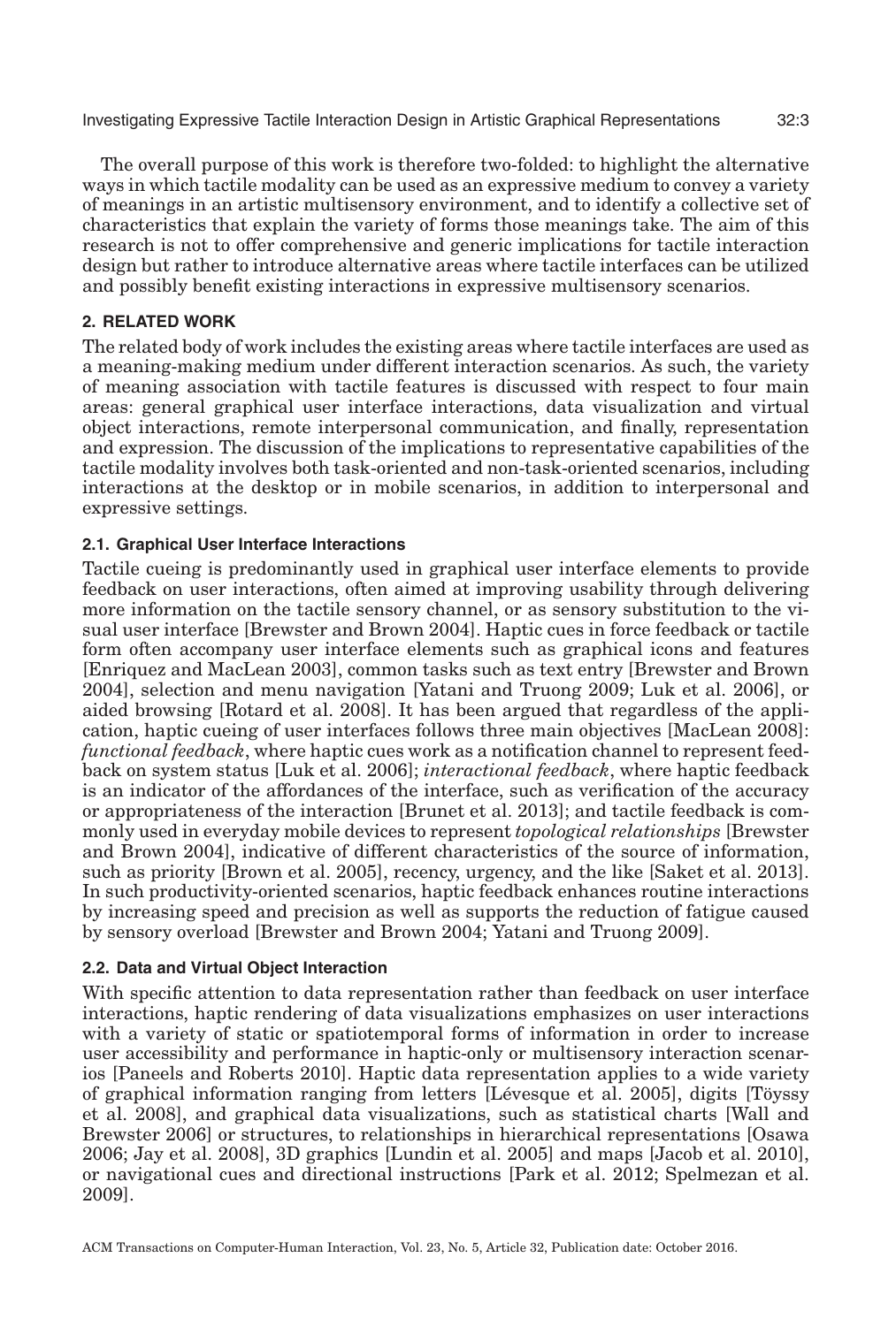The overall purpose of this work is therefore two-folded: to highlight the alternative ways in which tactile modality can be used as an expressive medium to convey a variety of meanings in an artistic multisensory environment, and to identify a collective set of characteristics that explain the variety of forms those meanings take. The aim of this research is not to offer comprehensive and generic implications for tactile interaction design but rather to introduce alternative areas where tactile interfaces can be utilized and possibly benefit existing interactions in expressive multisensory scenarios.

## 2. RELATED WORK

The related body of work includes the existing areas where tactile interfaces are used as a meaning-making medium under different interaction scenarios. As such, the variety of meaning association with tactile features is discussed with respect to four main areas: general graphical user interface interactions, data visualization and virtual object interactions, remote interpersonal communication, and finally, representation and expression. The discussion of the implications to representative capabilities of the tactile modality involves both task-oriented and non-task-oriented scenarios, including interactions at the desktop or in mobile scenarios, in addition to interpersonal and expressive settings.

### 2.1. Graphical User Interface Interactions

Tactile cueing is predominantly used in graphical user interface elements to provide feedback on user interactions, often aimed at improving usability through delivering more information on the tactile sensory channel, or as sensory substitution to the visual user interface [Brewster and Brown 2004]. Haptic cues in force feedback or tactile form often accompany user interface elements such as graphical icons and features [Enriquez and MacLean 2003], common tasks such as text entry [Brewster and Brown 2004], selection and menu navigation [Yatani and Truong 2009; Luk et al. 2006], or aided browsing [Rotard et al. 2008]. It has been argued that regardless of the application, haptic cueing of user interfaces follows three main objectives [MacLean 2008]: *functional feedback*, where haptic cues work as a notification channel to represent feedback on system status [Luk et al. 2006]; *interactional feedback*, where haptic feedback is an indicator of the affordances of the interface, such as verification of the accuracy or appropriateness of the interaction [Brunet et al. 2013]; and tactile feedback is commonly used in everyday mobile devices to represent *topological relationships* [Brewster and Brown 2004], indicative of different characteristics of the source of information, such as priority [Brown et al. 2005], recency, urgency, and the like [Saket et al. 2013]. In such productivity-oriented scenarios, haptic feedback enhances routine interactions by increasing speed and precision as well as supports the reduction of fatigue caused by sensory overload [Brewster and Brown 2004; Yatani and Truong 2009].

### 2.2. Data and Virtual Object Interaction

With specific attention to data representation rather than feedback on user interface interactions, haptic rendering of data visualizations emphasizes on user interactions with a variety of static or spatiotemporal forms of information in order to increase user accessibility and performance in haptic-only or multisensory interaction scenarios [Paneels and Roberts 2010]. Haptic data representation applies to a wide variety of graphical information ranging from letters [Lévesque et al. 2005], digits [Töyssy et al. 2008], and graphical data visualizations, such as statistical charts [Wall and Brewster 2006] or structures, to relationships in hierarchical representations [Osawa 2006; Jay et al. 2008], 3D graphics [Lundin et al. 2005] and maps [Jacob et al. 2010], or navigational cues and directional instructions [Park et al. 2012; Spelmezan et al. 2009].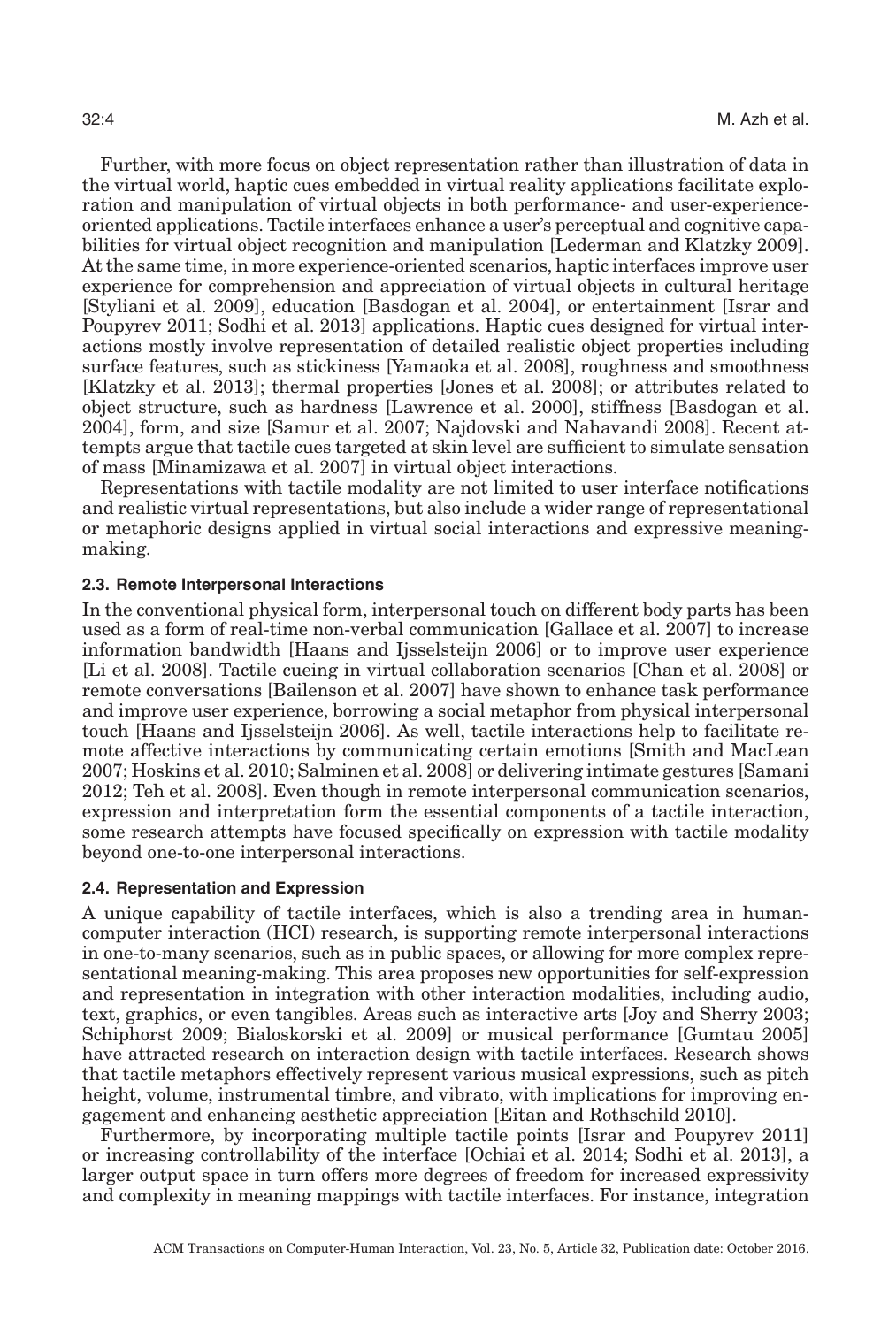Further, with more focus on object representation rather than illustration of data in the virtual world, haptic cues embedded in virtual reality applications facilitate exploration and manipulation of virtual objects in both performance- and user-experience-oriented applications. Tactile interfaces enhance a user's perceptual and cognitive capabilities for virtual object recognition and manipulation [Lederman and Klatzky 2009]. At the same time, in more experience-oriented scenarios, haptic interfaces improve user experience for comprehension and appreciation of virtual objects in cultural heritage [Styliani et al. 2009], education [Basdogan et al. 2004], or entertainment [Israr and Poupyrev 2011; Sodhi et al. 2013] applications. Haptic cues designed for virtual interactions mostly involve representation of detailed realistic object properties including surface features, such as stickiness [Yamaoka et al. 2008], roughness and smoothness [Klatzky et al. 2013]; thermal properties [Jones et al. 2008]; or attributes related to object structure, such as hardness [Lawrence et al. 2000], stiffness [Basdogan et al. 2004], form, and size [Samur et al. 2007; Najdovski and Nahavandi 2008]. Recent attempts argue that tactile cues targeted at skin level are sufficient to simulate sensation of mass [Minamizawa et al. 2007] in virtual object interactions.

Representations with tactile modality are not limited to user interface notifications and realistic virtual representations, but also include a wider range of representational or metaphoric designs applied in virtual social interactions and expressive meaning-making.

### 2.3. Remote Interpersonal Interactions

In the conventional physical form, interpersonal touch on different body parts has been used as a form of real-time non-verbal communication [Gallace et al. 2007] to increase information bandwidth [Haans and Ijsselsteijn 2006] or to improve user experience [Li et al. 2008]. Tactile cueing in virtual collaboration scenarios [Chan et al. 2008] or remote conversations [Bailenson et al. 2007] have shown to enhance task performance and improve user experience, borrowing a social metaphor from physical interpersonal touch [Haans and Ijsselsteijn 2006]. As well, tactile interactions help to facilitate remote affective interactions by communicating certain emotions [Smith and MacLean 2007; Hoskins et al. 2010; Salminen et al. 2008] or delivering intimate gestures [Samani 2012; Teh et al. 2008]. Even though in remote interpersonal communication scenarios, expression and interpretation form the essential components of a tactile interaction, some research attempts have focused specifically on expression with tactile modality beyond one-to-one interpersonal interactions.

### 2.4. Representation and Expression

A unique capability of tactile interfaces, which is also a trending area in human-computer interaction (HCI) research, is supporting remote interpersonal interactions in one-to-many scenarios, such as in public spaces, or allowing for more complex representational meaning-making. This area proposes new opportunities for self-expression and representation in integration with other interaction modalities, including audio, text, graphics, or even tangibles. Areas such as interactive arts [Joy and Sherry 2003; Schiphorst 2009; Bialoskorski et al. 2009] or musical performance [Gumtau 2005] have attracted research on interaction design with tactile interfaces. Research shows that tactile metaphors effectively represent various musical expressions, such as pitch height, volume, instrumental timbre, and vibrato, with implications for improving engagement and enhancing aesthetic appreciation [Eitan and Rothschild 2010].

Furthermore, by incorporating multiple tactile points [Israr and Poupyrev 2011] or increasing controllability of the interface [Ochiai et al. 2014; Sodhi et al. 2013], a larger output space in turn offers more degrees of freedom for increased expressivity and complexity in meaning mappings with tactile interfaces. For instance, integration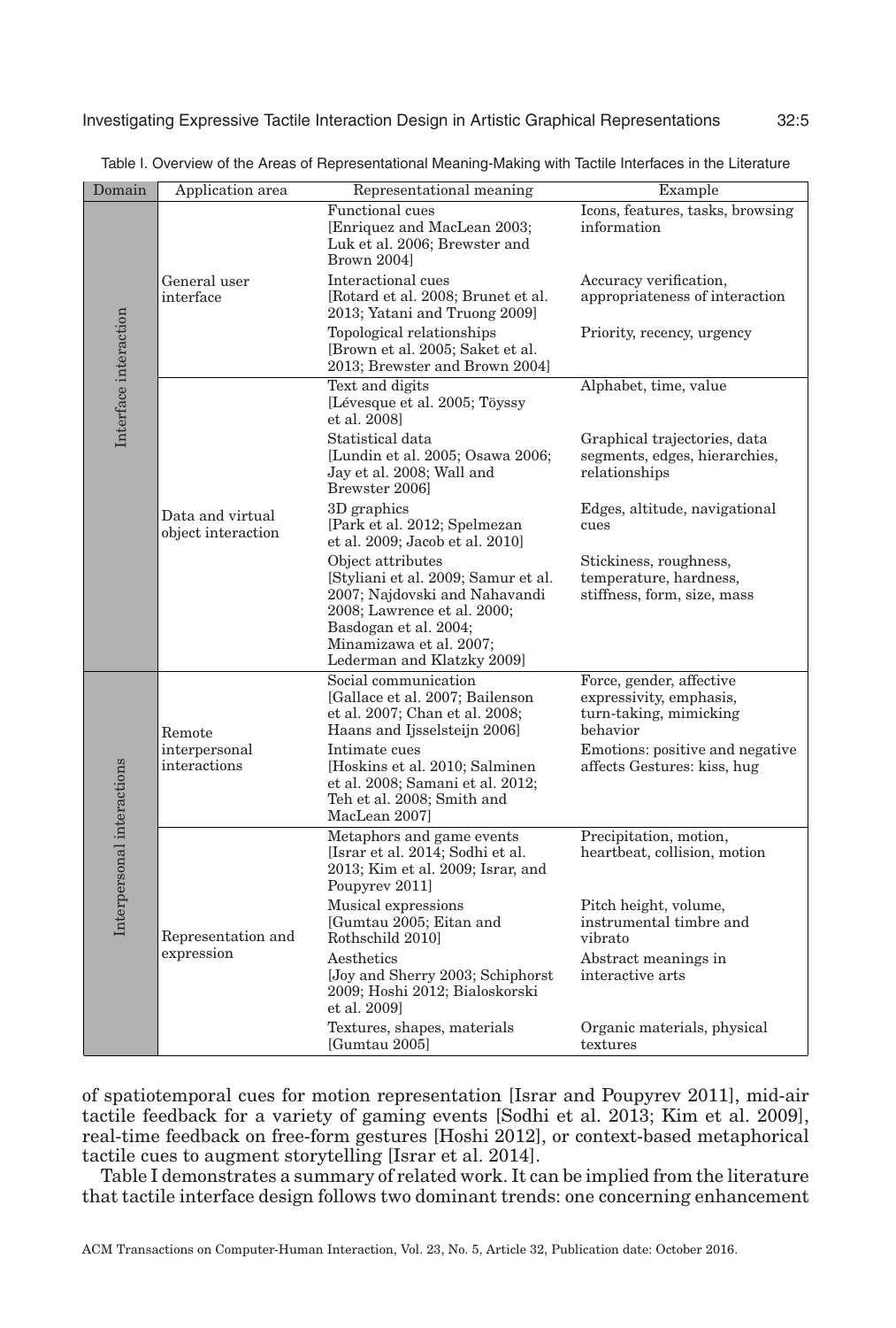Table I. Overview of the Areas of Representational Meaning-Making with Tactile Interfaces in the Literature

| Domain | Application area | Representational meaning | Example |
|---|---|---|---|
| Interface interaction | General user interface | Functional cues [Enriquez and MacLean 2003; Luk et al. 2006; Brewster and Brown 2004] | Icons, features, tasks, browsing information |
| | | Interactional cues [Rotard et al. 2008; Brunet et al. 2013; Yatani and Truong 2009] | Accuracy verification, appropriateness of interaction |
| | | Topological relationships [Brown et al. 2005; Saket et al. 2013; Brewster and Brown 2004] | Priority, recency, urgency |
| | Data and virtual object interaction | Text and digits [Lévesque et al. 2005; Töyssy et al. 2008] | Alphabet, time, value |
| | | Statistical data [Lundin et al. 2005; Osawa 2006; Jay et al. 2008; Wall and Brewster 2006] | Graphical trajectories, data segments, edges, hierarchies, relationships |
| | | 3D graphics [Park et al. 2012; Spelmezan et al. 2009; Jacob et al. 2010] | Edges, altitude, navigational cues |
| | | Object attributes [Styliani et al. 2009; Samur et al. 2007; Najdovski and Nahavandi 2008; Lawrence et al. 2000; Basdogan et al. 2004; Minamizawa et al. 2007; Lederman and Klatzky 2009] | Stickiness, roughness, temperature, hardness, stiffness, form, size, mass |
| Interpersonal interactions | Remote interpersonal interactions | Social communication [Gallace et al. 2007; Bailenson et al. 2007; Chan et al. 2008; Haans and Ijsselsteijn 2006] | Force, gender, affective expressivity, emphasis, turn-taking, mimicking behavior |
| | | Intimate cues [Hoskins et al. 2010; Salminen et al. 2008; Samani et al. 2012; Teh et al. 2008; Smith and MacLean 2007] | Emotions: positive and negative affects Gestures: kiss, hug |
| | Representation and expression | Metaphors and game events [Israr et al. 2014; Sodhi et al. 2013; Kim et al. 2009; Israr, and Poupyrev 2011] | Precipitation, motion, heartbeat, collision, motion |
| | | Musical expressions [Gumtau 2005; Eitan and Rothschild 2010] | Pitch height, volume, instrumental timbre and vibrato |
| | | Aesthetics [Joy and Sherry 2003; Schiphorst 2009; Hoshi 2012; Bialoskorski et al. 2009] | Abstract meanings in interactive arts |
| | | Textures, shapes, materials [Gumtau 2005] | Organic materials, physical textures |

of spatiotemporal cues for motion representation [Israr and Poupyrev 2011], mid-air tactile feedback for a variety of gaming events [Sodhi et al. 2013; Kim et al. 2009], real-time feedback on free-form gestures [Hoshi 2012], or context-based metaphorical tactile cues to augment storytelling [Israr et al. 2014].

Table I demonstrates a summary of related work. It can be implied from the literature that tactile interface design follows two dominant trends: one concerning enhancement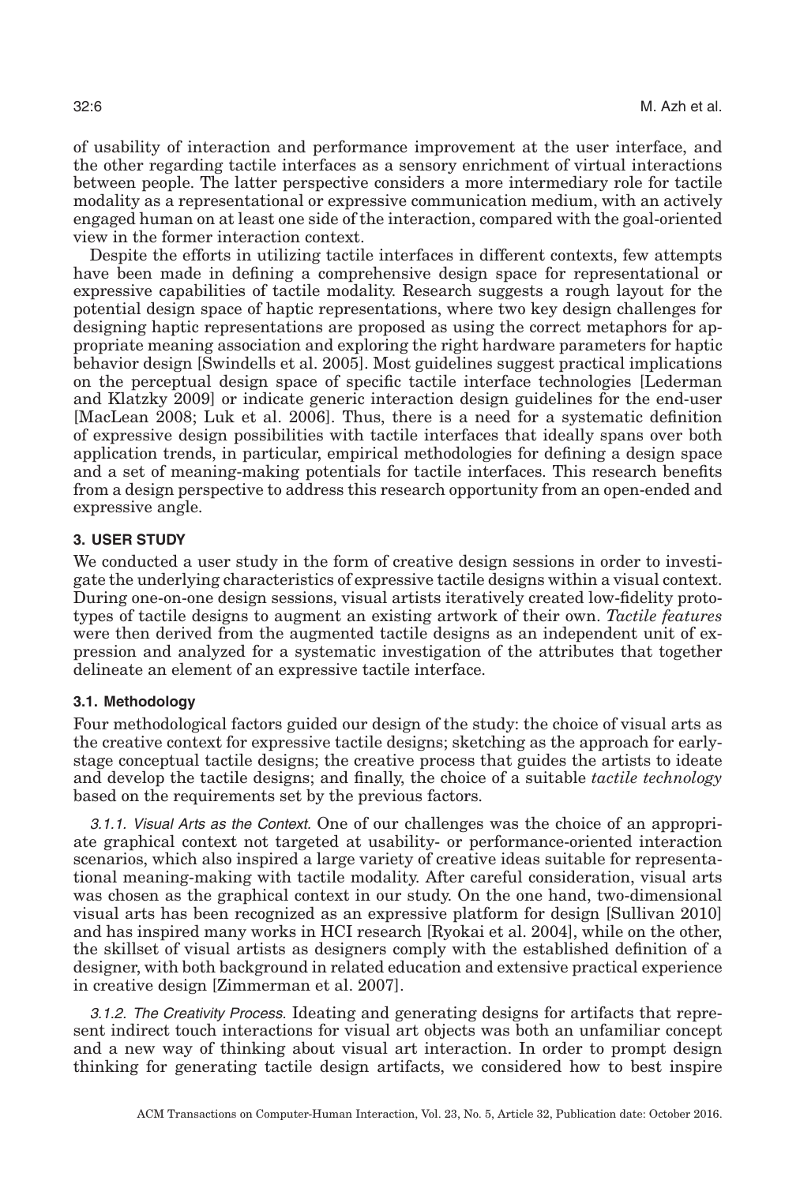of usability of interaction and performance improvement at the user interface, and the other regarding tactile interfaces as a sensory enrichment of virtual interactions between people. The latter perspective considers a more intermediary role for tactile modality as a representational or expressive communication medium, with an actively engaged human on at least one side of the interaction, compared with the goal-oriented view in the former interaction context.

Despite the efforts in utilizing tactile interfaces in different contexts, few attempts have been made in defining a comprehensive design space for representational or expressive capabilities of tactile modality. Research suggests a rough layout for the potential design space of haptic representations, where two key design challenges for designing haptic representations are proposed as using the correct metaphors for appropriate meaning association and exploring the right hardware parameters for haptic behavior design [Swindells et al. 2005]. Most guidelines suggest practical implications on the perceptual design space of specific tactile interface technologies [Lederman and Klatzky 2009] or indicate generic interaction design guidelines for the end-user [MacLean 2008; Luk et al. 2006]. Thus, there is a need for a systematic definition of expressive design possibilities with tactile interfaces that ideally spans over both application trends, in particular, empirical methodologies for defining a design space and a set of meaning-making potentials for tactile interfaces. This research benefits from a design perspective to address this research opportunity from an open-ended and expressive angle.

## 3. USER STUDY

We conducted a user study in the form of creative design sessions in order to investigate the underlying characteristics of expressive tactile designs within a visual context. During one-on-one design sessions, visual artists iteratively created low-fidelity prototypes of tactile designs to augment an existing artwork of their own. *Tactile features* were then derived from the augmented tactile designs as an independent unit of expression and analyzed for a systematic investigation of the attributes that together delineate an element of an expressive tactile interface.

### 3.1. Methodology

Four methodological factors guided our design of the study: the choice of visual arts as the creative context for expressive tactile designs; sketching as the approach for early-stage conceptual tactile designs; the creative process that guides the artists to ideate and develop the tactile designs; and finally, the choice of a suitable *tactile technology* based on the requirements set by the previous factors.

*3.1.1. Visual Arts as the Context.* One of our challenges was the choice of an appropriate graphical context not targeted at usability- or performance-oriented interaction scenarios, which also inspired a large variety of creative ideas suitable for representational meaning-making with tactile modality. After careful consideration, visual arts was chosen as the graphical context in our study. On the one hand, two-dimensional visual arts has been recognized as an expressive platform for design [Sullivan 2010] and has inspired many works in HCI research [Ryokai et al. 2004], while on the other, the skillset of visual artists as designers comply with the established definition of a designer, with both background in related education and extensive practical experience in creative design [Zimmerman et al. 2007].

*3.1.2. The Creativity Process.* Ideating and generating designs for artifacts that represent indirect touch interactions for visual art objects was both an unfamiliar concept and a new way of thinking about visual art interaction. In order to prompt design thinking for generating tactile design artifacts, we considered how to best inspire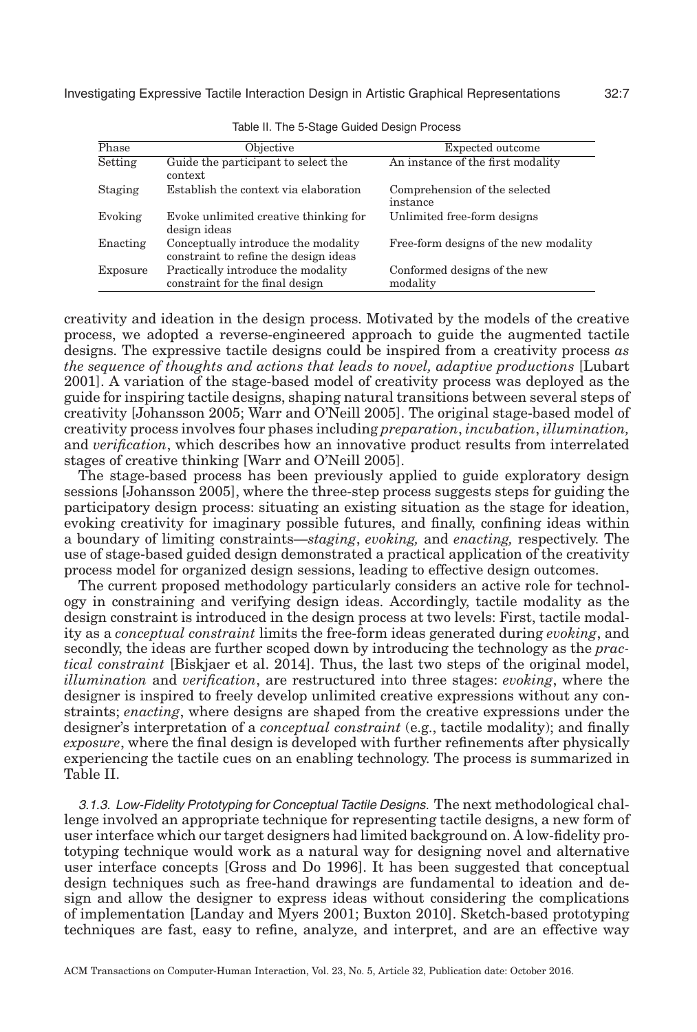Table II. The 5-Stage Guided Design Process

| Phase | Objective | Expected outcome |
| --- | --- | --- |
| Setting | Guide the participant to select the context | An instance of the first modality |
| Staging | Establish the context via elaboration | Comprehension of the selected instance |
| Evoking | Evoke unlimited creative thinking for design ideas | Unlimited free-form designs |
| Enacting | Conceptually introduce the modality constraint to refine the design ideas | Free-form designs of the new modality |
| Exposure | Practically introduce the modality constraint for the final design | Conformed designs of the new modality |

creativity and ideation in the design process. Motivated by the models of the creative process, we adopted a reverse-engineered approach to guide the augmented tactile designs. The expressive tactile designs could be inspired from a creativity process *as the sequence of thoughts and actions that leads to novel, adaptive productions* [Lubart 2001]. A variation of the stage-based model of creativity process was deployed as the guide for inspiring tactile designs, shaping natural transitions between several steps of creativity [Johansson 2005; Warr and O'Neill 2005]. The original stage-based model of creativity process involves four phases including *preparation*, *incubation*, *illumination,* and *verification*, which describes how an innovative product results from interrelated stages of creative thinking [Warr and O'Neill 2005].

The stage-based process has been previously applied to guide exploratory design sessions [Johansson 2005], where the three-step process suggests steps for guiding the participatory design process: situating an existing situation as the stage for ideation, evoking creativity for imaginary possible futures, and finally, confining ideas within a boundary of limiting constraints—*staging*, *evoking,* and *enacting,* respectively. The use of stage-based guided design demonstrated a practical application of the creativity process model for organized design sessions, leading to effective design outcomes.

The current proposed methodology particularly considers an active role for technology in constraining and verifying design ideas. Accordingly, tactile modality as the design constraint is introduced in the design process at two levels: First, tactile modality as a *conceptual constraint* limits the free-form ideas generated during *evoking*, and secondly, the ideas are further scoped down by introducing the technology as the *practical constraint* [Biskjaer et al. 2014]. Thus, the last two steps of the original model, *illumination* and *verification*, are restructured into three stages: *evoking*, where the designer is inspired to freely develop unlimited creative expressions without any constraints; *enacting*, where designs are shaped from the creative expressions under the designer's interpretation of a *conceptual constraint* (e.g., tactile modality); and finally *exposure*, where the final design is developed with further refinements after physically experiencing the tactile cues on an enabling technology. The process is summarized in Table II.

*3.1.3. Low-Fidelity Prototyping for Conceptual Tactile Designs.* The next methodological challenge involved an appropriate technique for representing tactile designs, a new form of user interface which our target designers had limited background on. A low-fidelity prototyping technique would work as a natural way for designing novel and alternative user interface concepts [Gross and Do 1996]. It has been suggested that conceptual design techniques such as free-hand drawings are fundamental to ideation and design and allow the designer to express ideas without considering the complications of implementation [Landay and Myers 2001; Buxton 2010]. Sketch-based prototyping techniques are fast, easy to refine, analyze, and interpret, and are an effective way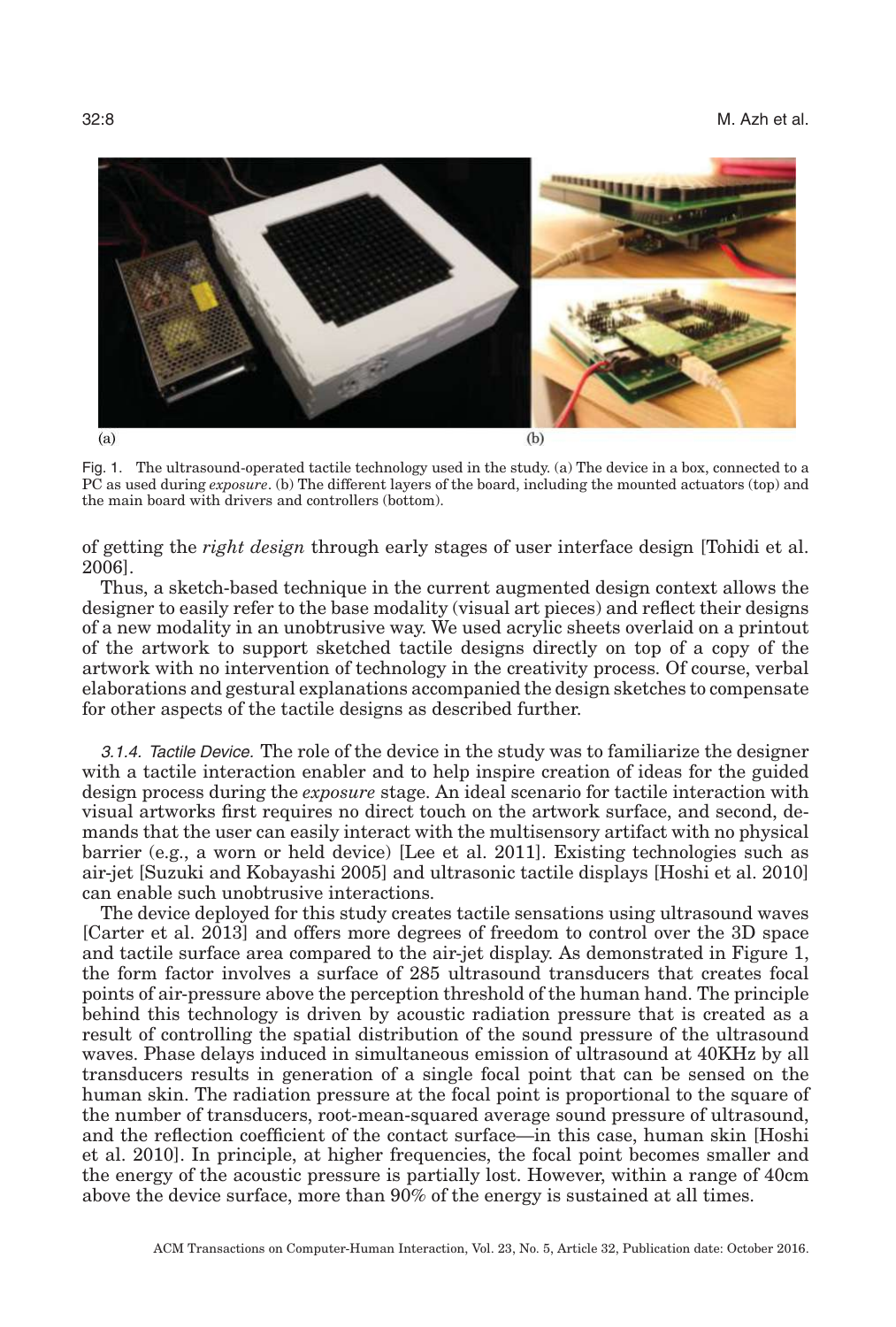(a) (b)

Fig. 1. The ultrasound-operated tactile technology used in the study. (a) The device in a box, connected to a PC as used during *exposure*. (b) The different layers of the board, including the mounted actuators (top) and the main board with drivers and controllers (bottom).

of getting the *right design* through early stages of user interface design [Tohidi et al. 2006].

Thus, a sketch-based technique in the current augmented design context allows the designer to easily refer to the base modality (visual art pieces) and reflect their designs of a new modality in an unobtrusive way. We used acrylic sheets overlaid on a printout of the artwork to support sketched tactile designs directly on top of a copy of the artwork with no intervention of technology in the creativity process. Of course, verbal elaborations and gestural explanations accompanied the design sketches to compensate for other aspects of the tactile designs as described further.

*3.1.4. Tactile Device.* The role of the device in the study was to familiarize the designer with a tactile interaction enabler and to help inspire creation of ideas for the guided design process during the *exposure* stage. An ideal scenario for tactile interaction with visual artworks first requires no direct touch on the artwork surface, and second, demands that the user can easily interact with the multisensory artifact with no physical barrier (e.g., a worn or held device) [Lee et al. 2011]. Existing technologies such as air-jet [Suzuki and Kobayashi 2005] and ultrasonic tactile displays [Hoshi et al. 2010] can enable such unobtrusive interactions.

The device deployed for this study creates tactile sensations using ultrasound waves [Carter et al. 2013] and offers more degrees of freedom to control over the 3D space and tactile surface area compared to the air-jet display. As demonstrated in Figure 1, the form factor involves a surface of 285 ultrasound transducers that creates focal points of air-pressure above the perception threshold of the human hand. The principle behind this technology is driven by acoustic radiation pressure that is created as a result of controlling the spatial distribution of the sound pressure of the ultrasound waves. Phase delays induced in simultaneous emission of ultrasound at 40KHz by all transducers results in generation of a single focal point that can be sensed on the human skin. The radiation pressure at the focal point is proportional to the square of the number of transducers, root-mean-squared average sound pressure of ultrasound, and the reflection coefficient of the contact surface—in this case, human skin [Hoshi et al. 2010]. In principle, at higher frequencies, the focal point becomes smaller and the energy of the acoustic pressure is partially lost. However, within a range of 40cm above the device surface, more than 90% of the energy is sustained at all times.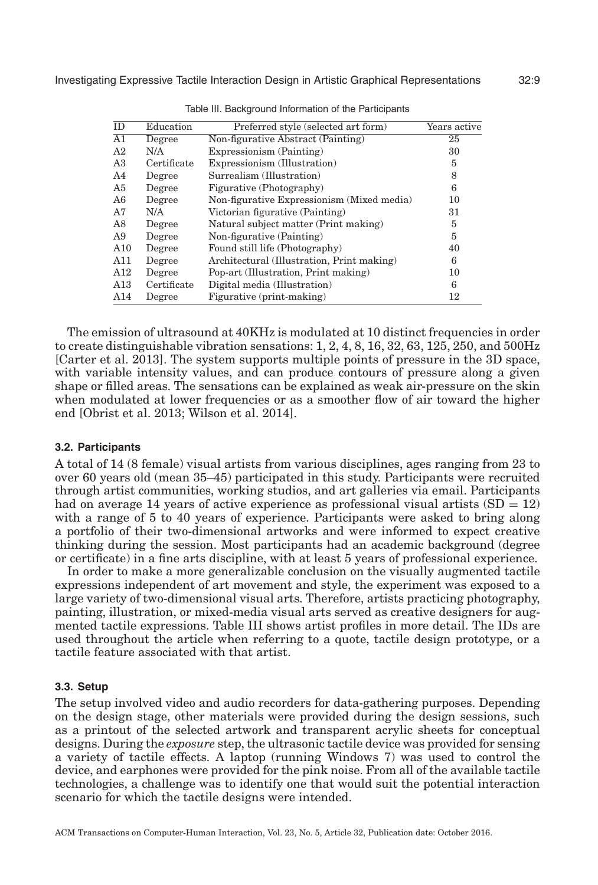Table III. Background Information of the Participants

| ID | Education | Preferred style (selected art form) | Years active |
|---|---|---|---|
| A1 | Degree | Non-figurative Abstract (Painting) | 25 |
| A2 | N/A | Expressionism (Painting) | 30 |
| A3 | Certificate | Expressionism (Illustration) | 5 |
| A4 | Degree | Surrealism (Illustration) | 8 |
| A5 | Degree | Figurative (Photography) | 6 |
| A6 | Degree | Non-figurative Expressionism (Mixed media) | 10 |
| A7 | N/A | Victorian figurative (Painting) | 31 |
| A8 | Degree | Natural subject matter (Print making) | 5 |
| A9 | Degree | Non-figurative (Painting) | 5 |
| A10 | Degree | Found still life (Photography) | 40 |
| A11 | Degree | Architectural (Illustration, Print making) | 6 |
| A12 | Degree | Pop-art (Illustration, Print making) | 10 |
| A13 | Certificate | Digital media (Illustration) | 6 |
| A14 | Degree | Figurative (print-making) | 12 |

The emission of ultrasound at 40KHz is modulated at 10 distinct frequencies in order to create distinguishable vibration sensations: 1, 2, 4, 8, 16, 32, 63, 125, 250, and 500Hz [Carter et al. 2013]. The system supports multiple points of pressure in the 3D space, with variable intensity values, and can produce contours of pressure along a given shape or filled areas. The sensations can be explained as weak air-pressure on the skin when modulated at lower frequencies or as a smoother flow of air toward the higher end [Obrist et al. 2013; Wilson et al. 2014].

### 3.2. Participants

A total of 14 (8 female) visual artists from various disciplines, ages ranging from 23 to over 60 years old (mean 35–45) participated in this study. Participants were recruited through artist communities, working studios, and art galleries via email. Participants had on average 14 years of active experience as professional visual artists (SD = 12) with a range of 5 to 40 years of experience. Participants were asked to bring along a portfolio of their two-dimensional artworks and were informed to expect creative thinking during the session. Most participants had an academic background (degree or certificate) in a fine arts discipline, with at least 5 years of professional experience.

In order to make a more generalizable conclusion on the visually augmented tactile expressions independent of art movement and style, the experiment was exposed to a large variety of two-dimensional visual arts. Therefore, artists practicing photography, painting, illustration, or mixed-media visual arts served as creative designers for augmented tactile expressions. Table III shows artist profiles in more detail. The IDs are used throughout the article when referring to a quote, tactile design prototype, or a tactile feature associated with that artist.

### 3.3. Setup

The setup involved video and audio recorders for data-gathering purposes. Depending on the design stage, other materials were provided during the design sessions, such as a printout of the selected artwork and transparent acrylic sheets for conceptual designs. During the *exposure* step, the ultrasonic tactile device was provided for sensing a variety of tactile effects. A laptop (running Windows 7) was used to control the device, and earphones were provided for the pink noise. From all of the available tactile technologies, a challenge was to identify one that would suit the potential interaction scenario for which the tactile designs were intended.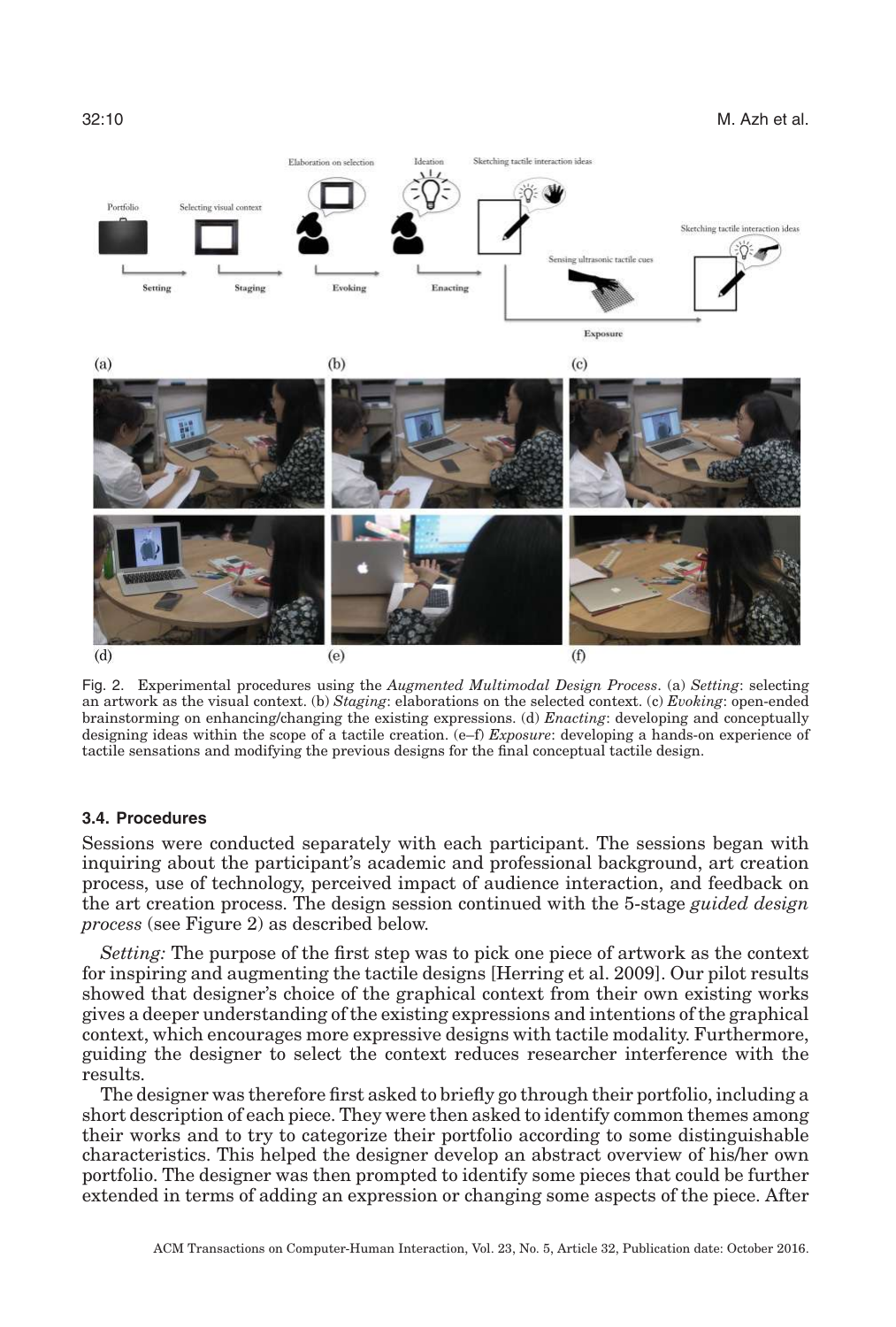Fig. 2. Experimental procedures using the *Augmented Multimodal Design Process*. (a) *Setting*: selecting an artwork as the visual context. (b) *Staging*: elaborations on the selected context. (c) *Evoking*: open-ended brainstorming on enhancing/changing the existing expressions. (d) *Enacting*: developing and conceptually designing ideas within the scope of a tactile creation. (e–f) *Exposure*: developing a hands-on experience of tactile sensations and modifying the previous designs for the final conceptual tactile design.

### 3.4. Procedures

Sessions were conducted separately with each participant. The sessions began with inquiring about the participant's academic and professional background, art creation process, use of technology, perceived impact of audience interaction, and feedback on the art creation process. The design session continued with the 5-stage *guided design process* (see Figure 2) as described below.

*Setting:* The purpose of the first step was to pick one piece of artwork as the context for inspiring and augmenting the tactile designs [Herring et al. 2009]. Our pilot results showed that designer's choice of the graphical context from their own existing works gives a deeper understanding of the existing expressions and intentions of the graphical context, which encourages more expressive designs with tactile modality. Furthermore, guiding the designer to select the context reduces researcher interference with the results.

The designer was therefore first asked to briefly go through their portfolio, including a short description of each piece. They were then asked to identify common themes among their works and to try to categorize their portfolio according to some distinguishable characteristics. This helped the designer develop an abstract overview of his/her own portfolio. The designer was then prompted to identify some pieces that could be further extended in terms of adding an expression or changing some aspects of the piece. After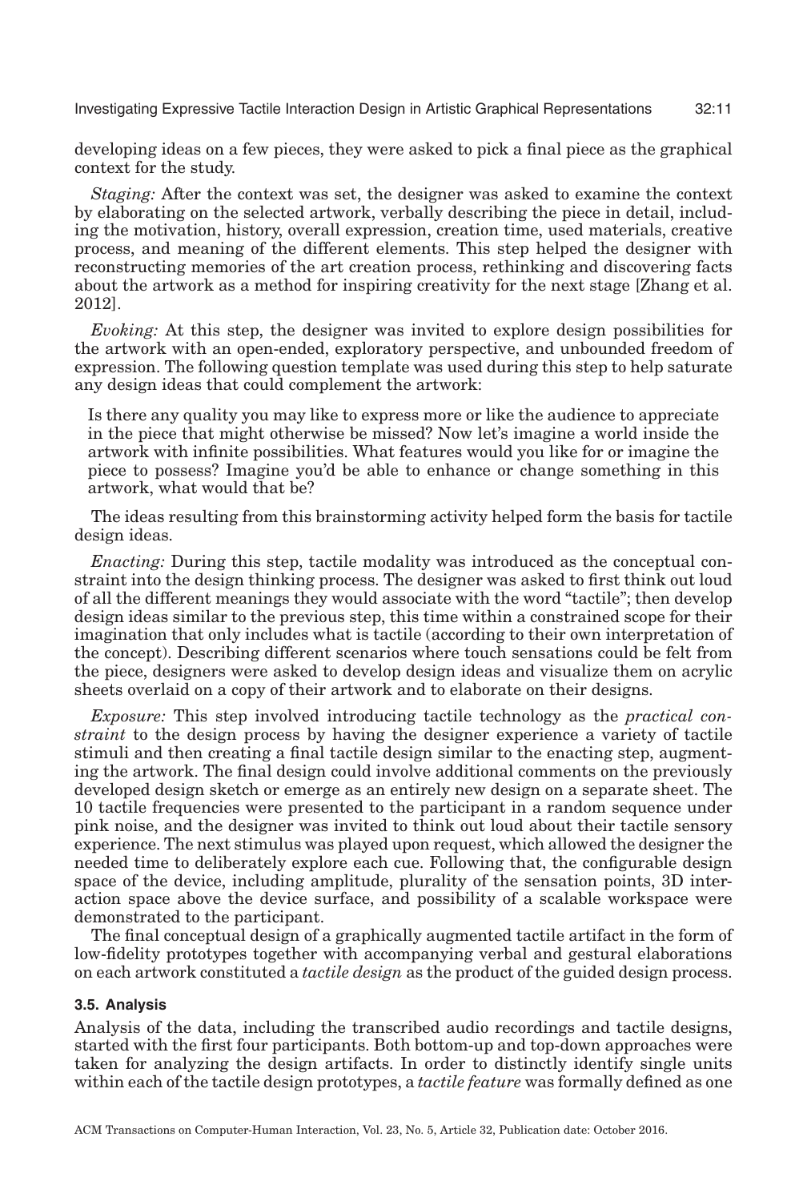developing ideas on a few pieces, they were asked to pick a final piece as the graphical context for the study.

*Staging:* After the context was set, the designer was asked to examine the context by elaborating on the selected artwork, verbally describing the piece in detail, including the motivation, history, overall expression, creation time, used materials, creative process, and meaning of the different elements. This step helped the designer with reconstructing memories of the art creation process, rethinking and discovering facts about the artwork as a method for inspiring creativity for the next stage [Zhang et al. 2012].

*Evoking:* At this step, the designer was invited to explore design possibilities for the artwork with an open-ended, exploratory perspective, and unbounded freedom of expression. The following question template was used during this step to help saturate any design ideas that could complement the artwork:

> Is there any quality you may like to express more or like the audience to appreciate in the piece that might otherwise be missed? Now let's imagine a world inside the artwork with infinite possibilities. What features would you like for or imagine the piece to possess? Imagine you'd be able to enhance or change something in this artwork, what would that be?

The ideas resulting from this brainstorming activity helped form the basis for tactile design ideas.

*Enacting:* During this step, tactile modality was introduced as the conceptual constraint into the design thinking process. The designer was asked to first think out loud of all the different meanings they would associate with the word "tactile"; then develop design ideas similar to the previous step, this time within a constrained scope for their imagination that only includes what is tactile (according to their own interpretation of the concept). Describing different scenarios where touch sensations could be felt from the piece, designers were asked to develop design ideas and visualize them on acrylic sheets overlaid on a copy of their artwork and to elaborate on their designs.

*Exposure:* This step involved introducing tactile technology as the *practical constraint* to the design process by having the designer experience a variety of tactile stimuli and then creating a final tactile design similar to the enacting step, augmenting the artwork. The final design could involve additional comments on the previously developed design sketch or emerge as an entirely new design on a separate sheet. The 10 tactile frequencies were presented to the participant in a random sequence under pink noise, and the designer was invited to think out loud about their tactile sensory experience. The next stimulus was played upon request, which allowed the designer the needed time to deliberately explore each cue. Following that, the configurable design space of the device, including amplitude, plurality of the sensation points, 3D interaction space above the device surface, and possibility of a scalable workspace were demonstrated to the participant.

The final conceptual design of a graphically augmented tactile artifact in the form of low-fidelity prototypes together with accompanying verbal and gestural elaborations on each artwork constituted a *tactile design* as the product of the guided design process.

### 3.5. Analysis

Analysis of the data, including the transcribed audio recordings and tactile designs, started with the first four participants. Both bottom-up and top-down approaches were taken for analyzing the design artifacts. In order to distinctly identify single units within each of the tactile design prototypes, a *tactile feature* was formally defined as one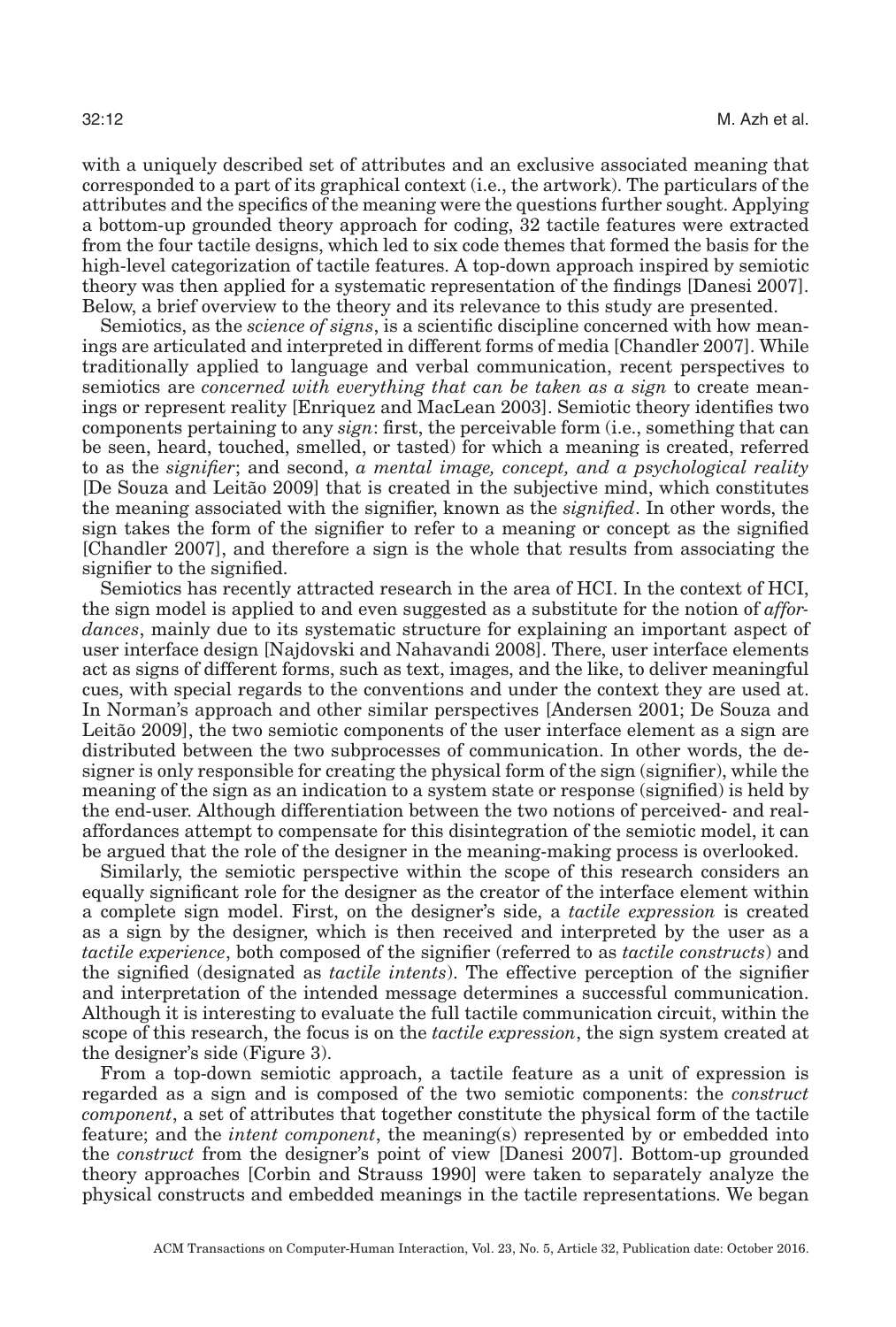with a uniquely described set of attributes and an exclusive associated meaning that corresponded to a part of its graphical context (i.e., the artwork). The particulars of the attributes and the specifics of the meaning were the questions further sought. Applying a bottom-up grounded theory approach for coding, 32 tactile features were extracted from the four tactile designs, which led to six code themes that formed the basis for the high-level categorization of tactile features. A top-down approach inspired by semiotic theory was then applied for a systematic representation of the findings [Danesi 2007]. Below, a brief overview to the theory and its relevance to this study are presented.

Semiotics, as the *science of signs*, is a scientific discipline concerned with how meanings are articulated and interpreted in different forms of media [Chandler 2007]. While traditionally applied to language and verbal communication, recent perspectives to semiotics are *concerned with everything that can be taken as a sign* to create meanings or represent reality [Enriquez and MacLean 2003]. Semiotic theory identifies two components pertaining to any *sign*: first, the perceivable form (i.e., something that can be seen, heard, touched, smelled, or tasted) for which a meaning is created, referred to as the *signifier*; and second, *a mental image, concept, and a psychological reality* [De Souza and Leitão 2009] that is created in the subjective mind, which constitutes the meaning associated with the signifier, known as the *signified*. In other words, the sign takes the form of the signifier to refer to a meaning or concept as the signified [Chandler 2007], and therefore a sign is the whole that results from associating the signifier to the signified.

Semiotics has recently attracted research in the area of HCI. In the context of HCI, the sign model is applied to and even suggested as a substitute for the notion of *affordances*, mainly due to its systematic structure for explaining an important aspect of user interface design [Najdovski and Nahavandi 2008]. There, user interface elements act as signs of different forms, such as text, images, and the like, to deliver meaningful cues, with special regards to the conventions and under the context they are used at. In Norman's approach and other similar perspectives [Andersen 2001; De Souza and Leitão 2009], the two semiotic components of the user interface element as a sign are distributed between the two subprocesses of communication. In other words, the designer is only responsible for creating the physical form of the sign (signifier), while the meaning of the sign as an indication to a system state or response (signified) is held by the end-user. Although differentiation between the two notions of perceived- and real-affordances attempt to compensate for this disintegration of the semiotic model, it can be argued that the role of the designer in the meaning-making process is overlooked.

Similarly, the semiotic perspective within the scope of this research considers an equally significant role for the designer as the creator of the interface element within a complete sign model. First, on the designer's side, a *tactile expression* is created as a sign by the designer, which is then received and interpreted by the user as a *tactile experience*, both composed of the signifier (referred to as *tactile constructs*) and the signified (designated as *tactile intents*). The effective perception of the signifier and interpretation of the intended message determines a successful communication. Although it is interesting to evaluate the full tactile communication circuit, within the scope of this research, the focus is on the *tactile expression*, the sign system created at the designer's side (Figure 3).

From a top-down semiotic approach, a tactile feature as a unit of expression is regarded as a sign and is composed of the two semiotic components: the *construct component*, a set of attributes that together constitute the physical form of the tactile feature; and the *intent component*, the meaning(s) represented by or embedded into the *construct* from the designer's point of view [Danesi 2007]. Bottom-up grounded theory approaches [Corbin and Strauss 1990] were taken to separately analyze the physical constructs and embedded meanings in the tactile representations. We began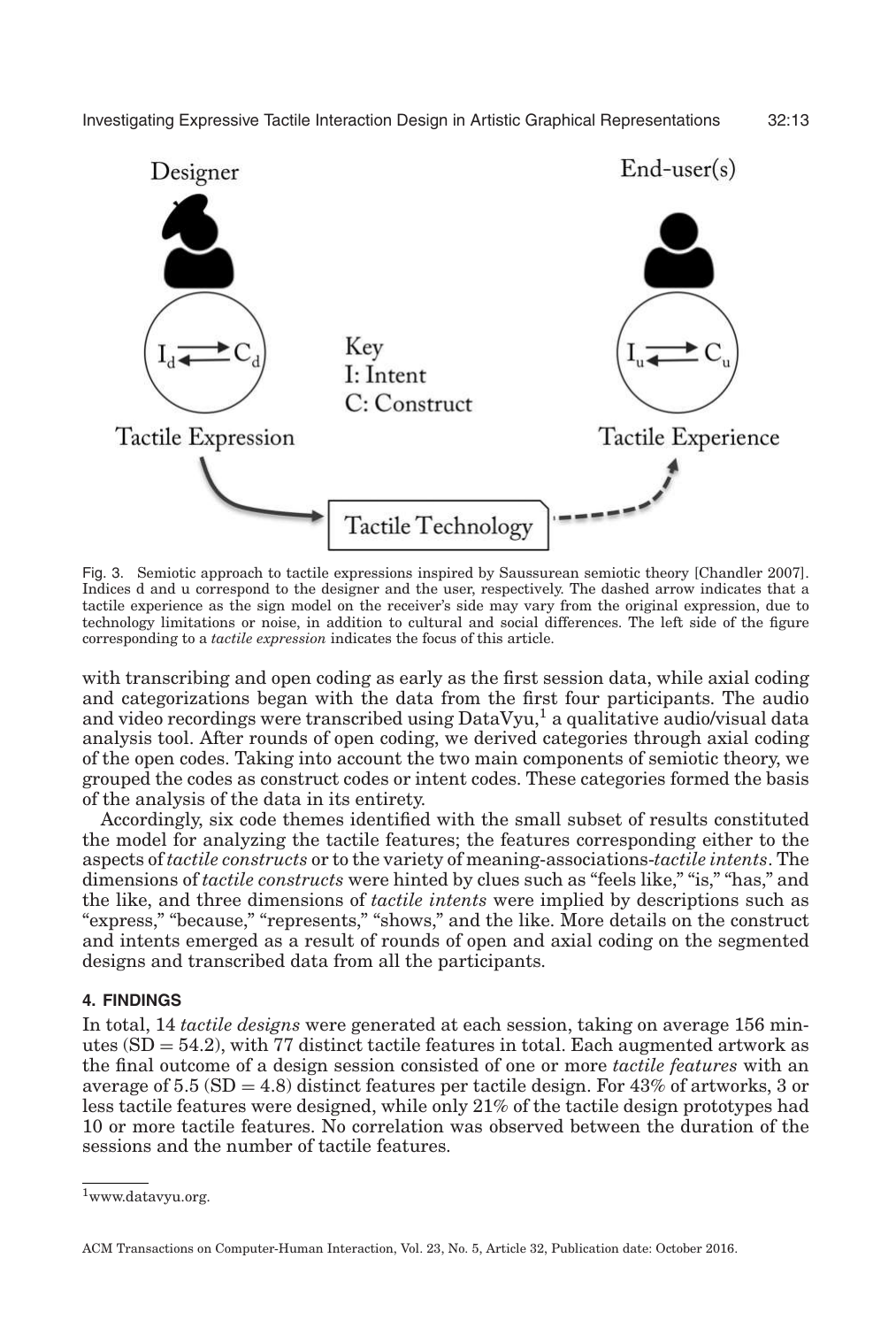Fig. 3. Semiotic approach to tactile expressions inspired by Saussurean semiotic theory [Chandler 2007]. Indices d and u correspond to the designer and the user, respectively. The dashed arrow indicates that a tactile experience as the sign model on the receiver's side may vary from the original expression, due to technology limitations or noise, in addition to cultural and social differences. The left side of the figure corresponding to a *tactile expression* indicates the focus of this article.

with transcribing and open coding as early as the first session data, while axial coding and categorizations began with the data from the first four participants. The audio and video recordings were transcribed using DataVyu,[1] a qualitative audio/visual data analysis tool. After rounds of open coding, we derived categories through axial coding of the open codes. Taking into account the two main components of semiotic theory, we grouped the codes as construct codes or intent codes. These categories formed the basis of the analysis of the data in its entirety.

Accordingly, six code themes identified with the small subset of results constituted the model for analyzing the tactile features; the features corresponding either to the aspects of *tactile constructs* or to the variety of meaning-associations-*tactile intents*. The dimensions of *tactile constructs* were hinted by clues such as "feels like," "is," "has," and the like, and three dimensions of *tactile intents* were implied by descriptions such as "express," "because," "represents," "shows," and the like. More details on the construct and intents emerged as a result of rounds of open and axial coding on the segmented designs and transcribed data from all the participants.

## 4. FINDINGS

In total, 14 *tactile designs* were generated at each session, taking on average 156 minutes (SD = 54.2), with 77 distinct tactile features in total. Each augmented artwork as the final outcome of a design session consisted of one or more *tactile features* with an average of 5.5 (SD = 4.8) distinct features per tactile design. For 43% of artworks, 3 or less tactile features were designed, while only 21% of the tactile design prototypes had 10 or more tactile features. No correlation was observed between the duration of the sessions and the number of tactile features.

[1] www.datavyu.org.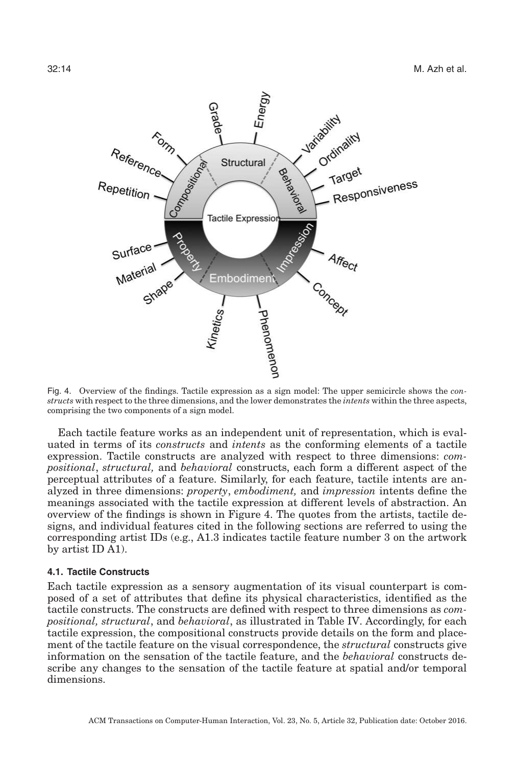Fig. 4. Overview of the findings. Tactile expression as a sign model: The upper semicircle shows the *constructs* with respect to the three dimensions, and the lower demonstrates the *intents* within the three aspects, comprising the two components of a sign model.

Each tactile feature works as an independent unit of representation, which is evaluated in terms of its *constructs* and *intents* as the conforming elements of a tactile expression. Tactile constructs are analyzed with respect to three dimensions: *compositional*, *structural,* and *behavioral* constructs, each form a different aspect of the perceptual attributes of a feature. Similarly, for each feature, tactile intents are analyzed in three dimensions: *property*, *embodiment,* and *impression* intents define the meanings associated with the tactile expression at different levels of abstraction. An overview of the findings is shown in Figure 4. The quotes from the artists, tactile designs, and individual features cited in the following sections are referred to using the corresponding artist IDs (e.g., A1.3 indicates tactile feature number 3 on the artwork by artist ID A1).

### 4.1. Tactile Constructs

Each tactile expression as a sensory augmentation of its visual counterpart is composed of a set of attributes that define its physical characteristics, identified as the tactile constructs. The constructs are defined with respect to three dimensions as *compositional, structural*, and *behavioral*, as illustrated in Table IV. Accordingly, for each tactile expression, the compositional constructs provide details on the form and placement of the tactile feature on the visual correspondence, the *structural* constructs give information on the sensation of the tactile feature, and the *behavioral* constructs describe any changes to the sensation of the tactile feature at spatial and/or temporal dimensions.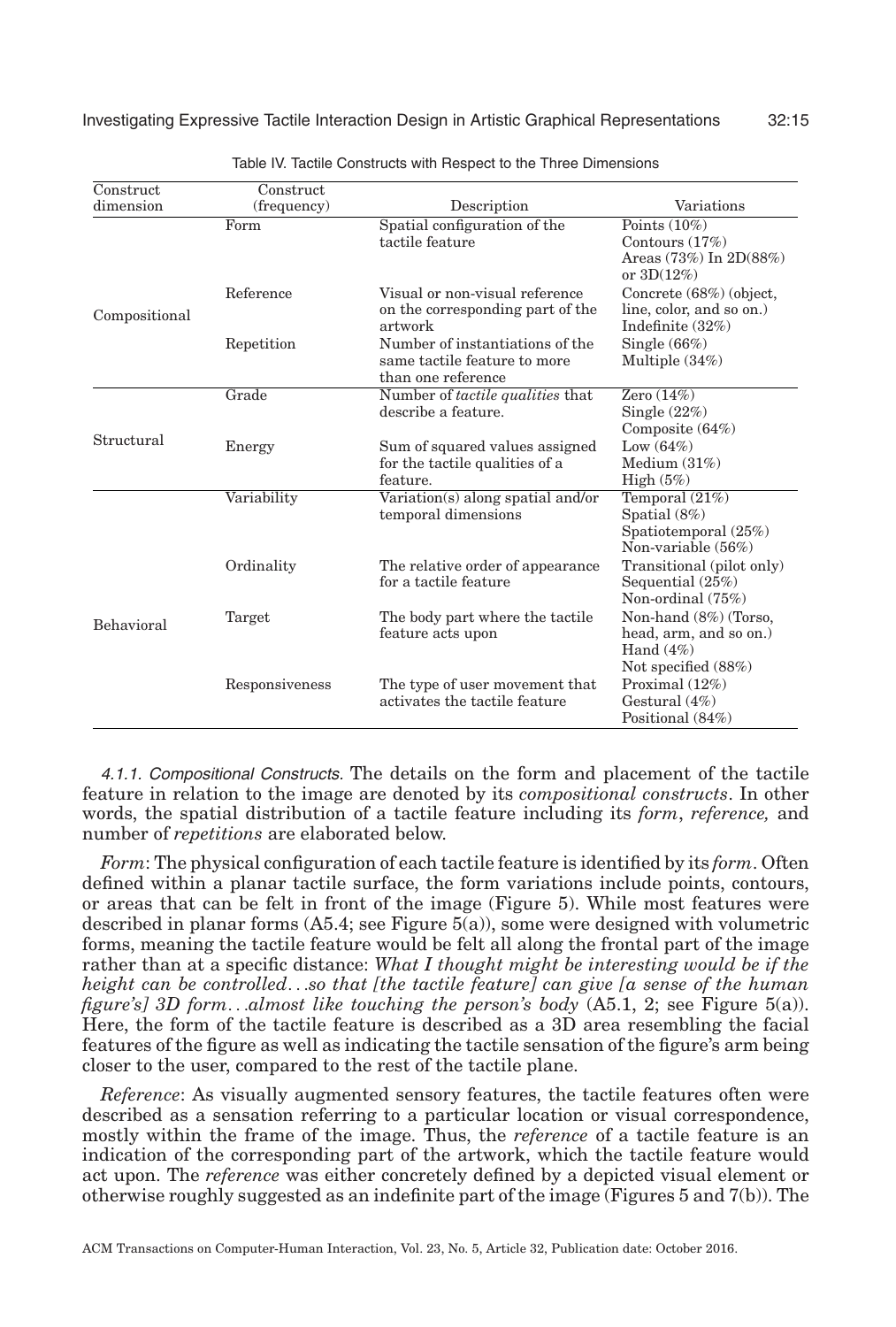Table IV. Tactile Constructs with Respect to the Three Dimensions

| Construct dimension | Construct (frequency) | Description | Variations |
|---|---|---|---|
| Compositional | Form | Spatial configuration of the tactile feature | Points (10%) Contours (17%) Areas (73%) In 2D(88%) or 3D(12%) |
| | Reference | Visual or non-visual reference on the corresponding part of the artwork | Concrete (68%) (object, line, color, and so on.) Indefinite (32%) |
| | Repetition | Number of instantiations of the same tactile feature to more than one reference | Single (66%) Multiple (34%) |
| Structural | Grade | Number of *tactile qualities* that describe a feature. | Zero (14%) Single (22%) Composite (64%) |
| | Energy | Sum of squared values assigned for the tactile qualities of a feature. | Low (64%) Medium (31%) High (5%) |
| Behavioral | Variability | Variation(s) along spatial and/or temporal dimensions | Temporal (21%) Spatial (8%) Spatiotemporal (25%) Non-variable (56%) |
| | Ordinality | The relative order of appearance for a tactile feature | Transitional (pilot only) Sequential (25%) Non-ordinal (75%) |
| | Target | The body part where the tactile feature acts upon | Non-hand (8%) (Torso, head, arm, and so on.) Hand (4%) Not specified (88%) |
| | Responsiveness | The type of user movement that activates the tactile feature | Proximal (12%) Gestural (4%) Positional (84%) |

*4.1.1. Compositional Constructs.* The details on the form and placement of the tactile feature in relation to the image are denoted by its *compositional constructs*. In other words, the spatial distribution of a tactile feature including its *form*, *reference,* and number of *repetitions* are elaborated below.

*Form*: The physical configuration of each tactile feature is identified by its *form*. Often defined within a planar tactile surface, the form variations include points, contours, or areas that can be felt in front of the image (Figure 5). While most features were described in planar forms (A5.4; see Figure 5(a)), some were designed with volumetric forms, meaning the tactile feature would be felt all along the frontal part of the image rather than at a specific distance: *What I thought might be interesting would be if the height can be controlled…so that [the tactile feature] can give [a sense of the human figure's] 3D form…almost like touching the person's body* (A5.1, 2; see Figure 5(a)). Here, the form of the tactile feature is described as a 3D area resembling the facial features of the figure as well as indicating the tactile sensation of the figure's arm being closer to the user, compared to the rest of the tactile plane.

*Reference*: As visually augmented sensory features, the tactile features often were described as a sensation referring to a particular location or visual correspondence, mostly within the frame of the image. Thus, the *reference* of a tactile feature is an indication of the corresponding part of the artwork, which the tactile feature would act upon. The *reference* was either concretely defined by a depicted visual element or otherwise roughly suggested as an indefinite part of the image (Figures 5 and 7(b)). The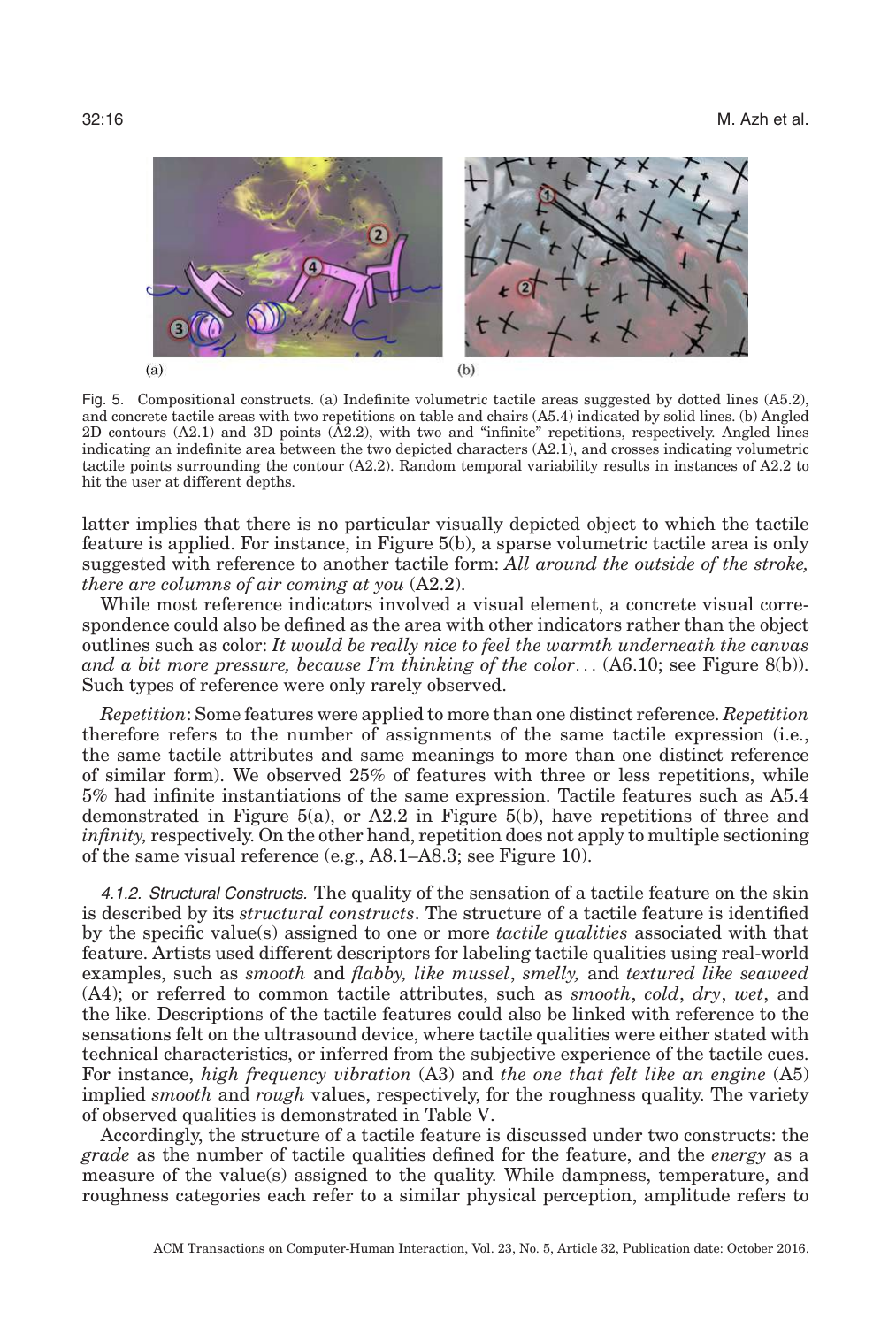Fig. 5. Compositional constructs. (a) Indefinite volumetric tactile areas suggested by dotted lines (A5.2), and concrete tactile areas with two repetitions on table and chairs (A5.4) indicated by solid lines. (b) Angled 2D contours (A2.1) and 3D points (A2.2), with two and "infinite" repetitions, respectively. Angled lines indicating an indefinite area between the two depicted characters (A2.1), and crosses indicating volumetric tactile points surrounding the contour (A2.2). Random temporal variability results in instances of A2.2 to hit the user at different depths.

latter implies that there is no particular visually depicted object to which the tactile feature is applied. For instance, in Figure 5(b), a sparse volumetric tactile area is only suggested with reference to another tactile form: *All around the outside of the stroke, there are columns of air coming at you* (A2.2).

While most reference indicators involved a visual element, a concrete visual correspondence could also be defined as the area with other indicators rather than the object outlines such as color: *It would be really nice to feel the warmth underneath the canvas and a bit more pressure, because I'm thinking of the color*... (A6.10; see Figure 8(b)). Such types of reference were only rarely observed.

*Repetition*: Some features were applied to more than one distinct reference. *Repetition* therefore refers to the number of assignments of the same tactile expression (i.e., the same tactile attributes and same meanings to more than one distinct reference of similar form). We observed 25% of features with three or less repetitions, while 5% had infinite instantiations of the same expression. Tactile features such as A5.4 demonstrated in Figure 5(a), or A2.2 in Figure 5(b), have repetitions of three and *infinity,* respectively. On the other hand, repetition does not apply to multiple sectioning of the same visual reference (e.g., A8.1–A8.3; see Figure 10).

#### 4.1.2. Structural Constructs.

The quality of the sensation of a tactile feature on the skin is described by its *structural constructs*. The structure of a tactile feature is identified by the specific value(s) assigned to one or more *tactile qualities* associated with that feature. Artists used different descriptors for labeling tactile qualities using real-world examples, such as *smooth* and *flabby, like mussel*, *smelly,* and *textured like seaweed* (A4); or referred to common tactile attributes, such as *smooth*, *cold*, *dry*, *wet*, and the like. Descriptions of the tactile features could also be linked with reference to the sensations felt on the ultrasound device, where tactile qualities were either stated with technical characteristics, or inferred from the subjective experience of the tactile cues. For instance, *high frequency vibration* (A3) and *the one that felt like an engine* (A5) implied *smooth* and *rough* values, respectively, for the roughness quality. The variety of observed qualities is demonstrated in Table V.

Accordingly, the structure of a tactile feature is discussed under two constructs: the *grade* as the number of tactile qualities defined for the feature, and the *energy* as a measure of the value(s) assigned to the quality. While dampness, temperature, and roughness categories each refer to a similar physical perception, amplitude refers to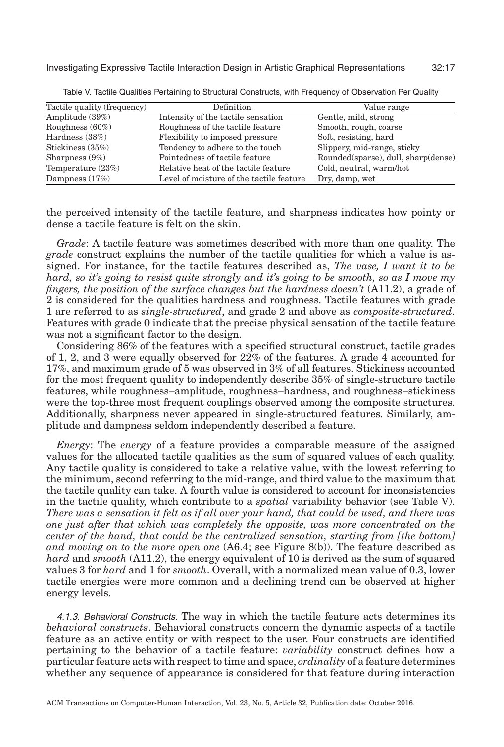Table V. Tactile Qualities Pertaining to Structural Constructs, with Frequency of Observation Per Quality

| Tactile quality (frequency) | Definition | Value range |
|---|---|---|
| Amplitude (39%) | Intensity of the tactile sensation | Gentle, mild, strong |
| Roughness (60%) | Roughness of the tactile feature | Smooth, rough, coarse |
| Hardness (38%) | Flexibility to imposed pressure | Soft, resisting, hard |
| Stickiness (35%) | Tendency to adhere to the touch | Slippery, mid-range, sticky |
| Sharpness (9%) | Pointedness of tactile feature | Rounded(sparse), dull, sharp(dense) |
| Temperature (23%) | Relative heat of the tactile feature | Cold, neutral, warm/hot |
| Dampness (17%) | Level of moisture of the tactile feature | Dry, damp, wet |

the perceived intensity of the tactile feature, and sharpness indicates how pointy or dense a tactile feature is felt on the skin.

*Grade*: A tactile feature was sometimes described with more than one quality. The *grade* construct explains the number of the tactile qualities for which a value is assigned. For instance, for the tactile features described as, *The vase, I want it to be hard, so it's going to resist quite strongly and it's going to be smooth, so as I move my fingers, the position of the surface changes but the hardness doesn't* (A11.2), a grade of 2 is considered for the qualities hardness and roughness. Tactile features with grade 1 are referred to as *single-structured*, and grade 2 and above as *composite-structured*. Features with grade 0 indicate that the precise physical sensation of the tactile feature was not a significant factor to the design.

Considering 86% of the features with a specified structural construct, tactile grades of 1, 2, and 3 were equally observed for 22% of the features. A grade 4 accounted for 17%, and maximum grade of 5 was observed in 3% of all features. Stickiness accounted for the most frequent quality to independently describe 35% of single-structure tactile features, while roughness–amplitude, roughness–hardness, and roughness–stickiness were the top-three most frequent couplings observed among the composite structures. Additionally, sharpness never appeared in single-structured features. Similarly, amplitude and dampness seldom independently described a feature.

*Energy*: The *energy* of a feature provides a comparable measure of the assigned values for the allocated tactile qualities as the sum of squared values of each quality. Any tactile quality is considered to take a relative value, with the lowest referring to the minimum, second referring to the mid-range, and third value to the maximum that the tactile quality can take. A fourth value is considered to account for inconsistencies in the tactile quality, which contribute to a *spatial* variability behavior (see Table V). *There was a sensation it felt as if all over your hand, that could be used, and there was one just after that which was completely the opposite, was more concentrated on the center of the hand, that could be the centralized sensation, starting from [the bottom] and moving on to the more open one* (A6.4; see Figure 8(b)). The feature described as *hard* and *smooth* (A11.2), the energy equivalent of 10 is derived as the sum of squared values 3 for *hard* and 1 for *smooth*. Overall, with a normalized mean value of 0.3, lower tactile energies were more common and a declining trend can be observed at higher energy levels.

#### 4.1.3. Behavioral Constructs.

The way in which the tactile feature acts determines its *behavioral constructs*. Behavioral constructs concern the dynamic aspects of a tactile feature as an active entity or with respect to the user. Four constructs are identified pertaining to the behavior of a tactile feature: *variability* construct defines how a particular feature acts with respect to time and space, *ordinality* of a feature determines whether any sequence of appearance is considered for that feature during interaction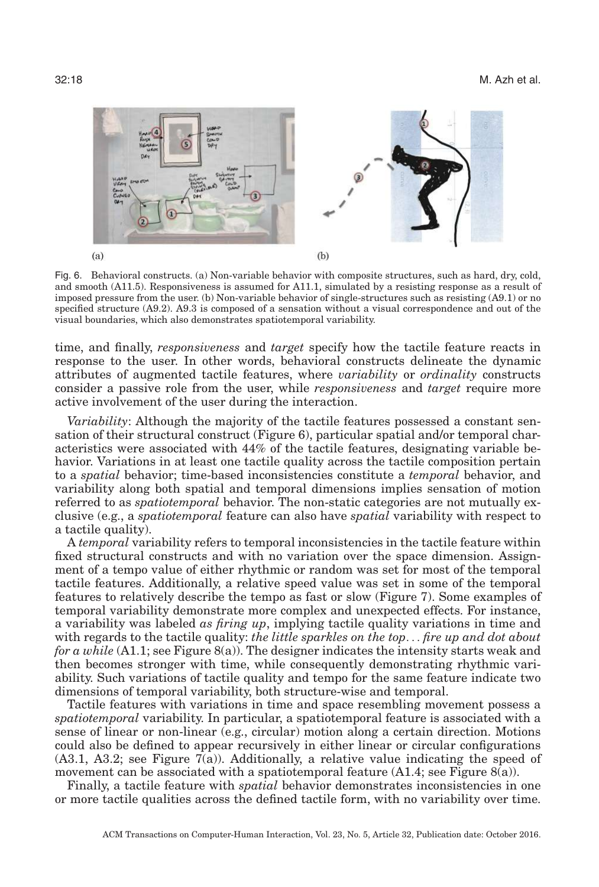(a) (b)

Fig. 6. Behavioral constructs. (a) Non-variable behavior with composite structures, such as hard, dry, cold, and smooth (A11.5). Responsiveness is assumed for A11.1, simulated by a resisting response as a result of imposed pressure from the user. (b) Non-variable behavior of single-structures such as resisting (A9.1) or no specified structure (A9.2). A9.3 is composed of a sensation without a visual correspondence and out of the visual boundaries, which also demonstrates spatiotemporal variability.

time, and finally, *responsiveness* and *target* specify how the tactile feature reacts in response to the user. In other words, behavioral constructs delineate the dynamic attributes of augmented tactile features, where *variability* or *ordinality* constructs consider a passive role from the user, while *responsiveness* and *target* require more active involvement of the user during the interaction.

*Variability*: Although the majority of the tactile features possessed a constant sensation of their structural construct (Figure 6), particular spatial and/or temporal characteristics were associated with 44% of the tactile features, designating variable behavior. Variations in at least one tactile quality across the tactile composition pertain to a *spatial* behavior; time-based inconsistencies constitute a *temporal* behavior, and variability along both spatial and temporal dimensions implies sensation of motion referred to as *spatiotemporal* behavior. The non-static categories are not mutually exclusive (e.g., a *spatiotemporal* feature can also have *spatial* variability with respect to a tactile quality).

A *temporal* variability refers to temporal inconsistencies in the tactile feature within fixed structural constructs and with no variation over the space dimension. Assignment of a tempo value of either rhythmic or random was set for most of the temporal tactile features. Additionally, a relative speed value was set in some of the temporal features to relatively describe the tempo as fast or slow (Figure 7). Some examples of temporal variability demonstrate more complex and unexpected effects. For instance, a variability was labeled *as firing up*, implying tactile quality variations in time and with regards to the tactile quality: *the little sparkles on the top*… *fire up and dot about for a while* (A1.1; see Figure 8(a)). The designer indicates the intensity starts weak and then becomes stronger with time, while consequently demonstrating rhythmic variability. Such variations of tactile quality and tempo for the same feature indicate two dimensions of temporal variability, both structure-wise and temporal.

Tactile features with variations in time and space resembling movement possess a *spatiotemporal* variability. In particular, a spatiotemporal feature is associated with a sense of linear or non-linear (e.g., circular) motion along a certain direction. Motions could also be defined to appear recursively in either linear or circular configurations (A3.1, A3.2; see Figure 7(a)). Additionally, a relative value indicating the speed of movement can be associated with a spatiotemporal feature (A1.4; see Figure 8(a)).

Finally, a tactile feature with *spatial* behavior demonstrates inconsistencies in one or more tactile qualities across the defined tactile form, with no variability over time.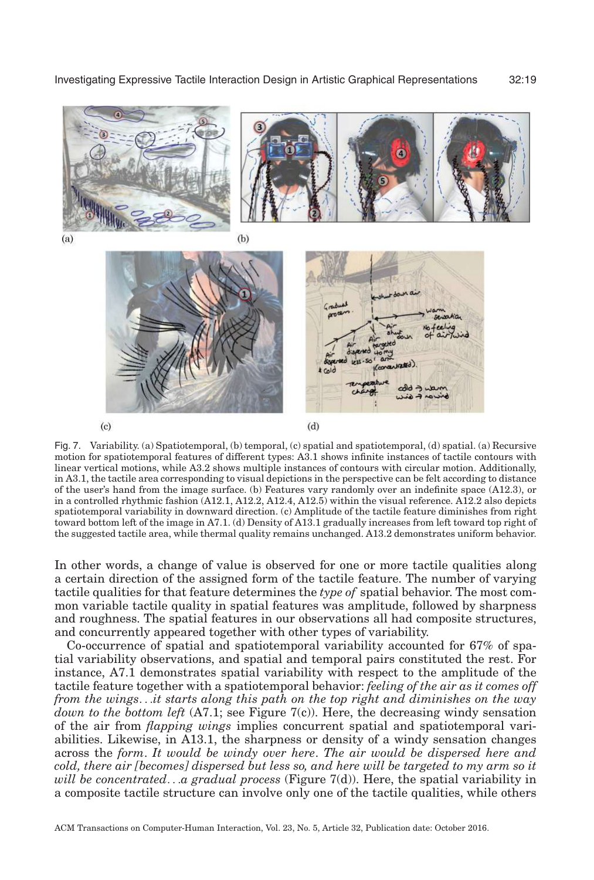(a) (b)

(c) (d)

Fig. 7. Variability. (a) Spatiotemporal, (b) temporal, (c) spatial and spatiotemporal, (d) spatial. (a) Recursive motion for spatiotemporal features of different types: A3.1 shows infinite instances of tactile contours with linear vertical motions, while A3.2 shows multiple instances of contours with circular motion. Additionally, in A3.1, the tactile area corresponding to visual depictions in the perspective can be felt according to distance of the user's hand from the image surface. (b) Features vary randomly over an indefinite space (A12.3), or in a controlled rhythmic fashion (A12.1, A12.2, A12.4, A12.5) within the visual reference. A12.2 also depicts spatiotemporal variability in downward direction. (c) Amplitude of the tactile feature diminishes from right toward bottom left of the image in A7.1. (d) Density of A13.1 gradually increases from left toward top right of the suggested tactile area, while thermal quality remains unchanged. A13.2 demonstrates uniform behavior.

In other words, a change of value is observed for one or more tactile qualities along a certain direction of the assigned form of the tactile feature. The number of varying tactile qualities for that feature determines the *type of* spatial behavior. The most common variable tactile quality in spatial features was amplitude, followed by sharpness and roughness. The spatial features in our observations all had composite structures, and concurrently appeared together with other types of variability.

Co-occurrence of spatial and spatiotemporal variability accounted for 67% of spatial variability observations, and spatial and temporal pairs constituted the rest. For instance, A7.1 demonstrates spatial variability with respect to the amplitude of the tactile feature together with a spatiotemporal behavior: *feeling of the air as it comes off from the wings...it starts along this path on the top right and diminishes on the way down to the bottom left* (A7.1; see Figure 7(c)). Here, the decreasing windy sensation of the air from *flapping wings* implies concurrent spatial and spatiotemporal variabilities. Likewise, in A13.1, the sharpness or density of a windy sensation changes across the *form*. *It would be windy over here. The air would be dispersed here and cold, there air [becomes] dispersed but less so, and here will be targeted to my arm so it will be concentrated...a gradual process* (Figure 7(d)). Here, the spatial variability in a composite tactile structure can involve only one of the tactile qualities, while others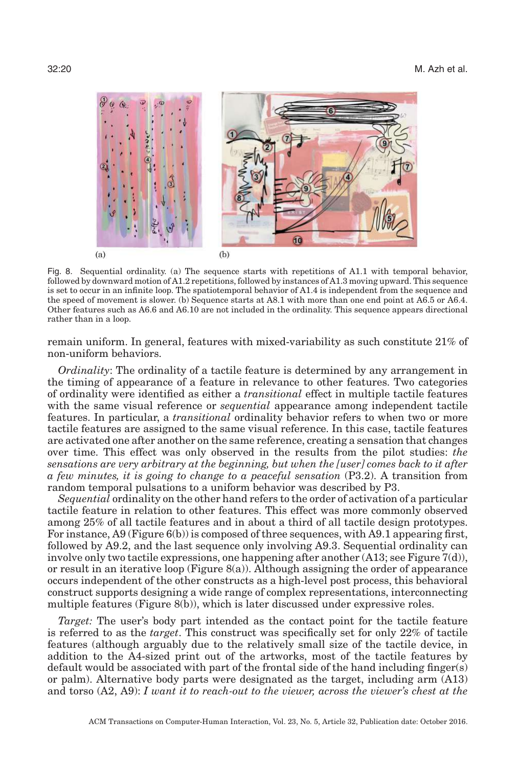Fig. 8. Sequential ordinality. (a) The sequence starts with repetitions of A1.1 with temporal behavior, followed by downward motion of A1.2 repetitions, followed by instances of A1.3 moving upward. This sequence is set to occur in an infinite loop. The spatiotemporal behavior of A1.4 is independent from the sequence and the speed of movement is slower. (b) Sequence starts at A8.1 with more than one end point at A6.5 or A6.4. Other features such as A6.6 and A6.10 are not included in the ordinality. This sequence appears directional rather than in a loop.

remain uniform. In general, features with mixed-variability as such constitute 21% of non-uniform behaviors.

*Ordinality*: The ordinality of a tactile feature is determined by any arrangement in the timing of appearance of a feature in relevance to other features. Two categories of ordinality were identified as either a *transitional* effect in multiple tactile features with the same visual reference or *sequential* appearance among independent tactile features. In particular, a *transitional* ordinality behavior refers to when two or more tactile features are assigned to the same visual reference. In this case, tactile features are activated one after another on the same reference, creating a sensation that changes over time. This effect was only observed in the results from the pilot studies: *the sensations are very arbitrary at the beginning, but when the [user] comes back to it after a few minutes, it is going to change to a peaceful sensation* (P3.2). A transition from random temporal pulsations to a uniform behavior was described by P3.

*Sequential* ordinality on the other hand refers to the order of activation of a particular tactile feature in relation to other features. This effect was more commonly observed among 25% of all tactile features and in about a third of all tactile design prototypes. For instance, A9 (Figure 6(b)) is composed of three sequences, with A9.1 appearing first, followed by A9.2, and the last sequence only involving A9.3. Sequential ordinality can involve only two tactile expressions, one happening after another (A13; see Figure 7(d)), or result in an iterative loop (Figure 8(a)). Although assigning the order of appearance occurs independent of the other constructs as a high-level post process, this behavioral construct supports designing a wide range of complex representations, interconnecting multiple features (Figure 8(b)), which is later discussed under expressive roles.

*Target:* The user's body part intended as the contact point for the tactile feature is referred to as the *target*. This construct was specifically set for only 22% of tactile features (although arguably due to the relatively small size of the tactile device, in addition to the A4-sized print out of the artworks, most of the tactile features by default would be associated with part of the frontal side of the hand including finger(s) or palm). Alternative body parts were designated as the target, including arm (A13) and torso (A2, A9): *I want it to reach-out to the viewer, across the viewer's chest at the*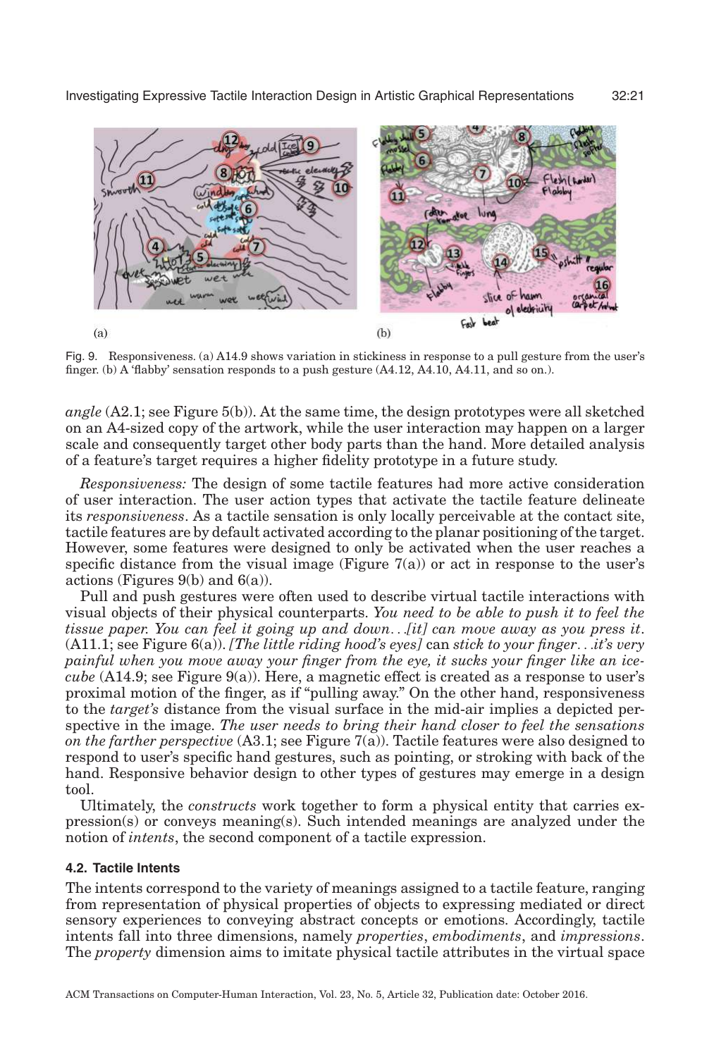(a)

(b)

Fig. 9. Responsiveness. (a) A14.9 shows variation in stickiness in response to a pull gesture from the user's finger. (b) A 'flabby' sensation responds to a push gesture (A4.12, A4.10, A4.11, and so on.).

*angle* (A2.1; see Figure 5(b)). At the same time, the design prototypes were all sketched on an A4-sized copy of the artwork, while the user interaction may happen on a larger scale and consequently target other body parts than the hand. More detailed analysis of a feature's target requires a higher fidelity prototype in a future study.

*Responsiveness:* The design of some tactile features had more active consideration of user interaction. The user action types that activate the tactile feature delineate its *responsiveness*. As a tactile sensation is only locally perceivable at the contact site, tactile features are by default activated according to the planar positioning of the target. However, some features were designed to only be activated when the user reaches a specific distance from the visual image (Figure 7(a)) or act in response to the user's actions (Figures 9(b) and 6(a)).

Pull and push gestures were often used to describe virtual tactile interactions with visual objects of their physical counterparts. *You need to be able to push it to feel the tissue paper. You can feel it going up and down...[it] can move away as you press it*. (A11.1; see Figure 6(a)). *[The little riding hood's eyes]* can *stick to your finger...it's very painful when you move away your finger from the eye, it sucks your finger like an ice-cube* (A14.9; see Figure 9(a)). Here, a magnetic effect is created as a response to user's proximal motion of the finger, as if "pulling away." On the other hand, responsiveness to the *target's* distance from the visual surface in the mid-air implies a depicted perspective in the image. *The user needs to bring their hand closer to feel the sensations on the farther perspective* (A3.1; see Figure 7(a)). Tactile features were also designed to respond to user's specific hand gestures, such as pointing, or stroking with back of the hand. Responsive behavior design to other types of gestures may emerge in a design tool.

Ultimately, the *constructs* work together to form a physical entity that carries expression(s) or conveys meaning(s). Such intended meanings are analyzed under the notion of *intents*, the second component of a tactile expression.

### 4.2. Tactile Intents

The intents correspond to the variety of meanings assigned to a tactile feature, ranging from representation of physical properties of objects to expressing mediated or direct sensory experiences to conveying abstract concepts or emotions. Accordingly, tactile intents fall into three dimensions, namely *properties*, *embodiments*, and *impressions*. The *property* dimension aims to imitate physical tactile attributes in the virtual space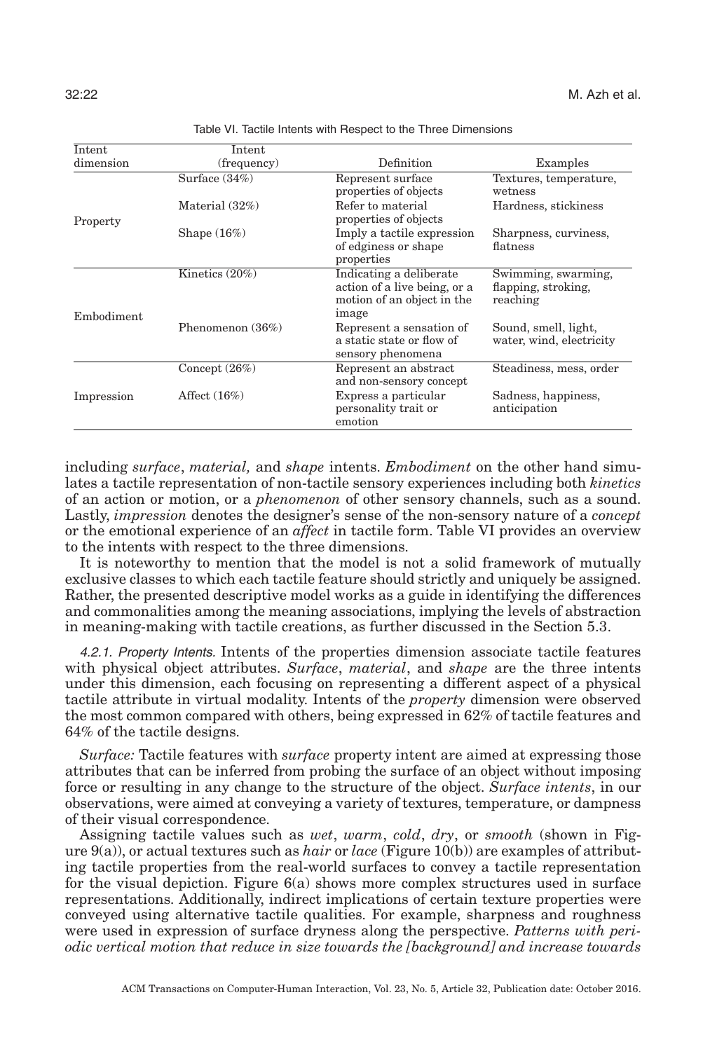Table VI. Tactile Intents with Respect to the Three Dimensions

| Intent dimension | Intent (frequency) | Definition | Examples |
|---|---|---|---|
| Property | Surface (34%) | Represent surface properties of objects | Textures, temperature, wetness |
| | Material (32%) | Refer to material properties of objects | Hardness, stickiness |
| | Shape (16%) | Imply a tactile expression of edginess or shape properties | Sharpness, curviness, flatness |
| Embodiment | Kinetics (20%) | Indicating a deliberate action of a live being, or a motion of an object in the image | Swimming, swarming, flapping, stroking, reaching |
| | Phenomenon (36%) | Represent a sensation of a static state or flow of sensory phenomena | Sound, smell, light, water, wind, electricity |
| Impression | Concept (26%) | Represent an abstract and non-sensory concept | Steadiness, mess, order |
| | Affect (16%) | Express a particular personality trait or emotion | Sadness, happiness, anticipation |

including *surface*, *material,* and *shape* intents. *Embodiment* on the other hand simulates a tactile representation of non-tactile sensory experiences including both *kinetics* of an action or motion, or a *phenomenon* of other sensory channels, such as a sound. Lastly, *impression* denotes the designer's sense of the non-sensory nature of a *concept* or the emotional experience of an *affect* in tactile form. Table VI provides an overview to the intents with respect to the three dimensions.

It is noteworthy to mention that the model is not a solid framework of mutually exclusive classes to which each tactile feature should strictly and uniquely be assigned. Rather, the presented descriptive model works as a guide in identifying the differences and commonalities among the meaning associations, implying the levels of abstraction in meaning-making with tactile creations, as further discussed in the Section 5.3.

#### 4.2.1. Property Intents.

Intents of the properties dimension associate tactile features with physical object attributes. *Surface*, *material*, and *shape* are the three intents under this dimension, each focusing on representing a different aspect of a physical tactile attribute in virtual modality. Intents of the *property* dimension were observed the most common compared with others, being expressed in 62% of tactile features and 64% of the tactile designs.

*Surface:* Tactile features with *surface* property intent are aimed at expressing those attributes that can be inferred from probing the surface of an object without imposing force or resulting in any change to the structure of the object. *Surface intents*, in our observations, were aimed at conveying a variety of textures, temperature, or dampness of their visual correspondence.

Assigning tactile values such as *wet*, *warm*, *cold*, *dry*, or *smooth* (shown in Figure 9(a)), or actual textures such as *hair* or *lace* (Figure 10(b)) are examples of attributing tactile properties from the real-world surfaces to convey a tactile representation for the visual depiction. Figure 6(a) shows more complex structures used in surface representations. Additionally, indirect implications of certain texture properties were conveyed using alternative tactile qualities. For example, sharpness and roughness were used in expression of surface dryness along the perspective. *Patterns with periodic vertical motion that reduce in size towards the [background] and increase towards*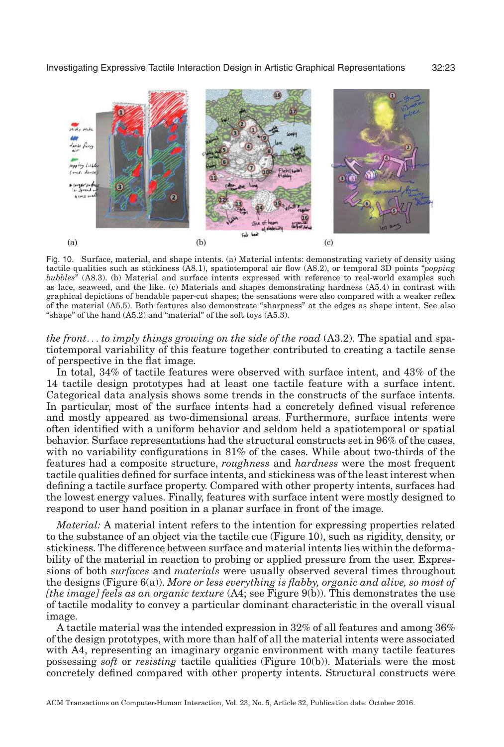Fig. 10. Surface, material, and shape intents. (a) Material intents: demonstrating variety of density using tactile qualities such as stickiness (A8.1), spatiotemporal air flow (A8.2), or temporal 3D points "*popping bubbles*" (A8.3). (b) Material and surface intents expressed with reference to real-world examples such as lace, seaweed, and the like. (c) Materials and shapes demonstrating hardness (A5.4) in contrast with graphical depictions of bendable paper-cut shapes; the sensations were also compared with a weaker reflex of the material (A5.5). Both features also demonstrate "sharpness" at the edges as shape intent. See also "shape" of the hand (A5.2) and "material" of the soft toys (A5.3).

*the front... to imply things growing on the side of the road* (A3.2). The spatial and spatiotemporal variability of this feature together contributed to creating a tactile sense of perspective in the flat image.

In total, 34% of tactile features were observed with surface intent, and 43% of the 14 tactile design prototypes had at least one tactile feature with a surface intent. Categorical data analysis shows some trends in the constructs of the surface intents. In particular, most of the surface intents had a concretely defined visual reference and mostly appeared as two-dimensional areas. Furthermore, surface intents were often identified with a uniform behavior and seldom held a spatiotemporal or spatial behavior. Surface representations had the structural constructs set in 96% of the cases, with no variability configurations in 81% of the cases. While about two-thirds of the features had a composite structure, *roughness* and *hardness* were the most frequent tactile qualities defined for surface intents, and stickiness was of the least interest when defining a tactile surface property. Compared with other property intents, surfaces had the lowest energy values. Finally, features with surface intent were mostly designed to respond to user hand position in a planar surface in front of the image.

*Material:* A material intent refers to the intention for expressing properties related to the substance of an object via the tactile cue (Figure 10), such as rigidity, density, or stickiness. The difference between surface and material intents lies within the deformability of the material in reaction to probing or applied pressure from the user. Expressions of both *surfaces* and *materials* were usually observed several times throughout the designs (Figure 6(a)). *More or less everything is flabby, organic and alive, so most of [the image] feels as an organic texture* (A4; see Figure 9(b)). This demonstrates the use of tactile modality to convey a particular dominant characteristic in the overall visual image.

A tactile material was the intended expression in 32% of all features and among 36% of the design prototypes, with more than half of all the material intents were associated with A4, representing an imaginary organic environment with many tactile features possessing *soft* or *resisting* tactile qualities (Figure 10(b)). Materials were the most concretely defined compared with other property intents. Structural constructs were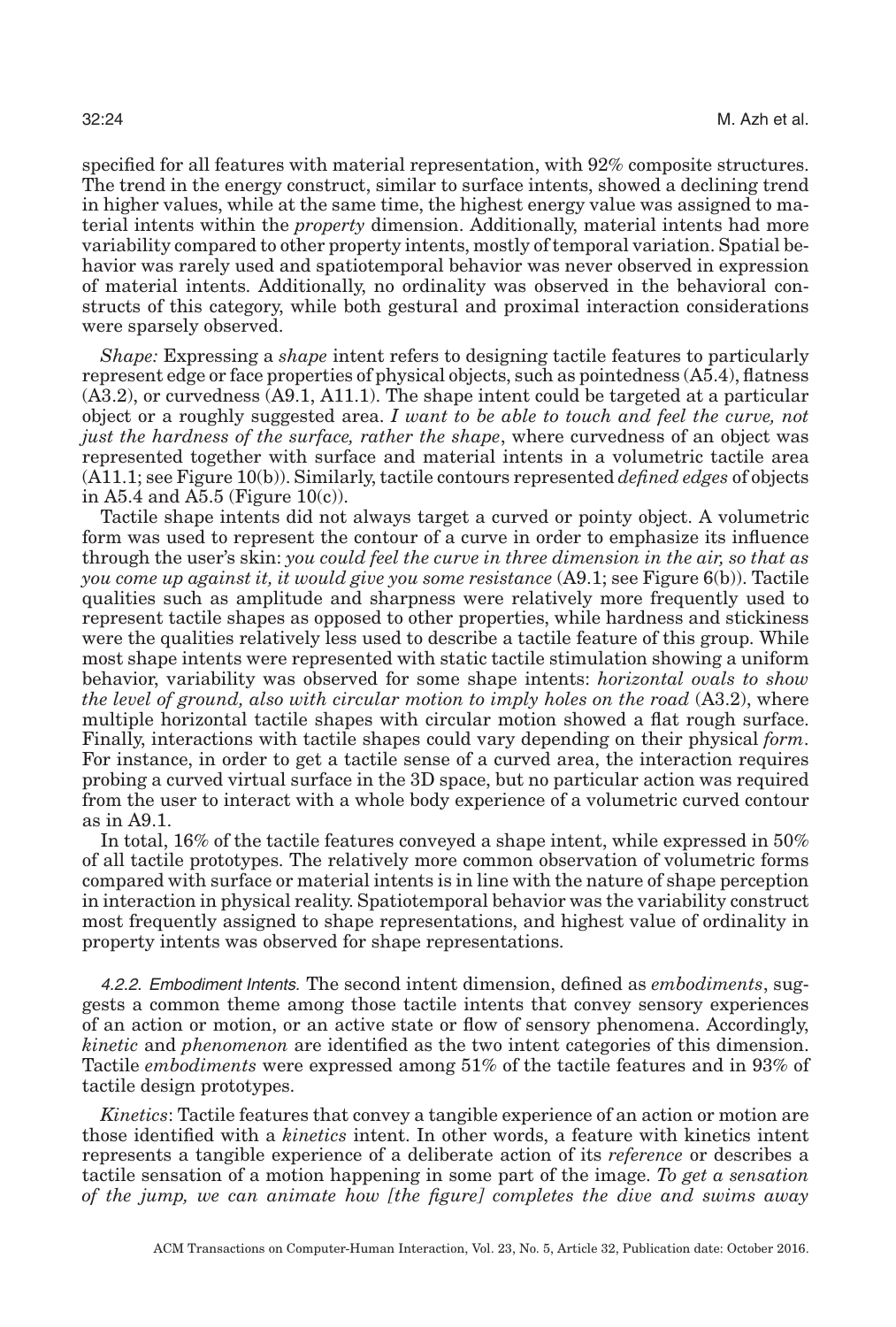specified for all features with material representation, with 92% composite structures. The trend in the energy construct, similar to surface intents, showed a declining trend in higher values, while at the same time, the highest energy value was assigned to material intents within the *property* dimension. Additionally, material intents had more variability compared to other property intents, mostly of temporal variation. Spatial behavior was rarely used and spatiotemporal behavior was never observed in expression of material intents. Additionally, no ordinality was observed in the behavioral constructs of this category, while both gestural and proximal interaction considerations were sparsely observed.

*Shape:* Expressing a *shape* intent refers to designing tactile features to particularly represent edge or face properties of physical objects, such as pointedness (A5.4), flatness (A3.2), or curvedness (A9.1, A11.1). The shape intent could be targeted at a particular object or a roughly suggested area. *I want to be able to touch and feel the curve, not just the hardness of the surface, rather the shape*, where curvedness of an object was represented together with surface and material intents in a volumetric tactile area (A11.1; see Figure 10(b)). Similarly, tactile contours represented *defined edges* of objects in A5.4 and A5.5 (Figure 10(c)).

Tactile shape intents did not always target a curved or pointy object. A volumetric form was used to represent the contour of a curve in order to emphasize its influence through the user's skin: *you could feel the curve in three dimension in the air, so that as you come up against it, it would give you some resistance* (A9.1; see Figure 6(b)). Tactile qualities such as amplitude and sharpness were relatively more frequently used to represent tactile shapes as opposed to other properties, while hardness and stickiness were the qualities relatively less used to describe a tactile feature of this group. While most shape intents were represented with static tactile stimulation showing a uniform behavior, variability was observed for some shape intents: *horizontal ovals to show the level of ground, also with circular motion to imply holes on the road* (A3.2), where multiple horizontal tactile shapes with circular motion showed a flat rough surface. Finally, interactions with tactile shapes could vary depending on their physical *form*. For instance, in order to get a tactile sense of a curved area, the interaction requires probing a curved virtual surface in the 3D space, but no particular action was required from the user to interact with a whole body experience of a volumetric curved contour as in A9.1.

In total, 16% of the tactile features conveyed a shape intent, while expressed in 50% of all tactile prototypes. The relatively more common observation of volumetric forms compared with surface or material intents is in line with the nature of shape perception in interaction in physical reality. Spatiotemporal behavior was the variability construct most frequently assigned to shape representations, and highest value of ordinality in property intents was observed for shape representations.

#### 4.2.2. Embodiment Intents.

The second intent dimension, defined as *embodiments*, suggests a common theme among those tactile intents that convey sensory experiences of an action or motion, or an active state or flow of sensory phenomena. Accordingly, *kinetic* and *phenomenon* are identified as the two intent categories of this dimension. Tactile *embodiments* were expressed among 51% of the tactile features and in 93% of tactile design prototypes.

*Kinetics*: Tactile features that convey a tangible experience of an action or motion are those identified with a *kinetics* intent. In other words, a feature with kinetics intent represents a tangible experience of a deliberate action of its *reference* or describes a tactile sensation of a motion happening in some part of the image. *To get a sensation of the jump, we can animate how [the figure] completes the dive and swims away*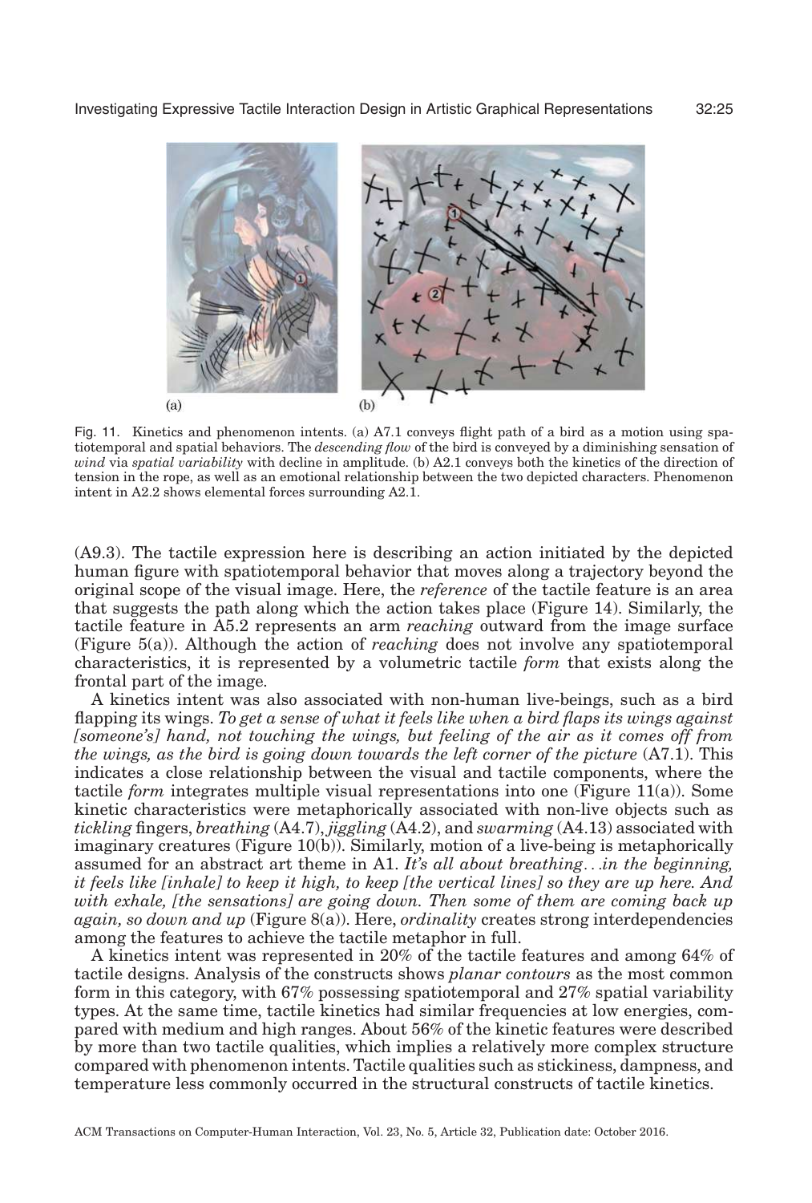Fig. 11. Kinetics and phenomenon intents. (a) A7.1 conveys flight path of a bird as a motion using spatiotemporal and spatial behaviors. The *descending flow* of the bird is conveyed by a diminishing sensation of *wind* via *spatial variability* with decline in amplitude. (b) A2.1 conveys both the kinetics of the direction of tension in the rope, as well as an emotional relationship between the two depicted characters. Phenomenon intent in A2.2 shows elemental forces surrounding A2.1.

(A9.3). The tactile expression here is describing an action initiated by the depicted human figure with spatiotemporal behavior that moves along a trajectory beyond the original scope of the visual image. Here, the *reference* of the tactile feature is an area that suggests the path along which the action takes place (Figure 14). Similarly, the tactile feature in A5.2 represents an arm *reaching* outward from the image surface (Figure 5(a)). Although the action of *reaching* does not involve any spatiotemporal characteristics, it is represented by a volumetric tactile *form* that exists along the frontal part of the image.

A kinetics intent was also associated with non-human live-beings, such as a bird flapping its wings. *To get a sense of what it feels like when a bird flaps its wings against [someone's] hand, not touching the wings, but feeling of the air as it comes off from the wings, as the bird is going down towards the left corner of the picture* (A7.1). This indicates a close relationship between the visual and tactile components, where the tactile *form* integrates multiple visual representations into one (Figure 11(a)). Some kinetic characteristics were metaphorically associated with non-live objects such as *tickling* fingers, *breathing* (A4.7), *jiggling* (A4.2), and *swarming* (A4.13) associated with imaginary creatures (Figure 10(b)). Similarly, motion of a live-being is metaphorically assumed for an abstract art theme in A1. *It's all about breathing...in the beginning, it feels like [inhale] to keep it high, to keep [the vertical lines] so they are up here. And with exhale, [the sensations] are going down. Then some of them are coming back up again, so down and up* (Figure 8(a)). Here, *ordinality* creates strong interdependencies among the features to achieve the tactile metaphor in full.

A kinetics intent was represented in 20% of the tactile features and among 64% of tactile designs. Analysis of the constructs shows *planar contours* as the most common form in this category, with 67% possessing spatiotemporal and 27% spatial variability types. At the same time, tactile kinetics had similar frequencies at low energies, compared with medium and high ranges. About 56% of the kinetic features were described by more than two tactile qualities, which implies a relatively more complex structure compared with phenomenon intents. Tactile qualities such as stickiness, dampness, and temperature less commonly occurred in the structural constructs of tactile kinetics.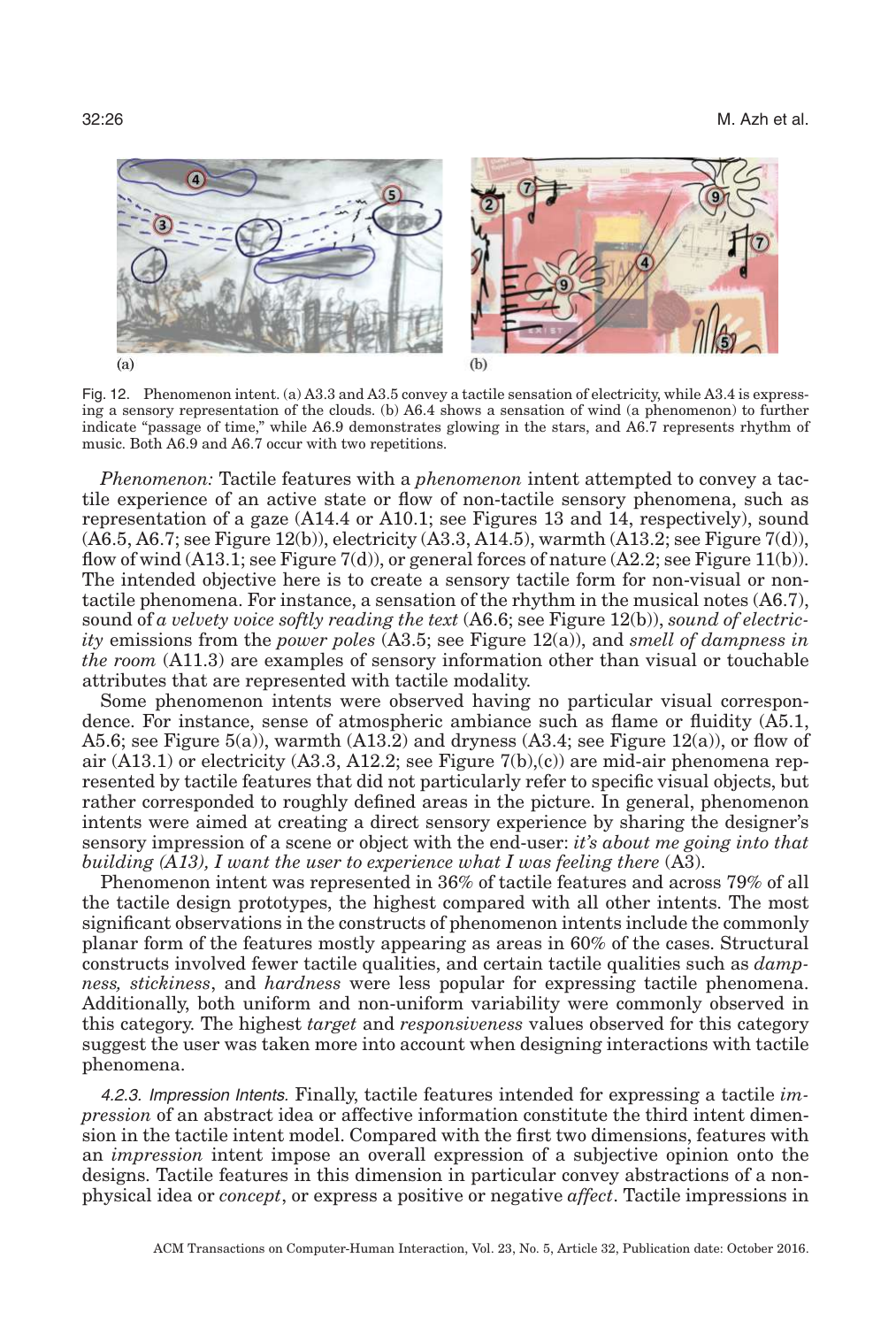Fig. 12. Phenomenon intent. (a) A3.3 and A3.5 convey a tactile sensation of electricity, while A3.4 is expressing a sensory representation of the clouds. (b) A6.4 shows a sensation of wind (a phenomenon) to further indicate "passage of time," while A6.9 demonstrates glowing in the stars, and A6.7 represents rhythm of music. Both A6.9 and A6.7 occur with two repetitions.

*Phenomenon:* Tactile features with a *phenomenon* intent attempted to convey a tactile experience of an active state or flow of non-tactile sensory phenomena, such as representation of a gaze (A14.4 or A10.1; see Figures 13 and 14, respectively), sound (A6.5, A6.7; see Figure 12(b)), electricity (A3.3, A14.5), warmth (A13.2; see Figure 7(d)), flow of wind (A13.1; see Figure 7(d)), or general forces of nature (A2.2; see Figure 11(b)). The intended objective here is to create a sensory tactile form for non-visual or non-tactile phenomena. For instance, a sensation of the rhythm in the musical notes (A6.7), sound of *a velvety voice softly reading the text* (A6.6; see Figure 12(b)), *sound of electricity* emissions from the *power poles* (A3.5; see Figure 12(a)), and *smell of dampness in the room* (A11.3) are examples of sensory information other than visual or touchable attributes that are represented with tactile modality.

Some phenomenon intents were observed having no particular visual correspondence. For instance, sense of atmospheric ambiance such as flame or fluidity (A5.1, A5.6; see Figure 5(a)), warmth (A13.2) and dryness (A3.4; see Figure 12(a)), or flow of air (A13.1) or electricity (A3.3, A12.2; see Figure 7(b),(c)) are mid-air phenomena represented by tactile features that did not particularly refer to specific visual objects, but rather corresponded to roughly defined areas in the picture. In general, phenomenon intents were aimed at creating a direct sensory experience by sharing the designer's sensory impression of a scene or object with the end-user: *it's about me going into that building (A13), I want the user to experience what I was feeling there* (A3).

Phenomenon intent was represented in 36% of tactile features and across 79% of all the tactile design prototypes, the highest compared with all other intents. The most significant observations in the constructs of phenomenon intents include the commonly planar form of the features mostly appearing as areas in 60% of the cases. Structural constructs involved fewer tactile qualities, and certain tactile qualities such as *dampness, stickiness*, and *hardness* were less popular for expressing tactile phenomena. Additionally, both uniform and non-uniform variability were commonly observed in this category. The highest *target* and *responsiveness* values observed for this category suggest the user was taken more into account when designing interactions with tactile phenomena.

*4.2.3. Impression Intents.* Finally, tactile features intended for expressing a tactile *impression* of an abstract idea or affective information constitute the third intent dimension in the tactile intent model. Compared with the first two dimensions, features with an *impression* intent impose an overall expression of a subjective opinion onto the designs. Tactile features in this dimension in particular convey abstractions of a non-physical idea or *concept*, or express a positive or negative *affect*. Tactile impressions in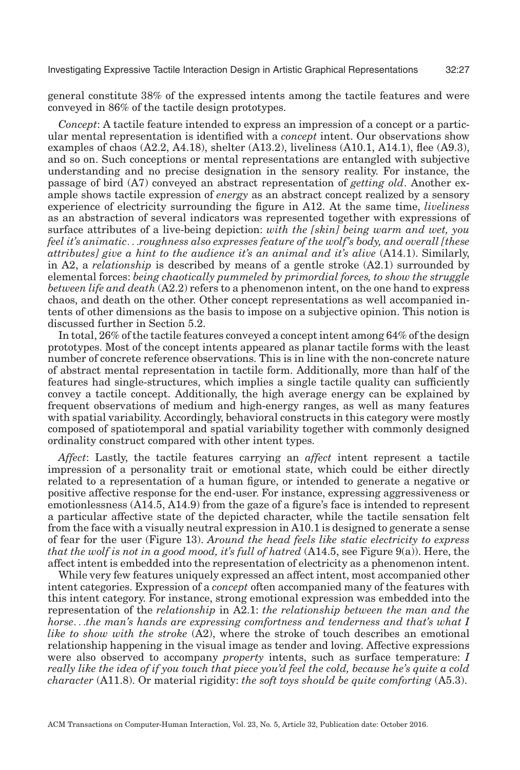general constitute 38% of the expressed intents among the tactile features and were conveyed in 86% of the tactile design prototypes.

*Concept*: A tactile feature intended to express an impression of a concept or a particular mental representation is identified with a *concept* intent. Our observations show examples of chaos (A2.2, A4.18), shelter (A13.2), liveliness (A10.1, A14.1), flee (A9.3), and so on. Such conceptions or mental representations are entangled with subjective understanding and no precise designation in the sensory reality. For instance, the passage of bird (A7) conveyed an abstract representation of *getting old*. Another example shows tactile expression of *energy* as an abstract concept realized by a sensory experience of electricity surrounding the figure in A12. At the same time, *liveliness* as an abstraction of several indicators was represented together with expressions of surface attributes of a live-being depiction: *with the [skin] being warm and wet, you feel it's animatic*. . .*roughness also expresses feature of the wolf's body, and overall [these attributes] give a hint to the audience it's an animal and it's alive* (A14.1). Similarly, in A2, a *relationship* is described by means of a gentle stroke (A2.1) surrounded by elemental forces: *being chaotically pummeled by primordial forces, to show the struggle between life and death* (A2.2) refers to a phenomenon intent, on the one hand to express chaos, and death on the other. Other concept representations as well accompanied intents of other dimensions as the basis to impose on a subjective opinion. This notion is discussed further in Section 5.2.

In total, 26% of the tactile features conveyed a concept intent among 64% of the design prototypes. Most of the concept intents appeared as planar tactile forms with the least number of concrete reference observations. This is in line with the non-concrete nature of abstract mental representation in tactile form. Additionally, more than half of the features had single-structures, which implies a single tactile quality can sufficiently convey a tactile concept. Additionally, the high average energy can be explained by frequent observations of medium and high-energy ranges, as well as many features with spatial variability. Accordingly, behavioral constructs in this category were mostly composed of spatiotemporal and spatial variability together with commonly designed ordinality construct compared with other intent types.

*Affect*: Lastly, the tactile features carrying an *affect* intent represent a tactile impression of a personality trait or emotional state, which could be either directly related to a representation of a human figure, or intended to generate a negative or positive affective response for the end-user. For instance, expressing aggressiveness or emotionlessness (A14.5, A14.9) from the gaze of a figure's face is intended to represent a particular affective state of the depicted character, while the tactile sensation felt from the face with a visually neutral expression in A10.1 is designed to generate a sense of fear for the user (Figure 13). *Around the head feels like static electricity to express that the wolf is not in a good mood, it's full of hatred* (A14.5, see Figure 9(a)). Here, the affect intent is embedded into the representation of electricity as a phenomenon intent.

While very few features uniquely expressed an affect intent, most accompanied other intent categories. Expression of a *concept* often accompanied many of the features with this intent category. For instance, strong emotional expression was embedded into the representation of the *relationship* in A2.1: *the relationship between the man and the horse*. . .*the man's hands are expressing comfortness and tenderness and that's what I like to show with the stroke* (A2), where the stroke of touch describes an emotional relationship happening in the visual image as tender and loving. Affective expressions were also observed to accompany *property* intents, such as surface temperature: *I really like the idea of if you touch that piece you'd feel the cold, because he's quite a cold character* (A11.8). Or material rigidity: *the soft toys should be quite comforting* (A5.3).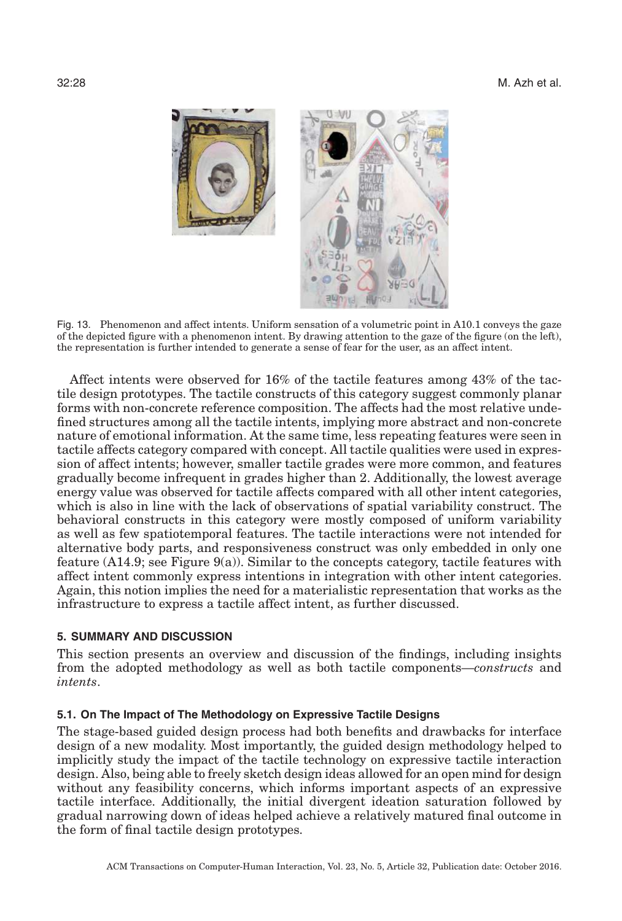Fig. 13. Phenomenon and affect intents. Uniform sensation of a volumetric point in A10.1 conveys the gaze of the depicted figure with a phenomenon intent. By drawing attention to the gaze of the figure (on the left), the representation is further intended to generate a sense of fear for the user, as an affect intent.

Affect intents were observed for 16% of the tactile features among 43% of the tactile design prototypes. The tactile constructs of this category suggest commonly planar forms with non-concrete reference composition. The affects had the most relative undefined structures among all the tactile intents, implying more abstract and non-concrete nature of emotional information. At the same time, less repeating features were seen in tactile affects category compared with concept. All tactile qualities were used in expression of affect intents; however, smaller tactile grades were more common, and features gradually become infrequent in grades higher than 2. Additionally, the lowest average energy value was observed for tactile affects compared with all other intent categories, which is also in line with the lack of observations of spatial variability construct. The behavioral constructs in this category were mostly composed of uniform variability as well as few spatiotemporal features. The tactile interactions were not intended for alternative body parts, and responsiveness construct was only embedded in only one feature (A14.9; see Figure 9(a)). Similar to the concepts category, tactile features with affect intent commonly express intentions in integration with other intent categories. Again, this notion implies the need for a materialistic representation that works as the infrastructure to express a tactile affect intent, as further discussed.

## 5. SUMMARY AND DISCUSSION

This section presents an overview and discussion of the findings, including insights from the adopted methodology as well as both tactile components—*constructs* and *intents*.

### 5.1. On The Impact of The Methodology on Expressive Tactile Designs

The stage-based guided design process had both benefits and drawbacks for interface design of a new modality. Most importantly, the guided design methodology helped to implicitly study the impact of the tactile technology on expressive tactile interaction design. Also, being able to freely sketch design ideas allowed for an open mind for design without any feasibility concerns, which informs important aspects of an expressive tactile interface. Additionally, the initial divergent ideation saturation followed by gradual narrowing down of ideas helped achieve a relatively matured final outcome in the form of final tactile design prototypes.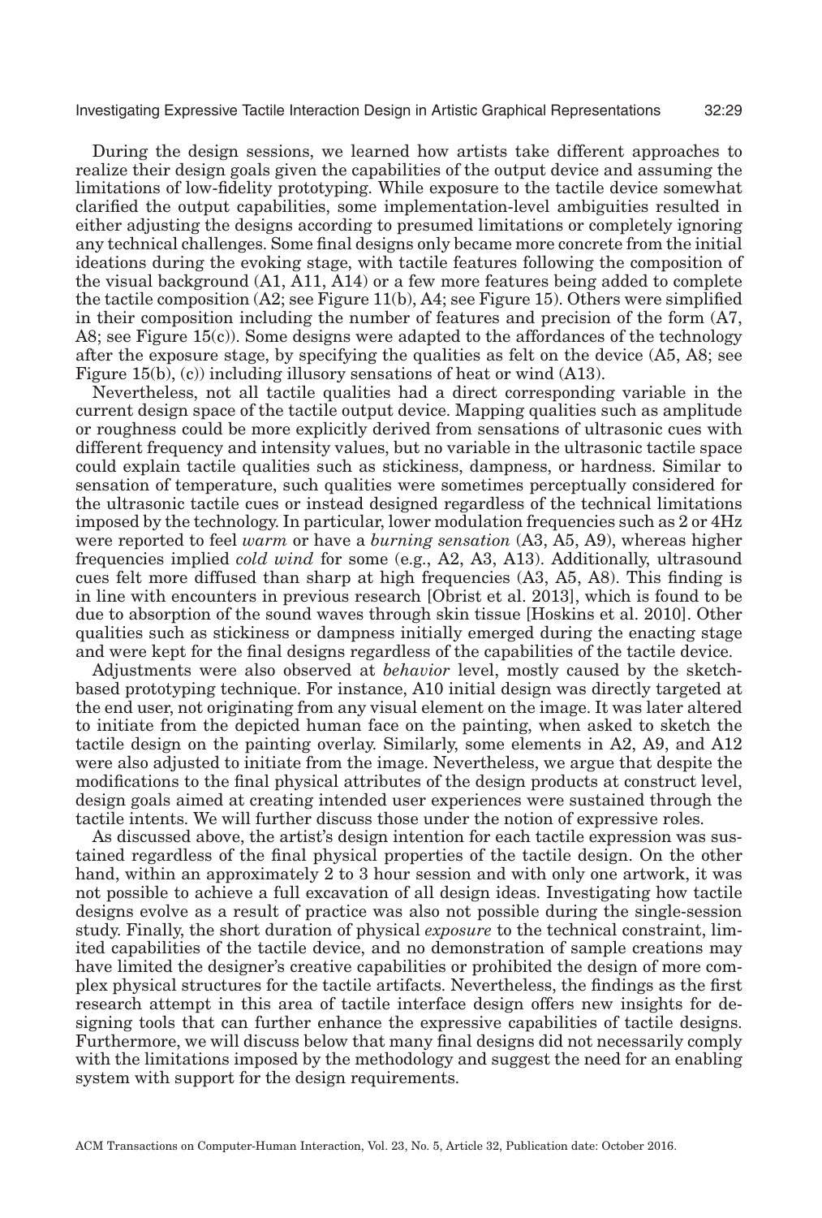During the design sessions, we learned how artists take different approaches to realize their design goals given the capabilities of the output device and assuming the limitations of low-fidelity prototyping. While exposure to the tactile device somewhat clarified the output capabilities, some implementation-level ambiguities resulted in either adjusting the designs according to presumed limitations or completely ignoring any technical challenges. Some final designs only became more concrete from the initial ideations during the evoking stage, with tactile features following the composition of the visual background (A1, A11, A14) or a few more features being added to complete the tactile composition (A2; see Figure 11(b), A4; see Figure 15). Others were simplified in their composition including the number of features and precision of the form (A7, A8; see Figure 15(c)). Some designs were adapted to the affordances of the technology after the exposure stage, by specifying the qualities as felt on the device (A5, A8; see Figure 15(b), (c)) including illusory sensations of heat or wind (A13).

Nevertheless, not all tactile qualities had a direct corresponding variable in the current design space of the tactile output device. Mapping qualities such as amplitude or roughness could be more explicitly derived from sensations of ultrasonic cues with different frequency and intensity values, but no variable in the ultrasonic tactile space could explain tactile qualities such as stickiness, dampness, or hardness. Similar to sensation of temperature, such qualities were sometimes perceptually considered for the ultrasonic tactile cues or instead designed regardless of the technical limitations imposed by the technology. In particular, lower modulation frequencies such as 2 or 4Hz were reported to feel *warm* or have a *burning sensation* (A3, A5, A9), whereas higher frequencies implied *cold wind* for some (e.g., A2, A3, A13). Additionally, ultrasound cues felt more diffused than sharp at high frequencies (A3, A5, A8). This finding is in line with encounters in previous research [Obrist et al. 2013], which is found to be due to absorption of the sound waves through skin tissue [Hoskins et al. 2010]. Other qualities such as stickiness or dampness initially emerged during the enacting stage and were kept for the final designs regardless of the capabilities of the tactile device.

Adjustments were also observed at *behavior* level, mostly caused by the sketch-based prototyping technique. For instance, A10 initial design was directly targeted at the end user, not originating from any visual element on the image. It was later altered to initiate from the depicted human face on the painting, when asked to sketch the tactile design on the painting overlay. Similarly, some elements in A2, A9, and A12 were also adjusted to initiate from the image. Nevertheless, we argue that despite the modifications to the final physical attributes of the design products at construct level, design goals aimed at creating intended user experiences were sustained through the tactile intents. We will further discuss those under the notion of expressive roles.

As discussed above, the artist's design intention for each tactile expression was sustained regardless of the final physical properties of the tactile design. On the other hand, within an approximately 2 to 3 hour session and with only one artwork, it was not possible to achieve a full excavation of all design ideas. Investigating how tactile designs evolve as a result of practice was also not possible during the single-session study. Finally, the short duration of physical *exposure* to the technical constraint, limited capabilities of the tactile device, and no demonstration of sample creations may have limited the designer's creative capabilities or prohibited the design of more complex physical structures for the tactile artifacts. Nevertheless, the findings as the first research attempt in this area of tactile interface design offers new insights for designing tools that can further enhance the expressive capabilities of tactile designs. Furthermore, we will discuss below that many final designs did not necessarily comply with the limitations imposed by the methodology and suggest the need for an enabling system with support for the design requirements.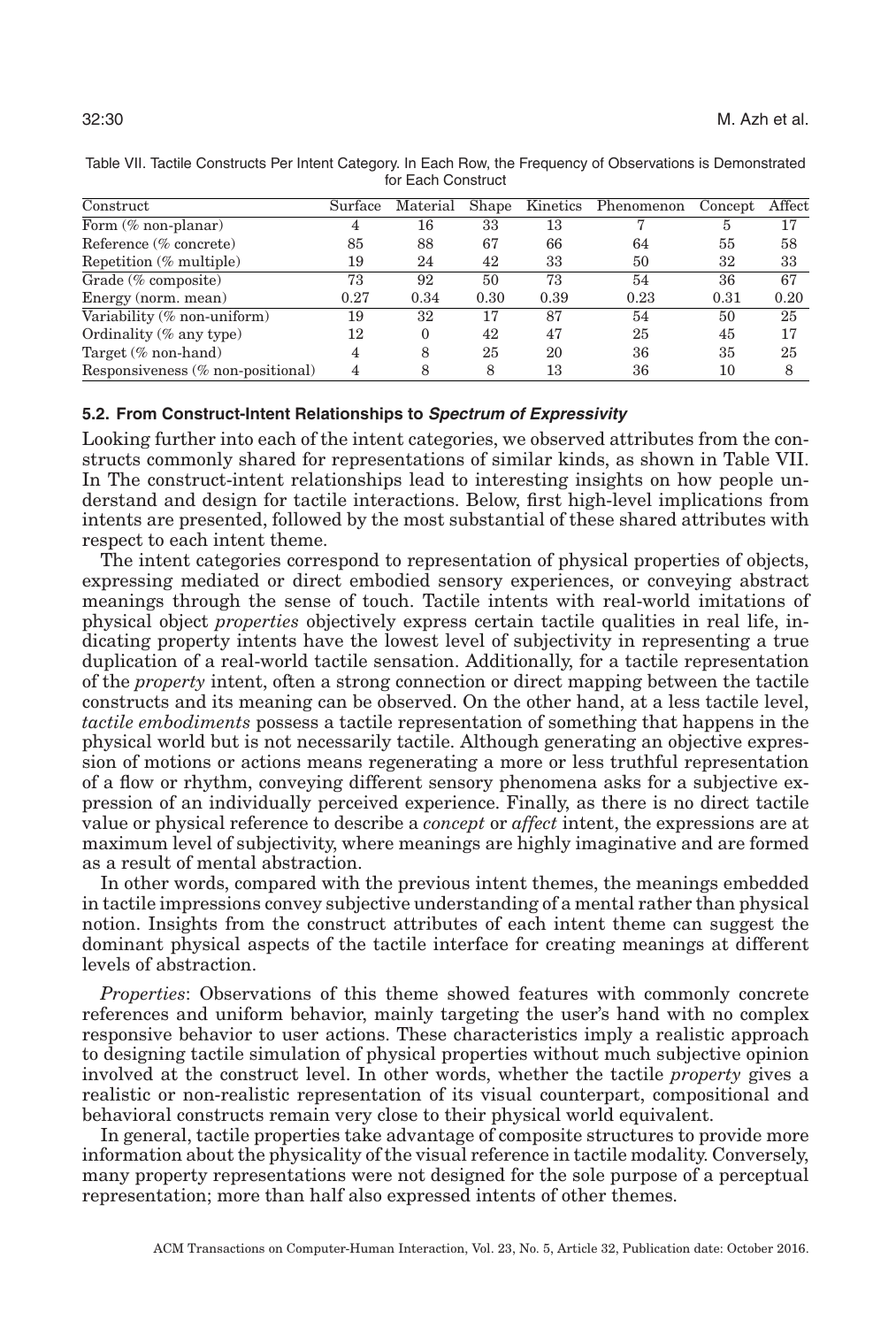Table VII. Tactile Constructs Per Intent Category. In Each Row, the Frequency of Observations is Demonstrated for Each Construct

| Construct | Surface | Material | Shape | Kinetics | Phenomenon | Concept | Affect |
|---|---|---|---|---|---|---|---|
| Form (% non-planar) | 4 | 16 | 33 | 13 | 7 | 5 | 17 |
| Reference (% concrete) | 85 | 88 | 67 | 66 | 64 | 55 | 58 |
| Repetition (% multiple) | 19 | 24 | 42 | 33 | 50 | 32 | 33 |
| Grade (% composite) | 73 | 92 | 50 | 73 | 54 | 36 | 67 |
| Energy (norm. mean) | 0.27 | 0.34 | 0.30 | 0.39 | 0.23 | 0.31 | 0.20 |
| Variability (% non-uniform) | 19 | 32 | 17 | 87 | 54 | 50 | 25 |
| Ordinality (% any type) | 12 | 0 | 42 | 47 | 25 | 45 | 17 |
| Target (% non-hand) | 4 | 8 | 25 | 20 | 36 | 35 | 25 |
| Responsiveness (% non-positional) | 4 | 8 | 8 | 13 | 36 | 10 | 8 |

### 5.2. From Construct-Intent Relationships to *Spectrum of Expressivity*

Looking further into each of the intent categories, we observed attributes from the constructs commonly shared for representations of similar kinds, as shown in Table VII. In The construct-intent relationships lead to interesting insights on how people understand and design for tactile interactions. Below, first high-level implications from intents are presented, followed by the most substantial of these shared attributes with respect to each intent theme.

The intent categories correspond to representation of physical properties of objects, expressing mediated or direct embodied sensory experiences, or conveying abstract meanings through the sense of touch. Tactile intents with real-world imitations of physical object *properties* objectively express certain tactile qualities in real life, indicating property intents have the lowest level of subjectivity in representing a true duplication of a real-world tactile sensation. Additionally, for a tactile representation of the *property* intent, often a strong connection or direct mapping between the tactile constructs and its meaning can be observed. On the other hand, at a less tactile level, *tactile embodiments* possess a tactile representation of something that happens in the physical world but is not necessarily tactile. Although generating an objective expression of motions or actions means regenerating a more or less truthful representation of a flow or rhythm, conveying different sensory phenomena asks for a subjective expression of an individually perceived experience. Finally, as there is no direct tactile value or physical reference to describe a *concept* or *affect* intent, the expressions are at maximum level of subjectivity, where meanings are highly imaginative and are formed as a result of mental abstraction.

In other words, compared with the previous intent themes, the meanings embedded in tactile impressions convey subjective understanding of a mental rather than physical notion. Insights from the construct attributes of each intent theme can suggest the dominant physical aspects of the tactile interface for creating meanings at different levels of abstraction.

*Properties*: Observations of this theme showed features with commonly concrete references and uniform behavior, mainly targeting the user's hand with no complex responsive behavior to user actions. These characteristics imply a realistic approach to designing tactile simulation of physical properties without much subjective opinion involved at the construct level. In other words, whether the tactile *property* gives a realistic or non-realistic representation of its visual counterpart, compositional and behavioral constructs remain very close to their physical world equivalent.

In general, tactile properties take advantage of composite structures to provide more information about the physicality of the visual reference in tactile modality. Conversely, many property representations were not designed for the sole purpose of a perceptual representation; more than half also expressed intents of other themes.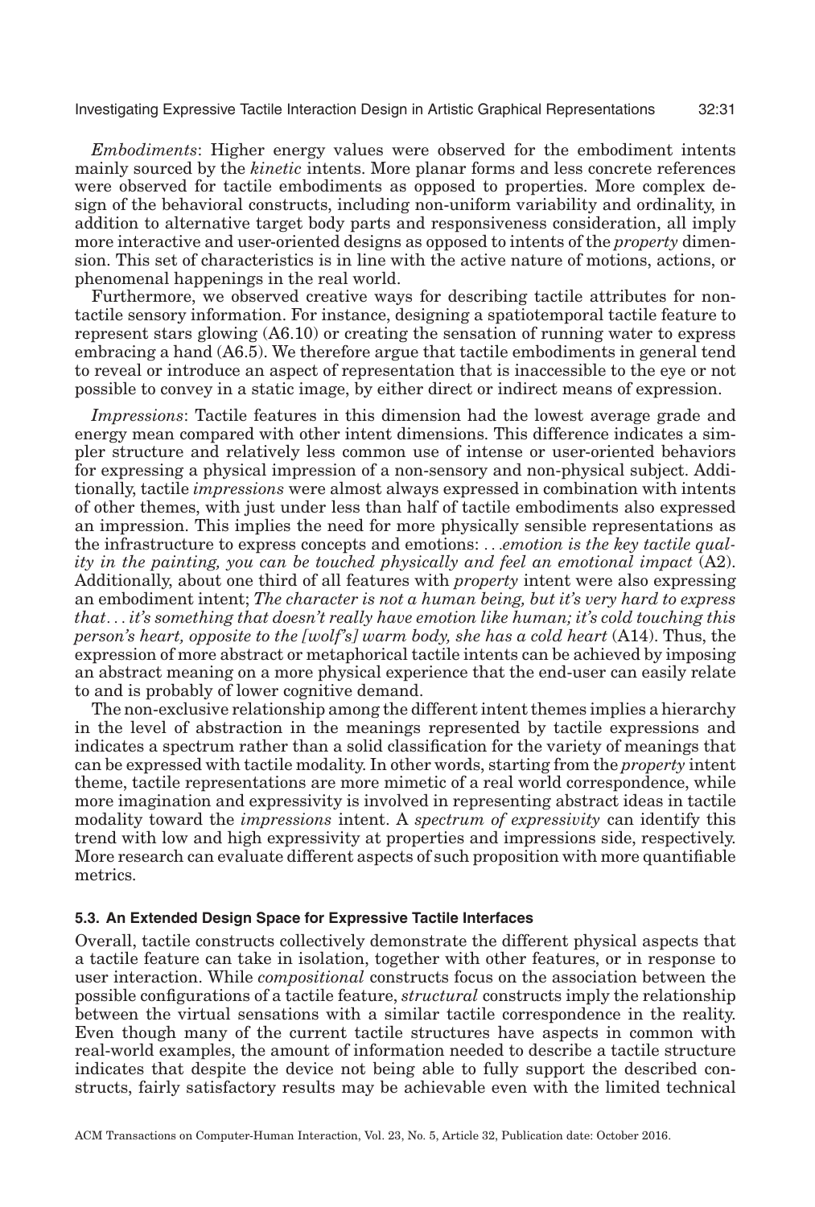*Embodiments*: Higher energy values were observed for the embodiment intents mainly sourced by the *kinetic* intents. More planar forms and less concrete references were observed for tactile embodiments as opposed to properties. More complex design of the behavioral constructs, including non-uniform variability and ordinality, in addition to alternative target body parts and responsiveness consideration, all imply more interactive and user-oriented designs as opposed to intents of the *property* dimension. This set of characteristics is in line with the active nature of motions, actions, or phenomenal happenings in the real world.

Furthermore, we observed creative ways for describing tactile attributes for non-tactile sensory information. For instance, designing a spatiotemporal tactile feature to represent stars glowing (A6.10) or creating the sensation of running water to express embracing a hand (A6.5). We therefore argue that tactile embodiments in general tend to reveal or introduce an aspect of representation that is inaccessible to the eye or not possible to convey in a static image, by either direct or indirect means of expression.

*Impressions*: Tactile features in this dimension had the lowest average grade and energy mean compared with other intent dimensions. This difference indicates a simpler structure and relatively less common use of intense or user-oriented behaviors for expressing a physical impression of a non-sensory and non-physical subject. Additionally, tactile *impressions* were almost always expressed in combination with intents of other themes, with just under less than half of tactile embodiments also expressed an impression. This implies the need for more physically sensible representations as the infrastructure to express concepts and emotions: *...emotion is the key tactile quality in the painting, you can be touched physically and feel an emotional impact* (A2). Additionally, about one third of all features with *property* intent were also expressing an embodiment intent; *The character is not a human being, but it's very hard to express that... it's something that doesn't really have emotion like human; it's cold touching this person's heart, opposite to the [wolf's] warm body, she has a cold heart* (A14). Thus, the expression of more abstract or metaphorical tactile intents can be achieved by imposing an abstract meaning on a more physical experience that the end-user can easily relate to and is probably of lower cognitive demand.

The non-exclusive relationship among the different intent themes implies a hierarchy in the level of abstraction in the meanings represented by tactile expressions and indicates a spectrum rather than a solid classification for the variety of meanings that can be expressed with tactile modality. In other words, starting from the *property* intent theme, tactile representations are more mimetic of a real world correspondence, while more imagination and expressivity is involved in representing abstract ideas in tactile modality toward the *impressions* intent. A *spectrum of expressivity* can identify this trend with low and high expressivity at properties and impressions side, respectively. More research can evaluate different aspects of such proposition with more quantifiable metrics.

### 5.3. An Extended Design Space for Expressive Tactile Interfaces

Overall, tactile constructs collectively demonstrate the different physical aspects that a tactile feature can take in isolation, together with other features, or in response to user interaction. While *compositional* constructs focus on the association between the possible configurations of a tactile feature, *structural* constructs imply the relationship between the virtual sensations with a similar tactile correspondence in the reality. Even though many of the current tactile structures have aspects in common with real-world examples, the amount of information needed to describe a tactile structure indicates that despite the device not being able to fully support the described constructs, fairly satisfactory results may be achievable even with the limited technical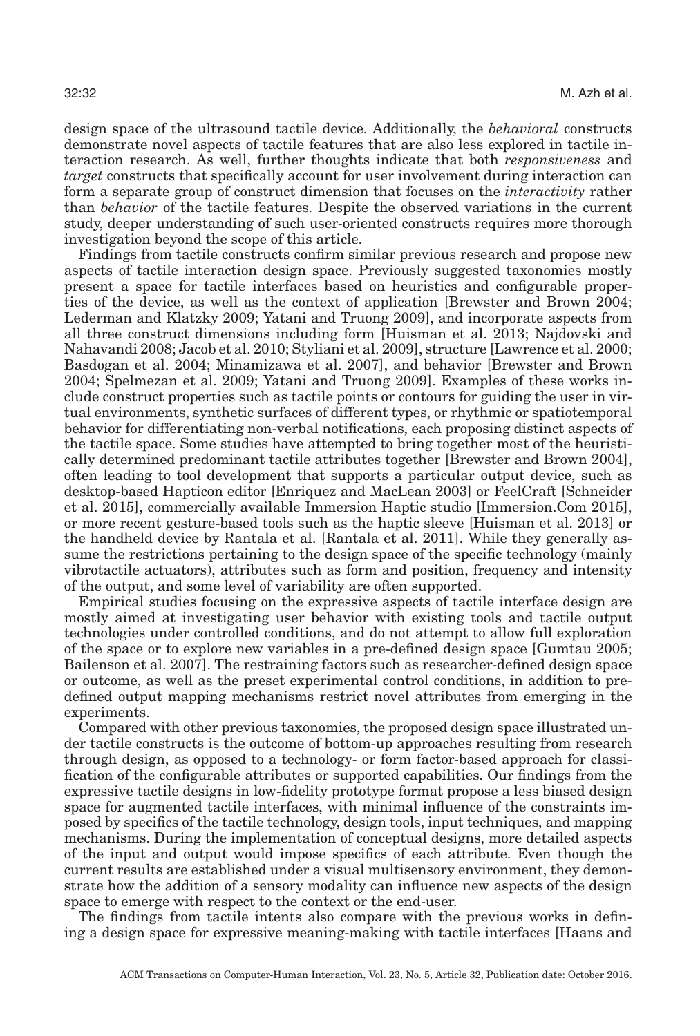design space of the ultrasound tactile device. Additionally, the *behavioral* constructs demonstrate novel aspects of tactile features that are also less explored in tactile interaction research. As well, further thoughts indicate that both *responsiveness* and *target* constructs that specifically account for user involvement during interaction can form a separate group of construct dimension that focuses on the *interactivity* rather than *behavior* of the tactile features. Despite the observed variations in the current study, deeper understanding of such user-oriented constructs requires more thorough investigation beyond the scope of this article.

Findings from tactile constructs confirm similar previous research and propose new aspects of tactile interaction design space. Previously suggested taxonomies mostly present a space for tactile interfaces based on heuristics and configurable properties of the device, as well as the context of application [Brewster and Brown 2004; Lederman and Klatzky 2009; Yatani and Truong 2009], and incorporate aspects from all three construct dimensions including form [Huisman et al. 2013; Najdovski and Nahavandi 2008; Jacob et al. 2010; Styliani et al. 2009], structure [Lawrence et al. 2000; Basdogan et al. 2004; Minamizawa et al. 2007], and behavior [Brewster and Brown 2004; Spelmezan et al. 2009; Yatani and Truong 2009]. Examples of these works include construct properties such as tactile points or contours for guiding the user in virtual environments, synthetic surfaces of different types, or rhythmic or spatiotemporal behavior for differentiating non-verbal notifications, each proposing distinct aspects of the tactile space. Some studies have attempted to bring together most of the heuristically determined predominant tactile attributes together [Brewster and Brown 2004], often leading to tool development that supports a particular output device, such as desktop-based Hapticon editor [Enriquez and MacLean 2003] or FeelCraft [Schneider et al. 2015], commercially available Immersion Haptic studio [Immersion.Com 2015], or more recent gesture-based tools such as the haptic sleeve [Huisman et al. 2013] or the handheld device by Rantala et al. [Rantala et al. 2011]. While they generally assume the restrictions pertaining to the design space of the specific technology (mainly vibrotactile actuators), attributes such as form and position, frequency and intensity of the output, and some level of variability are often supported.

Empirical studies focusing on the expressive aspects of tactile interface design are mostly aimed at investigating user behavior with existing tools and tactile output technologies under controlled conditions, and do not attempt to allow full exploration of the space or to explore new variables in a pre-defined design space [Gumtau 2005; Bailenson et al. 2007]. The restraining factors such as researcher-defined design space or outcome, as well as the preset experimental control conditions, in addition to pre-defined output mapping mechanisms restrict novel attributes from emerging in the experiments.

Compared with other previous taxonomies, the proposed design space illustrated under tactile constructs is the outcome of bottom-up approaches resulting from research through design, as opposed to a technology- or form factor-based approach for classification of the configurable attributes or supported capabilities. Our findings from the expressive tactile designs in low-fidelity prototype format propose a less biased design space for augmented tactile interfaces, with minimal influence of the constraints imposed by specifics of the tactile technology, design tools, input techniques, and mapping mechanisms. During the implementation of conceptual designs, more detailed aspects of the input and output would impose specifics of each attribute. Even though the current results are established under a visual multisensory environment, they demonstrate how the addition of a sensory modality can influence new aspects of the design space to emerge with respect to the context or the end-user.

The findings from tactile intents also compare with the previous works in defining a design space for expressive meaning-making with tactile interfaces [Haans and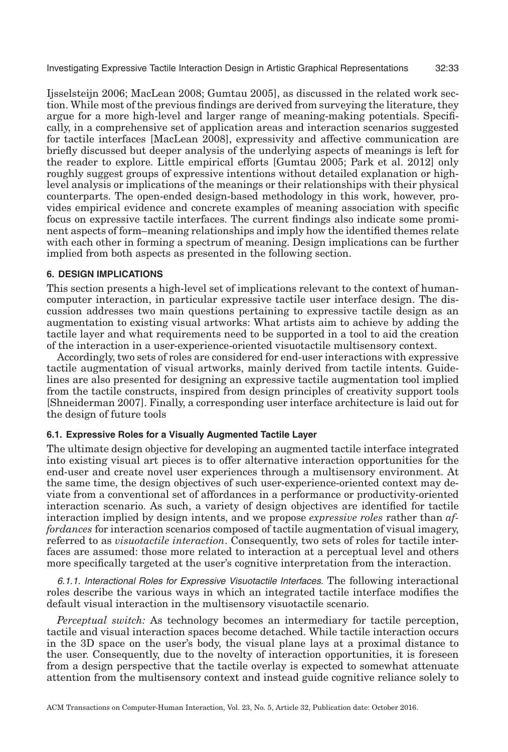Ijsselsteijn 2006; MacLean 2008; Gumtau 2005], as discussed in the related work section. While most of the previous findings are derived from surveying the literature, they argue for a more high-level and larger range of meaning-making potentials. Specifically, in a comprehensive set of application areas and interaction scenarios suggested for tactile interfaces [MacLean 2008], expressivity and affective communication are briefly discussed but deeper analysis of the underlying aspects of meanings is left for the reader to explore. Little empirical efforts [Gumtau 2005; Park et al. 2012] only roughly suggest groups of expressive intentions without detailed explanation or high-level analysis or implications of the meanings or their relationships with their physical counterparts. The open-ended design-based methodology in this work, however, provides empirical evidence and concrete examples of meaning association with specific focus on expressive tactile interfaces. The current findings also indicate some prominent aspects of form–meaning relationships and imply how the identified themes relate with each other in forming a spectrum of meaning. Design implications can be further implied from both aspects as presented in the following section.

## 6. DESIGN IMPLICATIONS

This section presents a high-level set of implications relevant to the context of human-computer interaction, in particular expressive tactile user interface design. The discussion addresses two main questions pertaining to expressive tactile design as an augmentation to existing visual artworks: What artists aim to achieve by adding the tactile layer and what requirements need to be supported in a tool to aid the creation of the interaction in a user-experience-oriented visuotactile multisensory context.

Accordingly, two sets of roles are considered for end-user interactions with expressive tactile augmentation of visual artworks, mainly derived from tactile intents. Guidelines are also presented for designing an expressive tactile augmentation tool implied from the tactile constructs, inspired from design principles of creativity support tools [Shneiderman 2007]. Finally, a corresponding user interface architecture is laid out for the design of future tools

### 6.1. Expressive Roles for a Visually Augmented Tactile Layer

The ultimate design objective for developing an augmented tactile interface integrated into existing visual art pieces is to offer alternative interaction opportunities for the end-user and create novel user experiences through a multisensory environment. At the same time, the design objectives of such user-experience-oriented context may deviate from a conventional set of affordances in a performance or productivity-oriented interaction scenario. As such, a variety of design objectives are identified for tactile interaction implied by design intents, and we propose *expressive roles* rather than *affordances* for interaction scenarios composed of tactile augmentation of visual imagery, referred to as *visuotactile interaction*. Consequently, two sets of roles for tactile interfaces are assumed: those more related to interaction at a perceptual level and others more specifically targeted at the user's cognitive interpretation from the interaction.

*6.1.1. Interactional Roles for Expressive Visuotactile Interfaces.* The following interactional roles describe the various ways in which an integrated tactile interface modifies the default visual interaction in the multisensory visuotactile scenario.

*Perceptual switch:* As technology becomes an intermediary for tactile perception, tactile and visual interaction spaces become detached. While tactile interaction occurs in the 3D space on the user's body, the visual plane lays at a proximal distance to the user. Consequently, due to the novelty of interaction opportunities, it is foreseen from a design perspective that the tactile overlay is expected to somewhat attenuate attention from the multisensory context and instead guide cognitive reliance solely to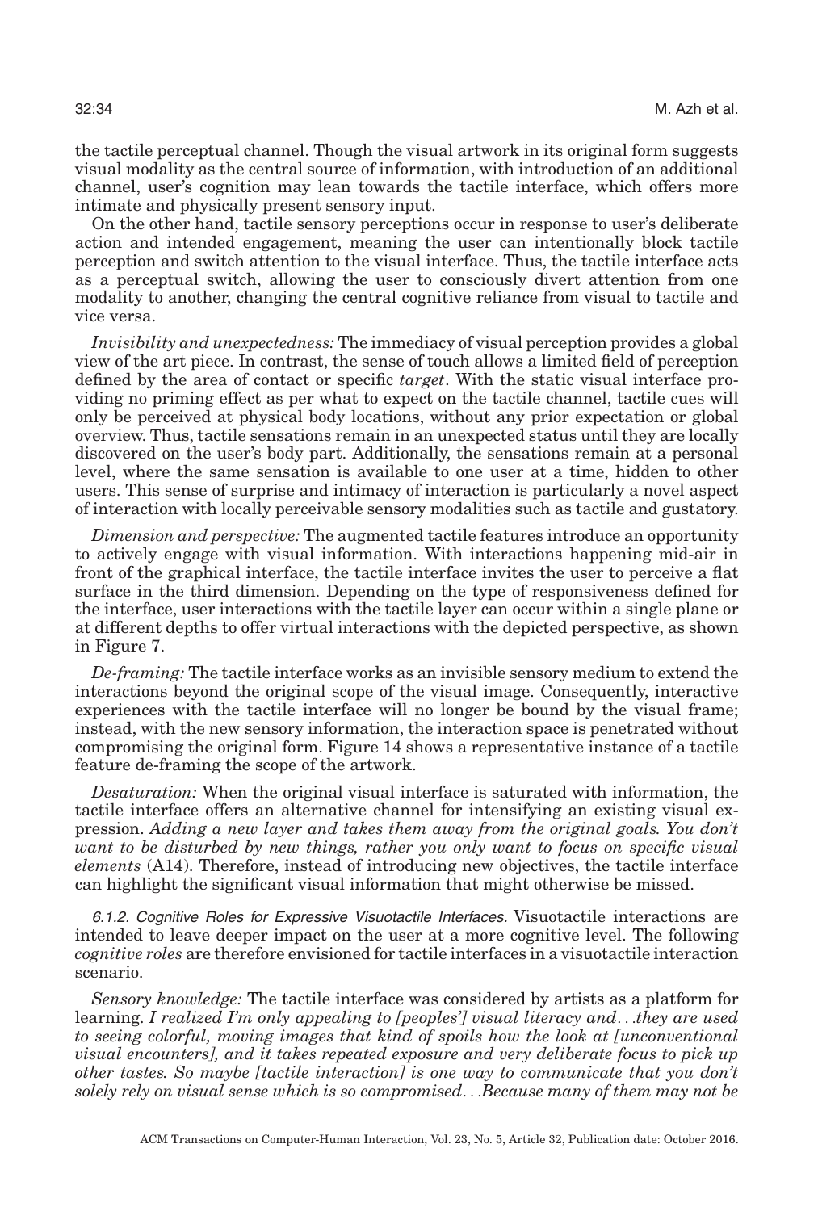the tactile perceptual channel. Though the visual artwork in its original form suggests visual modality as the central source of information, with introduction of an additional channel, user's cognition may lean towards the tactile interface, which offers more intimate and physically present sensory input.

On the other hand, tactile sensory perceptions occur in response to user's deliberate action and intended engagement, meaning the user can intentionally block tactile perception and switch attention to the visual interface. Thus, the tactile interface acts as a perceptual switch, allowing the user to consciously divert attention from one modality to another, changing the central cognitive reliance from visual to tactile and vice versa.

*Invisibility and unexpectedness:* The immediacy of visual perception provides a global view of the art piece. In contrast, the sense of touch allows a limited field of perception defined by the area of contact or specific *target*. With the static visual interface providing no priming effect as per what to expect on the tactile channel, tactile cues will only be perceived at physical body locations, without any prior expectation or global overview. Thus, tactile sensations remain in an unexpected status until they are locally discovered on the user's body part. Additionally, the sensations remain at a personal level, where the same sensation is available to one user at a time, hidden to other users. This sense of surprise and intimacy of interaction is particularly a novel aspect of interaction with locally perceivable sensory modalities such as tactile and gustatory.

*Dimension and perspective:* The augmented tactile features introduce an opportunity to actively engage with visual information. With interactions happening mid-air in front of the graphical interface, the tactile interface invites the user to perceive a flat surface in the third dimension. Depending on the type of responsiveness defined for the interface, user interactions with the tactile layer can occur within a single plane or at different depths to offer virtual interactions with the depicted perspective, as shown in Figure 7.

*De-framing:* The tactile interface works as an invisible sensory medium to extend the interactions beyond the original scope of the visual image. Consequently, interactive experiences with the tactile interface will no longer be bound by the visual frame; instead, with the new sensory information, the interaction space is penetrated without compromising the original form. Figure 14 shows a representative instance of a tactile feature de-framing the scope of the artwork.

*Desaturation:* When the original visual interface is saturated with information, the tactile interface offers an alternative channel for intensifying an existing visual expression. *Adding a new layer and takes them away from the original goals. You don't want to be disturbed by new things, rather you only want to focus on specific visual elements* (A14). Therefore, instead of introducing new objectives, the tactile interface can highlight the significant visual information that might otherwise be missed.

#### *6.1.2. Cognitive Roles for Expressive Visuotactile Interfaces.*

Visuotactile interactions are intended to leave deeper impact on the user at a more cognitive level. The following *cognitive roles* are therefore envisioned for tactile interfaces in a visuotactile interaction scenario.

*Sensory knowledge:* The tactile interface was considered by artists as a platform for learning. *I realized I'm only appealing to [peoples'] visual literacy and…they are used to seeing colorful, moving images that kind of spoils how the look at [unconventional visual encounters], and it takes repeated exposure and very deliberate focus to pick up other tastes. So maybe [tactile interaction] is one way to communicate that you don't solely rely on visual sense which is so compromised…Because many of them may not be*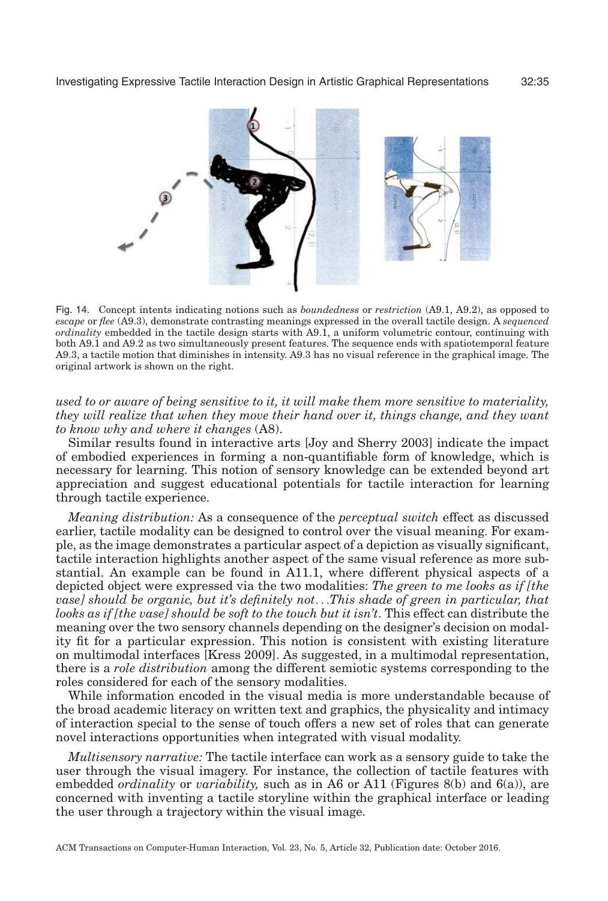Fig. 14. Concept intents indicating notions such as *boundedness* or *restriction* (A9.1, A9.2), as opposed to *escape* or *flee* (A9.3), demonstrate contrasting meanings expressed in the overall tactile design. A *sequenced ordinality* embedded in the tactile design starts with A9.1, a uniform volumetric contour, continuing with both A9.1 and A9.2 as two simultaneously present features. The sequence ends with spatiotemporal feature A9.3, a tactile motion that diminishes in intensity. A9.3 has no visual reference in the graphical image. The original artwork is shown on the right.

*used to or aware of being sensitive to it, it will make them more sensitive to materiality, they will realize that when they move their hand over it, things change, and they want to know why and where it changes* (A8).

Similar results found in interactive arts [Joy and Sherry 2003] indicate the impact of embodied experiences in forming a non-quantifiable form of knowledge, which is necessary for learning. This notion of sensory knowledge can be extended beyond art appreciation and suggest educational potentials for tactile interaction for learning through tactile experience.

*Meaning distribution:* As a consequence of the *perceptual switch* effect as discussed earlier, tactile modality can be designed to control over the visual meaning. For example, as the image demonstrates a particular aspect of a depiction as visually significant, tactile interaction highlights another aspect of the same visual reference as more substantial. An example can be found in A11.1, where different physical aspects of a depicted object were expressed via the two modalities: *The green to me looks as if [the vase] should be organic, but it's definitely not...This shade of green in particular, that looks as if [the vase] should be soft to the touch but it isn't*. This effect can distribute the meaning over the two sensory channels depending on the designer's decision on modality fit for a particular expression. This notion is consistent with existing literature on multimodal interfaces [Kress 2009]. As suggested, in a multimodal representation, there is a *role distribution* among the different semiotic systems corresponding to the roles considered for each of the sensory modalities.

While information encoded in the visual media is more understandable because of the broad academic literacy on written text and graphics, the physicality and intimacy of interaction special to the sense of touch offers a new set of roles that can generate novel interactions opportunities when integrated with visual modality.

*Multisensory narrative:* The tactile interface can work as a sensory guide to take the user through the visual imagery. For instance, the collection of tactile features with embedded *ordinality* or *variability,* such as in A6 or A11 (Figures 8(b) and 6(a)), are concerned with inventing a tactile storyline within the graphical interface or leading the user through a trajectory within the visual image.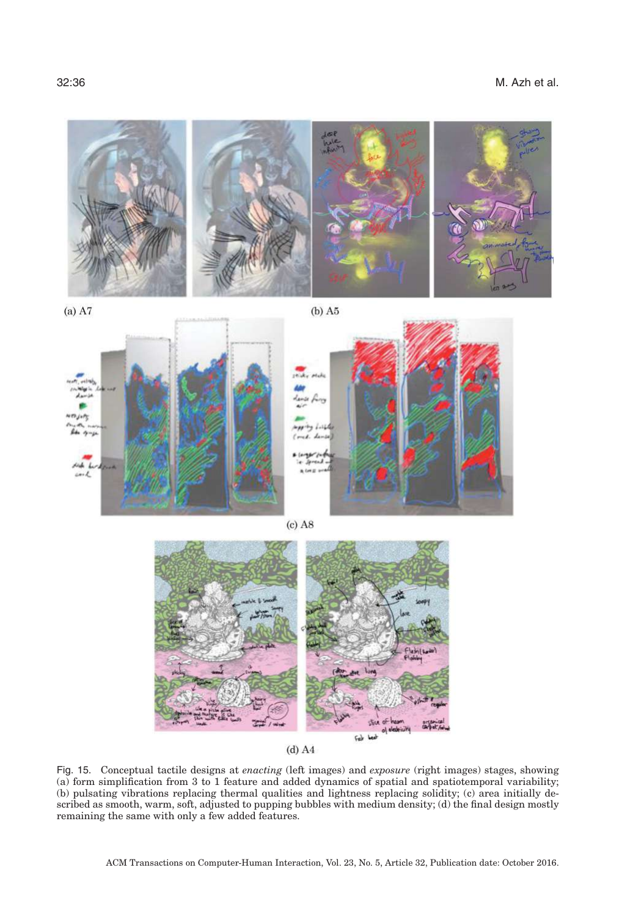(a) A7

(b) A5

(c) A8

(d) A4

Fig. 15. Conceptual tactile designs at *enacting* (left images) and *exposure* (right images) stages, showing (a) form simplification from 3 to 1 feature and added dynamics of spatial and spatiotemporal variability; (b) pulsating vibrations replacing thermal qualities and lightness replacing solidity; (c) area initially described as smooth, warm, soft, adjusted to pupping bubbles with medium density; (d) the final design mostly remaining the same with only a few added features.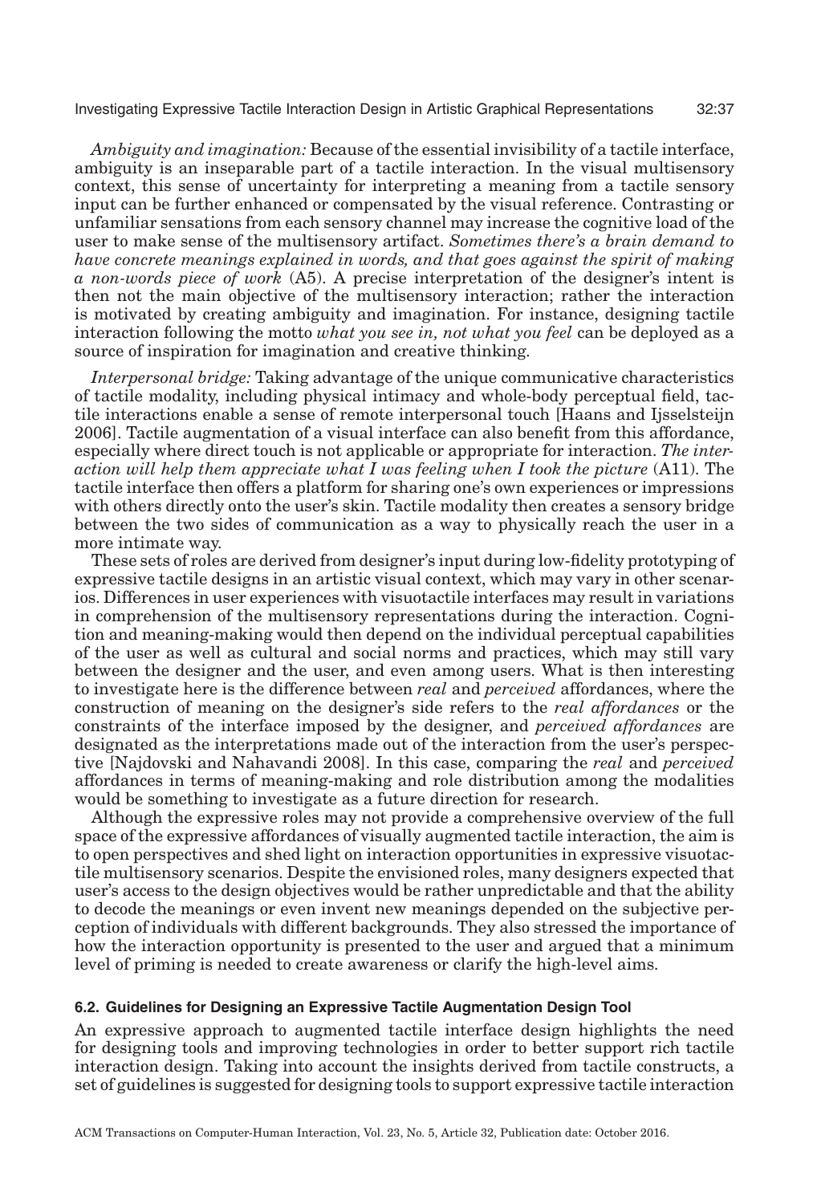*Ambiguity and imagination:* Because of the essential invisibility of a tactile interface, ambiguity is an inseparable part of a tactile interaction. In the visual multisensory context, this sense of uncertainty for interpreting a meaning from a tactile sensory input can be further enhanced or compensated by the visual reference. Contrasting or unfamiliar sensations from each sensory channel may increase the cognitive load of the user to make sense of the multisensory artifact. *Sometimes there's a brain demand to have concrete meanings explained in words, and that goes against the spirit of making a non-words piece of work* (A5). A precise interpretation of the designer's intent is then not the main objective of the multisensory interaction; rather the interaction is motivated by creating ambiguity and imagination. For instance, designing tactile interaction following the motto *what you see in, not what you feel* can be deployed as a source of inspiration for imagination and creative thinking.

*Interpersonal bridge:* Taking advantage of the unique communicative characteristics of tactile modality, including physical intimacy and whole-body perceptual field, tactile interactions enable a sense of remote interpersonal touch [Haans and Ijsselsteijn 2006]. Tactile augmentation of a visual interface can also benefit from this affordance, especially where direct touch is not applicable or appropriate for interaction. *The interaction will help them appreciate what I was feeling when I took the picture* (A11). The tactile interface then offers a platform for sharing one's own experiences or impressions with others directly onto the user's skin. Tactile modality then creates a sensory bridge between the two sides of communication as a way to physically reach the user in a more intimate way.

These sets of roles are derived from designer's input during low-fidelity prototyping of expressive tactile designs in an artistic visual context, which may vary in other scenarios. Differences in user experiences with visuotactile interfaces may result in variations in comprehension of the multisensory representations during the interaction. Cognition and meaning-making would then depend on the individual perceptual capabilities of the user as well as cultural and social norms and practices, which may still vary between the designer and the user, and even among users. What is then interesting to investigate here is the difference between *real* and *perceived* affordances, where the construction of meaning on the designer's side refers to the *real affordances* or the constraints of the interface imposed by the designer, and *perceived affordances* are designated as the interpretations made out of the interaction from the user's perspective [Najdovski and Nahavandi 2008]. In this case, comparing the *real* and *perceived* affordances in terms of meaning-making and role distribution among the modalities would be something to investigate as a future direction for research.

Although the expressive roles may not provide a comprehensive overview of the full space of the expressive affordances of visually augmented tactile interaction, the aim is to open perspectives and shed light on interaction opportunities in expressive visuotactile multisensory scenarios. Despite the envisioned roles, many designers expected that user's access to the design objectives would be rather unpredictable and that the ability to decode the meanings or even invent new meanings depended on the subjective perception of individuals with different backgrounds. They also stressed the importance of how the interaction opportunity is presented to the user and argued that a minimum level of priming is needed to create awareness or clarify the high-level aims.

### 6.2. Guidelines for Designing an Expressive Tactile Augmentation Design Tool

An expressive approach to augmented tactile interface design highlights the need for designing tools and improving technologies in order to better support rich tactile interaction design. Taking into account the insights derived from tactile constructs, a set of guidelines is suggested for designing tools to support expressive tactile interaction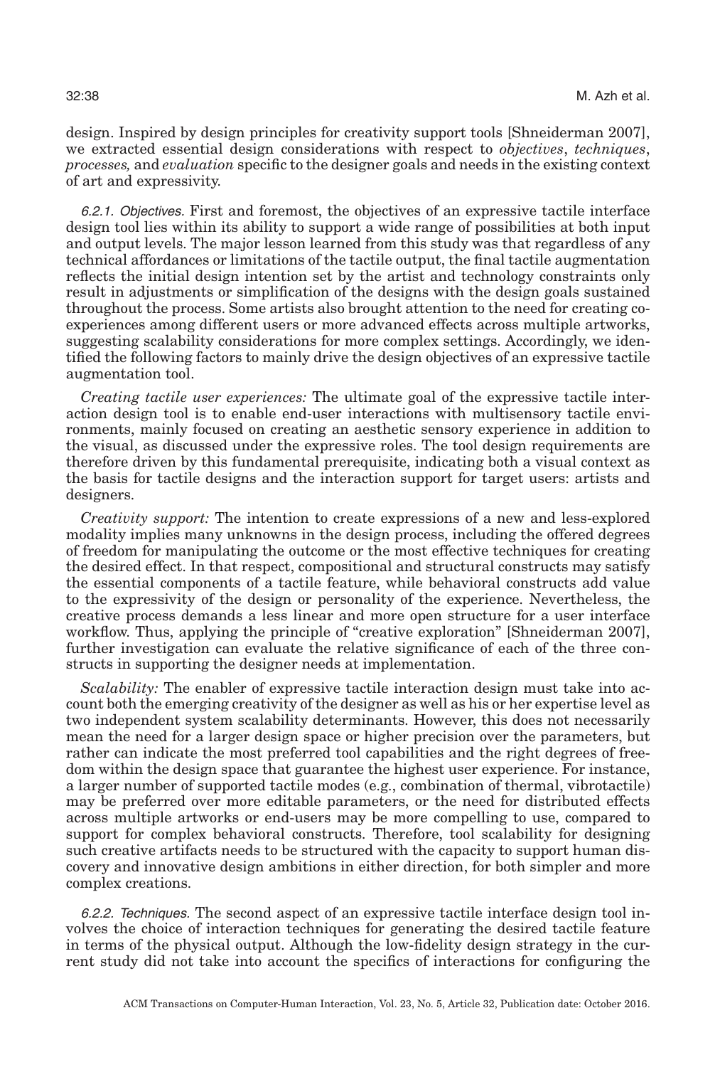design. Inspired by design principles for creativity support tools [Shneiderman 2007], we extracted essential design considerations with respect to *objectives*, *techniques*, *processes,* and *evaluation* specific to the designer goals and needs in the existing context of art and expressivity.

*6.2.1. Objectives.* First and foremost, the objectives of an expressive tactile interface design tool lies within its ability to support a wide range of possibilities at both input and output levels. The major lesson learned from this study was that regardless of any technical affordances or limitations of the tactile output, the final tactile augmentation reflects the initial design intention set by the artist and technology constraints only result in adjustments or simplification of the designs with the design goals sustained throughout the process. Some artists also brought attention to the need for creating co-experiences among different users or more advanced effects across multiple artworks, suggesting scalability considerations for more complex settings. Accordingly, we identified the following factors to mainly drive the design objectives of an expressive tactile augmentation tool.

*Creating tactile user experiences:* The ultimate goal of the expressive tactile interaction design tool is to enable end-user interactions with multisensory tactile environments, mainly focused on creating an aesthetic sensory experience in addition to the visual, as discussed under the expressive roles. The tool design requirements are therefore driven by this fundamental prerequisite, indicating both a visual context as the basis for tactile designs and the interaction support for target users: artists and designers.

*Creativity support:* The intention to create expressions of a new and less-explored modality implies many unknowns in the design process, including the offered degrees of freedom for manipulating the outcome or the most effective techniques for creating the desired effect. In that respect, compositional and structural constructs may satisfy the essential components of a tactile feature, while behavioral constructs add value to the expressivity of the design or personality of the experience. Nevertheless, the creative process demands a less linear and more open structure for a user interface workflow. Thus, applying the principle of "creative exploration" [Shneiderman 2007], further investigation can evaluate the relative significance of each of the three constructs in supporting the designer needs at implementation.

*Scalability:* The enabler of expressive tactile interaction design must take into account both the emerging creativity of the designer as well as his or her expertise level as two independent system scalability determinants. However, this does not necessarily mean the need for a larger design space or higher precision over the parameters, but rather can indicate the most preferred tool capabilities and the right degrees of freedom within the design space that guarantee the highest user experience. For instance, a larger number of supported tactile modes (e.g., combination of thermal, vibrotactile) may be preferred over more editable parameters, or the need for distributed effects across multiple artworks or end-users may be more compelling to use, compared to support for complex behavioral constructs. Therefore, tool scalability for designing such creative artifacts needs to be structured with the capacity to support human discovery and innovative design ambitions in either direction, for both simpler and more complex creations.

*6.2.2. Techniques.* The second aspect of an expressive tactile interface design tool involves the choice of interaction techniques for generating the desired tactile feature in terms of the physical output. Although the low-fidelity design strategy in the current study did not take into account the specifics of interactions for configuring the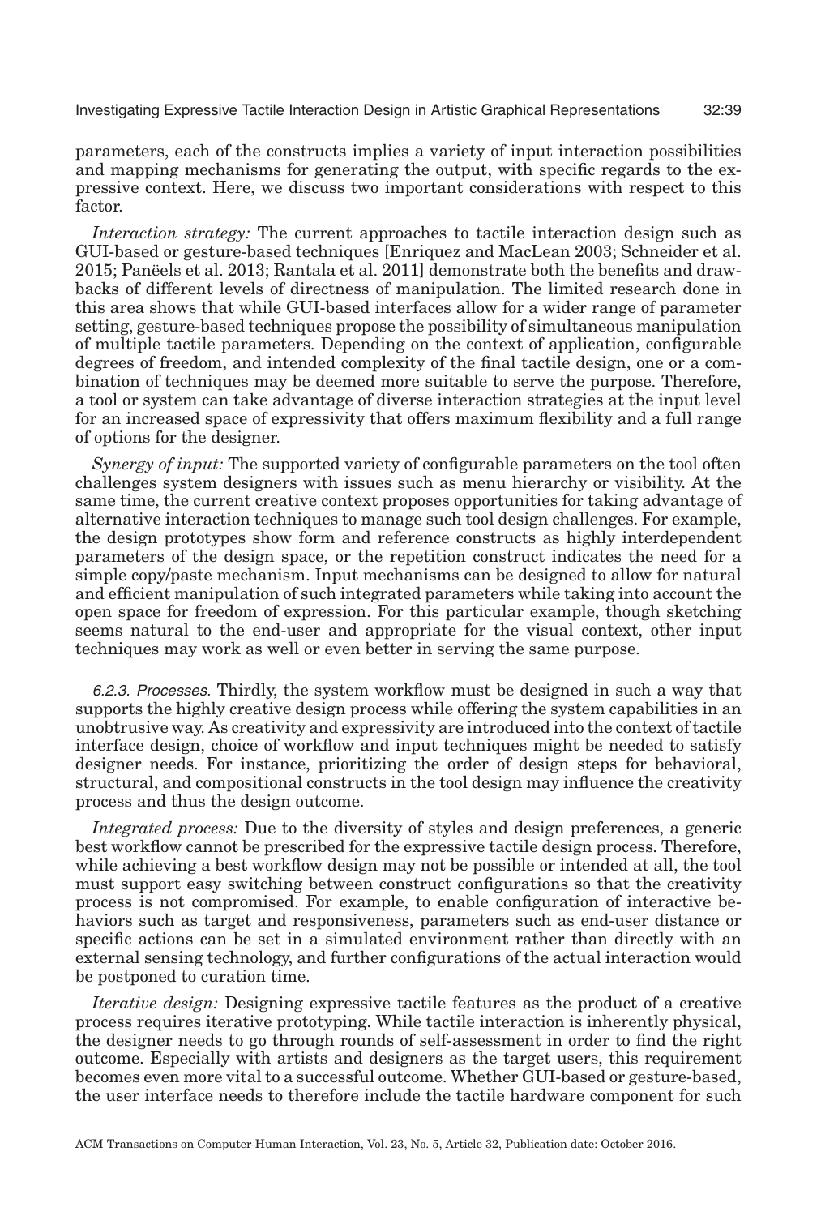parameters, each of the constructs implies a variety of input interaction possibilities and mapping mechanisms for generating the output, with specific regards to the expressive context. Here, we discuss two important considerations with respect to this factor.

*Interaction strategy:* The current approaches to tactile interaction design such as GUI-based or gesture-based techniques [Enriquez and MacLean 2003; Schneider et al. 2015; Panëels et al. 2013; Rantala et al. 2011] demonstrate both the benefits and drawbacks of different levels of directness of manipulation. The limited research done in this area shows that while GUI-based interfaces allow for a wider range of parameter setting, gesture-based techniques propose the possibility of simultaneous manipulation of multiple tactile parameters. Depending on the context of application, configurable degrees of freedom, and intended complexity of the final tactile design, one or a combination of techniques may be deemed more suitable to serve the purpose. Therefore, a tool or system can take advantage of diverse interaction strategies at the input level for an increased space of expressivity that offers maximum flexibility and a full range of options for the designer.

*Synergy of input:* The supported variety of configurable parameters on the tool often challenges system designers with issues such as menu hierarchy or visibility. At the same time, the current creative context proposes opportunities for taking advantage of alternative interaction techniques to manage such tool design challenges. For example, the design prototypes show form and reference constructs as highly interdependent parameters of the design space, or the repetition construct indicates the need for a simple copy/paste mechanism. Input mechanisms can be designed to allow for natural and efficient manipulation of such integrated parameters while taking into account the open space for freedom of expression. For this particular example, though sketching seems natural to the end-user and appropriate for the visual context, other input techniques may work as well or even better in serving the same purpose.

*6.2.3. Processes.* Thirdly, the system workflow must be designed in such a way that supports the highly creative design process while offering the system capabilities in an unobtrusive way. As creativity and expressivity are introduced into the context of tactile interface design, choice of workflow and input techniques might be needed to satisfy designer needs. For instance, prioritizing the order of design steps for behavioral, structural, and compositional constructs in the tool design may influence the creativity process and thus the design outcome.

*Integrated process:* Due to the diversity of styles and design preferences, a generic best workflow cannot be prescribed for the expressive tactile design process. Therefore, while achieving a best workflow design may not be possible or intended at all, the tool must support easy switching between construct configurations so that the creativity process is not compromised. For example, to enable configuration of interactive behaviors such as target and responsiveness, parameters such as end-user distance or specific actions can be set in a simulated environment rather than directly with an external sensing technology, and further configurations of the actual interaction would be postponed to curation time.

*Iterative design:* Designing expressive tactile features as the product of a creative process requires iterative prototyping. While tactile interaction is inherently physical, the designer needs to go through rounds of self-assessment in order to find the right outcome. Especially with artists and designers as the target users, this requirement becomes even more vital to a successful outcome. Whether GUI-based or gesture-based, the user interface needs to therefore include the tactile hardware component for such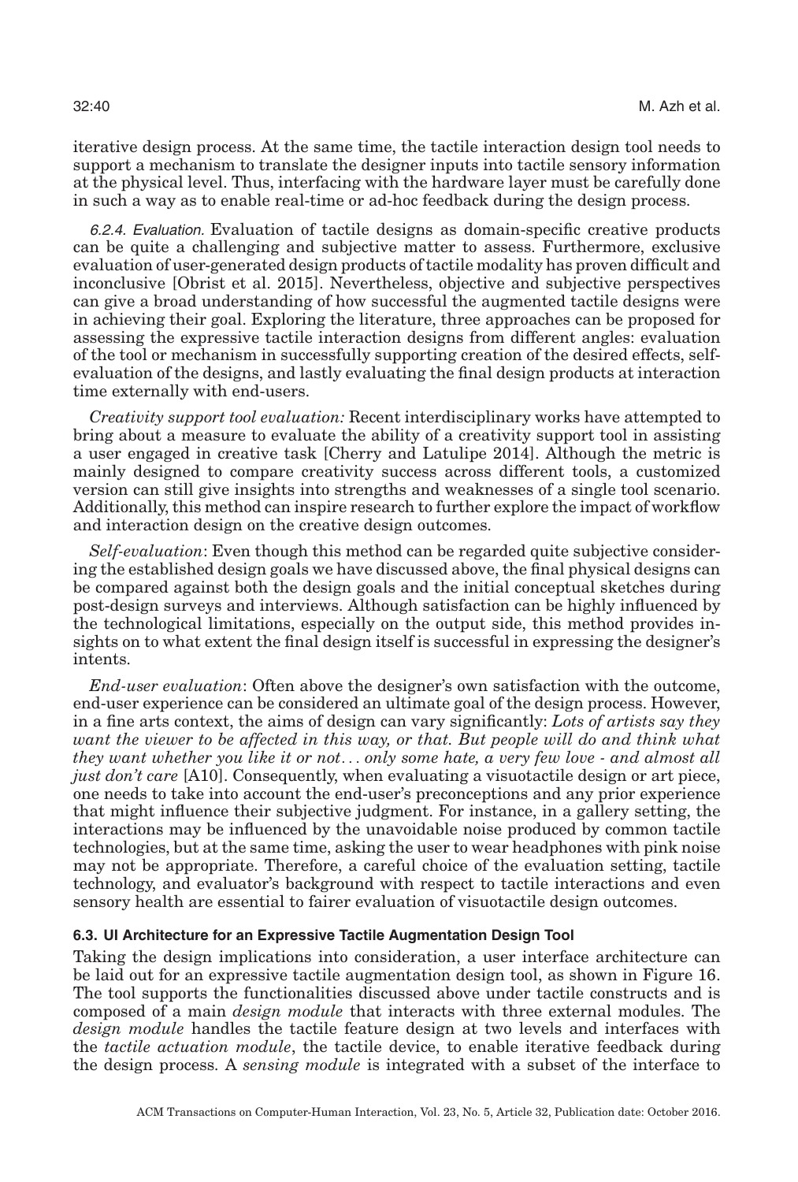iterative design process. At the same time, the tactile interaction design tool needs to support a mechanism to translate the designer inputs into tactile sensory information at the physical level. Thus, interfacing with the hardware layer must be carefully done in such a way as to enable real-time or ad-hoc feedback during the design process.

*6.2.4. Evaluation.* Evaluation of tactile designs as domain-specific creative products can be quite a challenging and subjective matter to assess. Furthermore, exclusive evaluation of user-generated design products of tactile modality has proven difficult and inconclusive [Obrist et al. 2015]. Nevertheless, objective and subjective perspectives can give a broad understanding of how successful the augmented tactile designs were in achieving their goal. Exploring the literature, three approaches can be proposed for assessing the expressive tactile interaction designs from different angles: evaluation of the tool or mechanism in successfully supporting creation of the desired effects, self-evaluation of the designs, and lastly evaluating the final design products at interaction time externally with end-users.

*Creativity support tool evaluation:* Recent interdisciplinary works have attempted to bring about a measure to evaluate the ability of a creativity support tool in assisting a user engaged in creative task [Cherry and Latulipe 2014]. Although the metric is mainly designed to compare creativity success across different tools, a customized version can still give insights into strengths and weaknesses of a single tool scenario. Additionally, this method can inspire research to further explore the impact of workflow and interaction design on the creative design outcomes.

*Self-evaluation*: Even though this method can be regarded quite subjective considering the established design goals we have discussed above, the final physical designs can be compared against both the design goals and the initial conceptual sketches during post-design surveys and interviews. Although satisfaction can be highly influenced by the technological limitations, especially on the output side, this method provides insights on to what extent the final design itself is successful in expressing the designer's intents.

*End-user evaluation*: Often above the designer's own satisfaction with the outcome, end-user experience can be considered an ultimate goal of the design process. However, in a fine arts context, the aims of design can vary significantly: *Lots of artists say they want the viewer to be affected in this way, or that. But people will do and think what they want whether you like it or not… only some hate, a very few love - and almost all just don't care* [A10]. Consequently, when evaluating a visuotactile design or art piece, one needs to take into account the end-user's preconceptions and any prior experience that might influence their subjective judgment. For instance, in a gallery setting, the interactions may be influenced by the unavoidable noise produced by common tactile technologies, but at the same time, asking the user to wear headphones with pink noise may not be appropriate. Therefore, a careful choice of the evaluation setting, tactile technology, and evaluator's background with respect to tactile interactions and even sensory health are essential to fairer evaluation of visuotactile design outcomes.

### 6.3. UI Architecture for an Expressive Tactile Augmentation Design Tool

Taking the design implications into consideration, a user interface architecture can be laid out for an expressive tactile augmentation design tool, as shown in Figure 16. The tool supports the functionalities discussed above under tactile constructs and is composed of a main *design module* that interacts with three external modules. The *design module* handles the tactile feature design at two levels and interfaces with the *tactile actuation module*, the tactile device, to enable iterative feedback during the design process. A *sensing module* is integrated with a subset of the interface to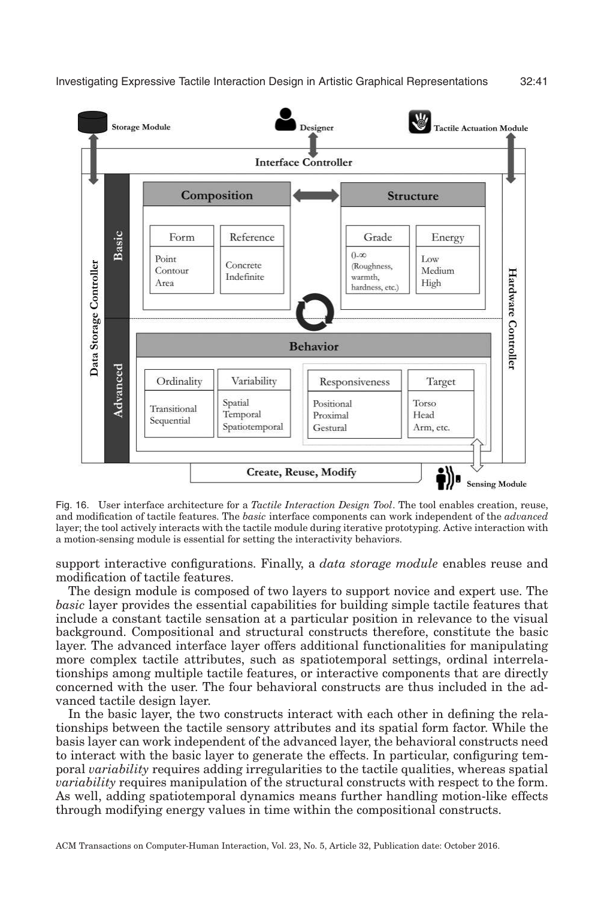Fig. 16. User interface architecture for a *Tactile Interaction Design Tool*. The tool enables creation, reuse, and modification of tactile features. The *basic* interface components can work independent of the *advanced* layer; the tool actively interacts with the tactile module during iterative prototyping. Active interaction with a motion-sensing module is essential for setting the interactivity behaviors.

support interactive configurations. Finally, a *data storage module* enables reuse and modification of tactile features.

The design module is composed of two layers to support novice and expert use. The *basic* layer provides the essential capabilities for building simple tactile features that include a constant tactile sensation at a particular position in relevance to the visual background. Compositional and structural constructs therefore, constitute the basic layer. The advanced interface layer offers additional functionalities for manipulating more complex tactile attributes, such as spatiotemporal settings, ordinal interrelationships among multiple tactile features, or interactive components that are directly concerned with the user. The four behavioral constructs are thus included in the advanced tactile design layer.

In the basic layer, the two constructs interact with each other in defining the relationships between the tactile sensory attributes and its spatial form factor. While the basis layer can work independent of the advanced layer, the behavioral constructs need to interact with the basic layer to generate the effects. In particular, configuring temporal *variability* requires adding irregularities to the tactile qualities, whereas spatial *variability* requires manipulation of the structural constructs with respect to the form. As well, adding spatiotemporal dynamics means further handling motion-like effects through modifying energy values in time within the compositional constructs.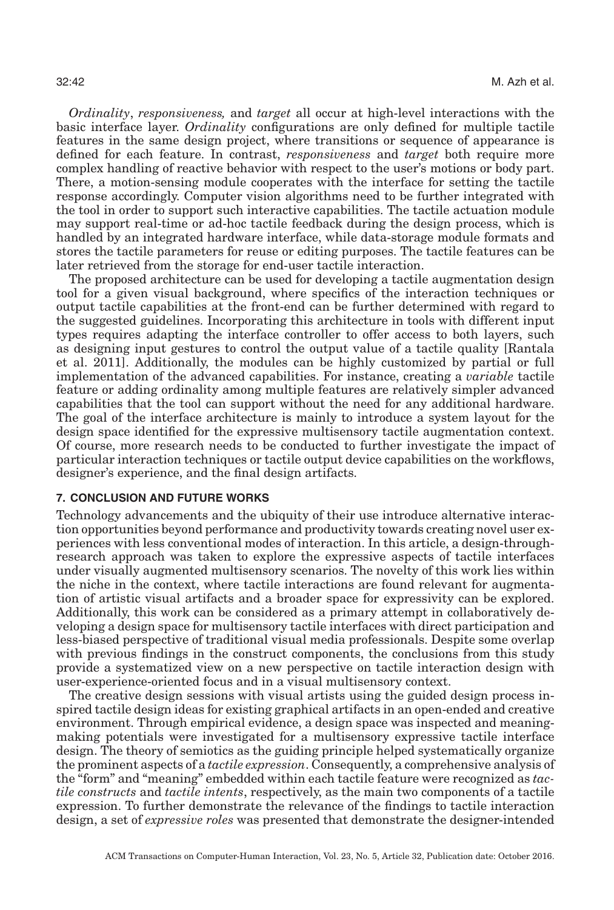*Ordinality*, *responsiveness,* and *target* all occur at high-level interactions with the basic interface layer. *Ordinality* configurations are only defined for multiple tactile features in the same design project, where transitions or sequence of appearance is defined for each feature. In contrast, *responsiveness* and *target* both require more complex handling of reactive behavior with respect to the user's motions or body part. There, a motion-sensing module cooperates with the interface for setting the tactile response accordingly. Computer vision algorithms need to be further integrated with the tool in order to support such interactive capabilities. The tactile actuation module may support real-time or ad-hoc tactile feedback during the design process, which is handled by an integrated hardware interface, while data-storage module formats and stores the tactile parameters for reuse or editing purposes. The tactile features can be later retrieved from the storage for end-user tactile interaction.

The proposed architecture can be used for developing a tactile augmentation design tool for a given visual background, where specifics of the interaction techniques or output tactile capabilities at the front-end can be further determined with regard to the suggested guidelines. Incorporating this architecture in tools with different input types requires adapting the interface controller to offer access to both layers, such as designing input gestures to control the output value of a tactile quality [Rantala et al. 2011]. Additionally, the modules can be highly customized by partial or full implementation of the advanced capabilities. For instance, creating a *variable* tactile feature or adding ordinality among multiple features are relatively simpler advanced capabilities that the tool can support without the need for any additional hardware. The goal of the interface architecture is mainly to introduce a system layout for the design space identified for the expressive multisensory tactile augmentation context. Of course, more research needs to be conducted to further investigate the impact of particular interaction techniques or tactile output device capabilities on the workflows, designer's experience, and the final design artifacts.

## 7. CONCLUSION AND FUTURE WORKS

Technology advancements and the ubiquity of their use introduce alternative interaction opportunities beyond performance and productivity towards creating novel user experiences with less conventional modes of interaction. In this article, a design-through-research approach was taken to explore the expressive aspects of tactile interfaces under visually augmented multisensory scenarios. The novelty of this work lies within the niche in the context, where tactile interactions are found relevant for augmentation of artistic visual artifacts and a broader space for expressivity can be explored. Additionally, this work can be considered as a primary attempt in collaboratively developing a design space for multisensory tactile interfaces with direct participation and less-biased perspective of traditional visual media professionals. Despite some overlap with previous findings in the construct components, the conclusions from this study provide a systematized view on a new perspective on tactile interaction design with user-experience-oriented focus and in a visual multisensory context.

The creative design sessions with visual artists using the guided design process inspired tactile design ideas for existing graphical artifacts in an open-ended and creative environment. Through empirical evidence, a design space was inspected and meaning-making potentials were investigated for a multisensory expressive tactile interface design. The theory of semiotics as the guiding principle helped systematically organize the prominent aspects of a *tactile expression*. Consequently, a comprehensive analysis of the "form" and "meaning" embedded within each tactile feature were recognized as *tactile constructs* and *tactile intents*, respectively, as the main two components of a tactile expression. To further demonstrate the relevance of the findings to tactile interaction design, a set of *expressive roles* was presented that demonstrate the designer-intended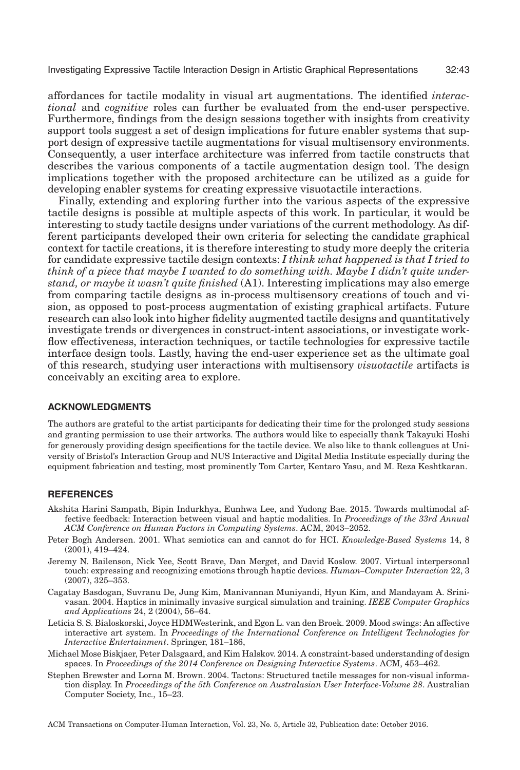affordances for tactile modality in visual art augmentations. The identified *interactional* and *cognitive* roles can further be evaluated from the end-user perspective. Furthermore, findings from the design sessions together with insights from creativity support tools suggest a set of design implications for future enabler systems that support design of expressive tactile augmentations for visual multisensory environments. Consequently, a user interface architecture was inferred from tactile constructs that describes the various components of a tactile augmentation design tool. The design implications together with the proposed architecture can be utilized as a guide for developing enabler systems for creating expressive visuotactile interactions.

Finally, extending and exploring further into the various aspects of the expressive tactile designs is possible at multiple aspects of this work. In particular, it would be interesting to study tactile designs under variations of the current methodology. As different participants developed their own criteria for selecting the candidate graphical context for tactile creations, it is therefore interesting to study more deeply the criteria for candidate expressive tactile design contexts: *I think what happened is that I tried to think of a piece that maybe I wanted to do something with. Maybe I didn't quite understand, or maybe it wasn't quite finished* (A1). Interesting implications may also emerge from comparing tactile designs as in-process multisensory creations of touch and vision, as opposed to post-process augmentation of existing graphical artifacts. Future research can also look into higher fidelity augmented tactile designs and quantitatively investigate trends or divergences in construct-intent associations, or investigate workflow effectiveness, interaction techniques, or tactile technologies for expressive tactile interface design tools. Lastly, having the end-user experience set as the ultimate goal of this research, studying user interactions with multisensory *visuotactile* artifacts is conceivably an exciting area to explore.

## ACKNOWLEDGMENTS

The authors are grateful to the artist participants for dedicating their time for the prolonged study sessions and granting permission to use their artworks. The authors would like to especially thank Takayuki Hoshi for generously providing design specifications for the tactile device. We also like to thank colleagues at University of Bristol's Interaction Group and NUS Interactive and Digital Media Institute especially during the equipment fabrication and testing, most prominently Tom Carter, Kentaro Yasu, and M. Reza Keshtkaran.

## REFERENCES

Akshita Harini Sampath, Bipin Indurkhya, Eunhwa Lee, and Yudong Bae. 2015. Towards multimodal affective feedback: Interaction between visual and haptic modalities. In *Proceedings of the 33rd Annual ACM Conference on Human Factors in Computing Systems*. ACM, 2043–2052.

Peter Bogh Andersen. 2001. What semiotics can and cannot do for HCI. *Knowledge-Based Systems* 14, 8 (2001), 419–424.

Jeremy N. Bailenson, Nick Yee, Scott Brave, Dan Merget, and David Koslow. 2007. Virtual interpersonal touch: expressing and recognizing emotions through haptic devices. *Human–Computer Interaction* 22, 3 (2007), 325–353.

Cagatay Basdogan, Suvranu De, Jung Kim, Manivannan Muniyandi, Hyun Kim, and Mandayam A. Srinivasan. 2004. Haptics in minimally invasive surgical simulation and training. *IEEE Computer Graphics and Applications* 24, 2 (2004), 56–64.

Leticia S. S. Bialoskorski, Joyce HDMWesterink, and Egon L. van den Broek. 2009. Mood swings: An affective interactive art system. In *Proceedings of the International Conference on Intelligent Technologies for Interactive Entertainment*. Springer, 181–186,

Michael Mose Biskjaer, Peter Dalsgaard, and Kim Halskov. 2014. A constraint-based understanding of design spaces. In *Proceedings of the 2014 Conference on Designing Interactive Systems*. ACM, 453–462.

Stephen Brewster and Lorna M. Brown. 2004. Tactons: Structured tactile messages for non-visual information display. In *Proceedings of the 5th Conference on Australasian User Interface-Volume 28*. Australian Computer Society, Inc., 15–23.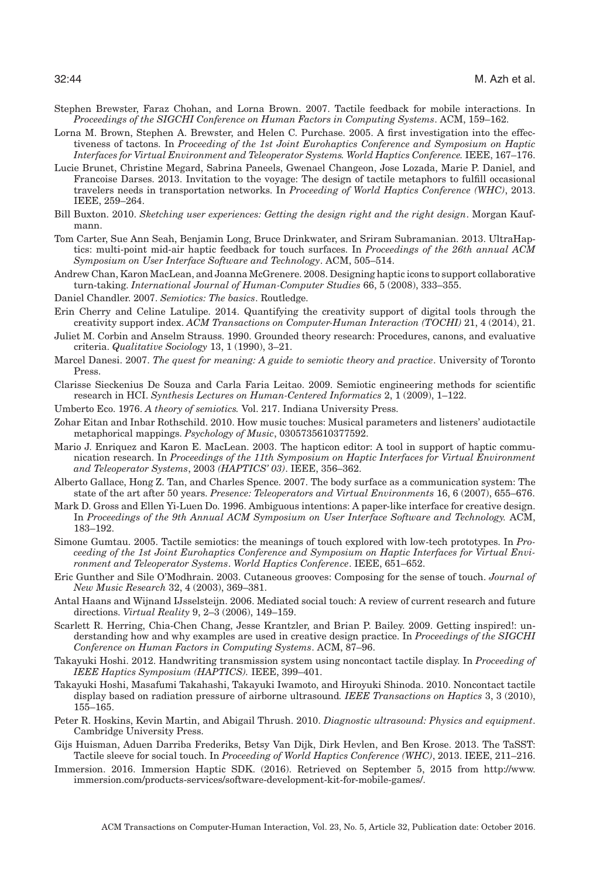Stephen Brewster, Faraz Chohan, and Lorna Brown. 2007. Tactile feedback for mobile interactions. In *Proceedings of the SIGCHI Conference on Human Factors in Computing Systems*. ACM, 159–162.

Lorna M. Brown, Stephen A. Brewster, and Helen C. Purchase. 2005. A first investigation into the effectiveness of tactons. In *Proceeding of the 1st Joint Eurohaptics Conference and Symposium on Haptic Interfaces for Virtual Environment and Teleoperator Systems. World Haptics Conference.* IEEE, 167–176.

Lucie Brunet, Christine Megard, Sabrina Paneels, Gwenael Changeon, Jose Lozada, Marie P. Daniel, and Francoise Darses. 2013. Invitation to the voyage: The design of tactile metaphors to fulfill occasional travelers needs in transportation networks. In *Proceeding of World Haptics Conference (WHC)*, 2013. IEEE, 259–264.

Bill Buxton. 2010. *Sketching user experiences: Getting the design right and the right design*. Morgan Kaufmann.

Tom Carter, Sue Ann Seah, Benjamin Long, Bruce Drinkwater, and Sriram Subramanian. 2013. UltraHaptics: multi-point mid-air haptic feedback for touch surfaces. In *Proceedings of the 26th annual ACM Symposium on User Interface Software and Technology*. ACM, 505–514.

Andrew Chan, Karon MacLean, and Joanna McGrenere. 2008. Designing haptic icons to support collaborative turn-taking. *International Journal of Human-Computer Studies* 66, 5 (2008), 333–355.

Daniel Chandler. 2007. *Semiotics: The basics*. Routledge.

Erin Cherry and Celine Latulipe. 2014. Quantifying the creativity support of digital tools through the creativity support index. *ACM Transactions on Computer-Human Interaction (TOCHI)* 21, 4 (2014), 21.

Juliet M. Corbin and Anselm Strauss. 1990. Grounded theory research: Procedures, canons, and evaluative criteria. *Qualitative Sociology* 13, 1 (1990), 3–21.

Marcel Danesi. 2007. *The quest for meaning: A guide to semiotic theory and practice*. University of Toronto Press.

Clarisse Sieckenius De Souza and Carla Faria Leitao. 2009. Semiotic engineering methods for scientific research in HCI. *Synthesis Lectures on Human-Centered Informatics* 2, 1 (2009), 1–122.

Umberto Eco. 1976. *A theory of semiotics.* Vol. 217. Indiana University Press.

Zohar Eitan and Inbar Rothschild. 2010. How music touches: Musical parameters and listeners' audiotactile metaphorical mappings. *Psychology of Music*, 0305735610377592.

Mario J. Enriquez and Karon E. MacLean. 2003. The hapticon editor: A tool in support of haptic communication research. In *Proceedings of the 11th Symposium on Haptic Interfaces for Virtual Environment and Teleoperator Systems*, 2003 *(HAPTICS' 03)*. IEEE, 356–362.

Alberto Gallace, Hong Z. Tan, and Charles Spence. 2007. The body surface as a communication system: The state of the art after 50 years. *Presence: Teleoperators and Virtual Environments* 16, 6 (2007), 655–676.

Mark D. Gross and Ellen Yi-Luen Do. 1996. Ambiguous intentions: A paper-like interface for creative design. In *Proceedings of the 9th Annual ACM Symposium on User Interface Software and Technology.* ACM, 183–192.

Simone Gumtau. 2005. Tactile semiotics: the meanings of touch explored with low-tech prototypes. In *Proceeding of the 1st Joint Eurohaptics Conference and Symposium on Haptic Interfaces for Virtual Environment and Teleoperator Systems. World Haptics Conference*. IEEE, 651–652.

Eric Gunther and Sile O'Modhrain. 2003. Cutaneous grooves: Composing for the sense of touch. *Journal of New Music Research* 32, 4 (2003), 369–381.

Antal Haans and Wijnand IJsselsteijn. 2006. Mediated social touch: A review of current research and future directions. *Virtual Reality* 9, 2–3 (2006), 149–159.

Scarlett R. Herring, Chia-Chen Chang, Jesse Krantzler, and Brian P. Bailey. 2009. Getting inspired!: understanding how and why examples are used in creative design practice. In *Proceedings of the SIGCHI Conference on Human Factors in Computing Systems*. ACM, 87–96.

Takayuki Hoshi. 2012. Handwriting transmission system using noncontact tactile display. In *Proceeding of IEEE Haptics Symposium (HAPTICS).* IEEE, 399–401.

Takayuki Hoshi, Masafumi Takahashi, Takayuki Iwamoto, and Hiroyuki Shinoda. 2010. Noncontact tactile display based on radiation pressure of airborne ultrasound*. IEEE Transactions on Haptics* 3, 3 (2010), 155–165.

Peter R. Hoskins, Kevin Martin, and Abigail Thrush. 2010. *Diagnostic ultrasound: Physics and equipment*. Cambridge University Press.

Gijs Huisman, Aduen Darriba Frederiks, Betsy Van Dijk, Dirk Hevlen, and Ben Krose. 2013. The TaSST: Tactile sleeve for social touch. In *Proceeding of World Haptics Conference (WHC)*, 2013. IEEE, 211–216.

Immersion. 2016. Immersion Haptic SDK. (2016). Retrieved on September 5, 2015 from http://www.immersion.com/products-services/software-development-kit-for-mobile-games/.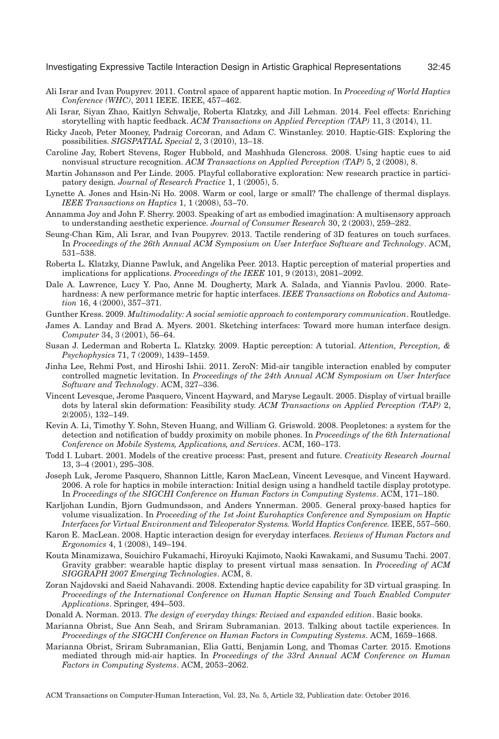Ali Israr and Ivan Poupyrev. 2011. Control space of apparent haptic motion. In *Proceeding of World Haptics Conference (WHC)*, 2011 IEEE. IEEE, 457–462.

Ali Israr, Siyan Zhao, Kaitlyn Schwalje, Roberta Klatzky, and Jill Lehman. 2014. Feel effects: Enriching storytelling with haptic feedback. *ACM Transactions on Applied Perception (TAP)* 11, 3 (2014), 11.

Ricky Jacob, Peter Mooney, Padraig Corcoran, and Adam C. Winstanley. 2010. Haptic-GIS: Exploring the possibilities. *SIGSPATIAL Special* 2, 3 (2010), 13–18.

Caroline Jay, Robert Stevens, Roger Hubbold, and Mashhuda Glencross. 2008. Using haptic cues to aid nonvisual structure recognition. *ACM Transactions on Applied Perception (TAP)* 5, 2 (2008), 8.

Martin Johansson and Per Linde. 2005. Playful collaborative exploration: New research practice in participatory design. *Journal of Research Practice* 1, 1 (2005), 5.

Lynette A. Jones and Hsin-Ni Ho. 2008. Warm or cool, large or small? The challenge of thermal displays. *IEEE Transactions on Haptics* 1, 1 (2008), 53–70.

Annamma Joy and John F. Sherry. 2003. Speaking of art as embodied imagination: A multisensory approach to understanding aesthetic experience. *Journal of Consumer Research* 30, 2 (2003), 259–282.

Seung-Chan Kim, Ali Israr, and Ivan Poupyrev. 2013. Tactile rendering of 3D features on touch surfaces. In *Proceedings of the 26th Annual ACM Symposium on User Interface Software and Technology*. ACM, 531–538.

Roberta L. Klatzky, Dianne Pawluk, and Angelika Peer. 2013. Haptic perception of material properties and implications for applications. *Proceedings of the IEEE* 101, 9 (2013), 2081–2092.

Dale A. Lawrence, Lucy Y. Pao, Anne M. Dougherty, Mark A. Salada, and Yiannis Pavlou. 2000. Rate-hardness: A new performance metric for haptic interfaces. *IEEE Transactions on Robotics and Automation* 16, 4 (2000), 357–371.

Gunther Kress. 2009. *Multimodality: A social semiotic approach to contemporary communication*. Routledge.

James A. Landay and Brad A. Myers. 2001. Sketching interfaces: Toward more human interface design. *Computer* 34, 3 (2001), 56–64.

Susan J. Lederman and Roberta L. Klatzky. 2009. Haptic perception: A tutorial. *Attention, Perception, & Psychophysics* 71, 7 (2009), 1439–1459.

Jinha Lee, Rehmi Post, and Hiroshi Ishii. 2011. ZeroN: Mid-air tangible interaction enabled by computer controlled magnetic levitation. In *Proceedings of the 24th Annual ACM Symposium on User Interface Software and Technology*. ACM, 327–336.

Vincent Levesque, Jerome Pasquero, Vincent Hayward, and Maryse Legault. 2005. Display of virtual braille dots by lateral skin deformation: Feasibility study. *ACM Transactions on Applied Perception (TAP)* 2, 2(2005), 132–149.

Kevin A. Li, Timothy Y. Sohn, Steven Huang, and William G. Griswold. 2008. Peopletones: a system for the detection and notification of buddy proximity on mobile phones. In *Proceedings of the 6th International Conference on Mobile Systems, Applications, and Services*. ACM, 160–173.

Todd I. Lubart. 2001. Models of the creative process: Past, present and future. *Creativity Research Journal* 13, 3–4 (2001), 295–308.

Joseph Luk, Jerome Pasquero, Shannon Little, Karon MacLean, Vincent Levesque, and Vincent Hayward. 2006. A role for haptics in mobile interaction: Initial design using a handheld tactile display prototype. In *Proceedings of the SIGCHI Conference on Human Factors in Computing Systems*. ACM, 171–180.

Karljohan Lundin, Bjorn Gudmundsson, and Anders Ynnerman. 2005. General proxy-based haptics for volume visualization. In *Proceeding of the 1st Joint Eurohaptics Conference and Symposium on Haptic Interfaces for Virtual Environment and Teleoperator Systems. World Haptics Conference.* IEEE, 557–560.

Karon E. MacLean. 2008. Haptic interaction design for everyday interfaces. *Reviews of Human Factors and Ergonomics* 4, 1 (2008), 149–194.

Kouta Minamizawa, Souichiro Fukamachi, Hiroyuki Kajimoto, Naoki Kawakami, and Susumu Tachi. 2007. Gravity grabber: wearable haptic display to present virtual mass sensation. In *Proceeding of ACM SIGGRAPH 2007 Emerging Technologies*. ACM, 8.

Zoran Najdovski and Saeid Nahavandi. 2008. Extending haptic device capability for 3D virtual grasping. In *Proceedings of the International Conference on Human Haptic Sensing and Touch Enabled Computer Applications*. Springer, 494–503.

Donald A. Norman. 2013. *The design of everyday things: Revised and expanded edition*. Basic books.

Marianna Obrist, Sue Ann Seah, and Sriram Subramanian. 2013. Talking about tactile experiences. In *Proceedings of the SIGCHI Conference on Human Factors in Computing Systems*. ACM, 1659–1668.

Marianna Obrist, Sriram Subramanian, Elia Gatti, Benjamin Long, and Thomas Carter. 2015. Emotions mediated through mid-air haptics. In *Proceedings of the 33rd Annual ACM Conference on Human Factors in Computing Systems*. ACM, 2053–2062.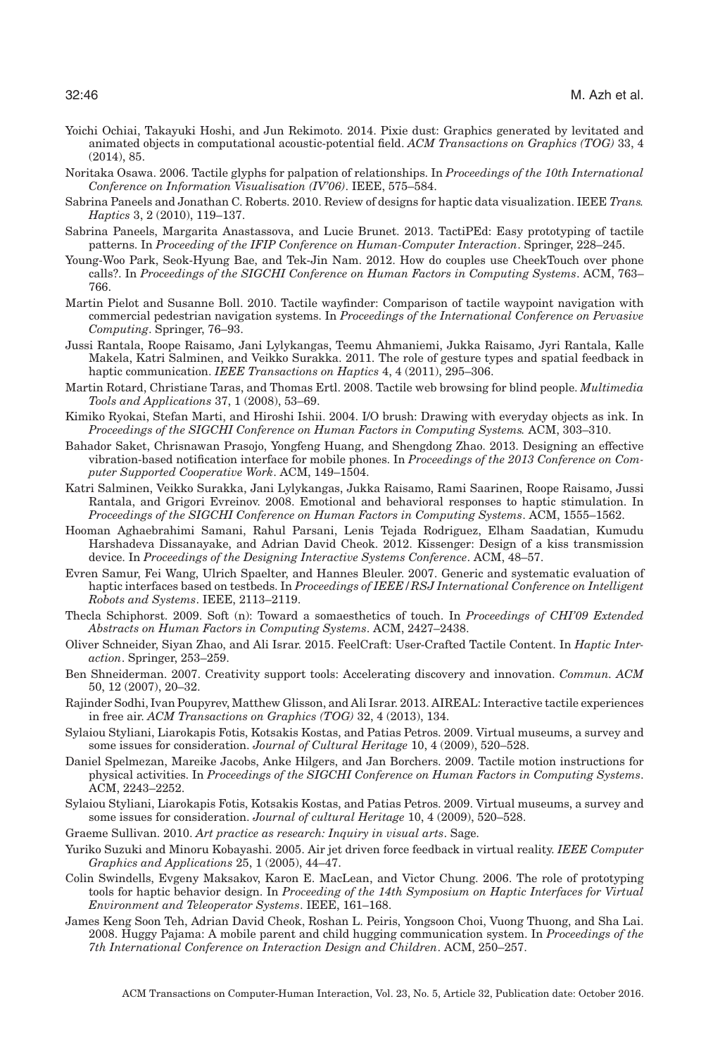Yoichi Ochiai, Takayuki Hoshi, and Jun Rekimoto. 2014. Pixie dust: Graphics generated by levitated and animated objects in computational acoustic-potential field. *ACM Transactions on Graphics (TOG)* 33, 4 (2014), 85.

Noritaka Osawa. 2006. Tactile glyphs for palpation of relationships. In *Proceedings of the 10th International Conference on Information Visualisation (IV'06)*. IEEE, 575–584.

Sabrina Paneels and Jonathan C. Roberts. 2010. Review of designs for haptic data visualization. IEEE *Trans. Haptics* 3, 2 (2010), 119–137.

Sabrina Paneels, Margarita Anastassova, and Lucie Brunet. 2013. TactiPEd: Easy prototyping of tactile patterns. In *Proceeding of the IFIP Conference on Human-Computer Interaction*. Springer, 228–245.

Young-Woo Park, Seok-Hyung Bae, and Tek-Jin Nam. 2012. How do couples use CheekTouch over phone calls?. In *Proceedings of the SIGCHI Conference on Human Factors in Computing Systems*. ACM, 763–766.

Martin Pielot and Susanne Boll. 2010. Tactile wayfinder: Comparison of tactile waypoint navigation with commercial pedestrian navigation systems. In *Proceedings of the International Conference on Pervasive Computing*. Springer, 76–93.

Jussi Rantala, Roope Raisamo, Jani Lylykangas, Teemu Ahmaniemi, Jukka Raisamo, Jyri Rantala, Kalle Makela, Katri Salminen, and Veikko Surakka. 2011. The role of gesture types and spatial feedback in haptic communication. *IEEE Transactions on Haptics* 4, 4 (2011), 295–306.

Martin Rotard, Christiane Taras, and Thomas Ertl. 2008. Tactile web browsing for blind people. *Multimedia Tools and Applications* 37, 1 (2008), 53–69.

Kimiko Ryokai, Stefan Marti, and Hiroshi Ishii. 2004. I/O brush: Drawing with everyday objects as ink. In *Proceedings of the SIGCHI Conference on Human Factors in Computing Systems.* ACM, 303–310.

Bahador Saket, Chrisnawan Prasojo, Yongfeng Huang, and Shengdong Zhao. 2013. Designing an effective vibration-based notification interface for mobile phones. In *Proceedings of the 2013 Conference on Computer Supported Cooperative Work*. ACM, 149–1504.

Katri Salminen, Veikko Surakka, Jani Lylykangas, Jukka Raisamo, Rami Saarinen, Roope Raisamo, Jussi Rantala, and Grigori Evreinov. 2008. Emotional and behavioral responses to haptic stimulation. In *Proceedings of the SIGCHI Conference on Human Factors in Computing Systems*. ACM, 1555–1562.

Hooman Aghaebrahimi Samani, Rahul Parsani, Lenis Tejada Rodriguez, Elham Saadatian, Kumudu Harshadeva Dissanayake, and Adrian David Cheok. 2012. Kissenger: Design of a kiss transmission device. In *Proceedings of the Designing Interactive Systems Conference*. ACM, 48–57.

Evren Samur, Fei Wang, Ulrich Spaelter, and Hannes Bleuler. 2007. Generic and systematic evaluation of haptic interfaces based on testbeds. In *Proceedings of IEEE/RSJ International Conference on Intelligent Robots and Systems*. IEEE, 2113–2119.

Thecla Schiphorst. 2009. Soft (n): Toward a somaesthetics of touch. In *Proceedings of CHI'09 Extended Abstracts on Human Factors in Computing Systems*. ACM, 2427–2438.

Oliver Schneider, Siyan Zhao, and Ali Israr. 2015. FeelCraft: User-Crafted Tactile Content. In *Haptic Interaction*. Springer, 253–259.

Ben Shneiderman. 2007. Creativity support tools: Accelerating discovery and innovation. *Commun. ACM* 50, 12 (2007), 20–32.

Rajinder Sodhi, Ivan Poupyrev, Matthew Glisson, and Ali Israr. 2013. AIREAL: Interactive tactile experiences in free air. *ACM Transactions on Graphics (TOG)* 32, 4 (2013), 134.

Sylaiou Styliani, Liarokapis Fotis, Kotsakis Kostas, and Patias Petros. 2009. Virtual museums, a survey and some issues for consideration. *Journal of Cultural Heritage* 10, 4 (2009), 520–528.

Daniel Spelmezan, Mareike Jacobs, Anke Hilgers, and Jan Borchers. 2009. Tactile motion instructions for physical activities. In *Proceedings of the SIGCHI Conference on Human Factors in Computing Systems*. ACM, 2243–2252.

Sylaiou Styliani, Liarokapis Fotis, Kotsakis Kostas, and Patias Petros. 2009. Virtual museums, a survey and some issues for consideration. *Journal of cultural Heritage* 10, 4 (2009), 520–528.

Graeme Sullivan. 2010. *Art practice as research: Inquiry in visual arts*. Sage.

Yuriko Suzuki and Minoru Kobayashi. 2005. Air jet driven force feedback in virtual reality. *IEEE Computer Graphics and Applications* 25, 1 (2005), 44–47.

Colin Swindells, Evgeny Maksakov, Karon E. MacLean, and Victor Chung. 2006. The role of prototyping tools for haptic behavior design. In *Proceeding of the 14th Symposium on Haptic Interfaces for Virtual Environment and Teleoperator Systems*. IEEE, 161–168.

James Keng Soon Teh, Adrian David Cheok, Roshan L. Peiris, Yongsoon Choi, Vuong Thuong, and Sha Lai. 2008. Huggy Pajama: A mobile parent and child hugging communication system. In *Proceedings of the 7th International Conference on Interaction Design and Children*. ACM, 250–257.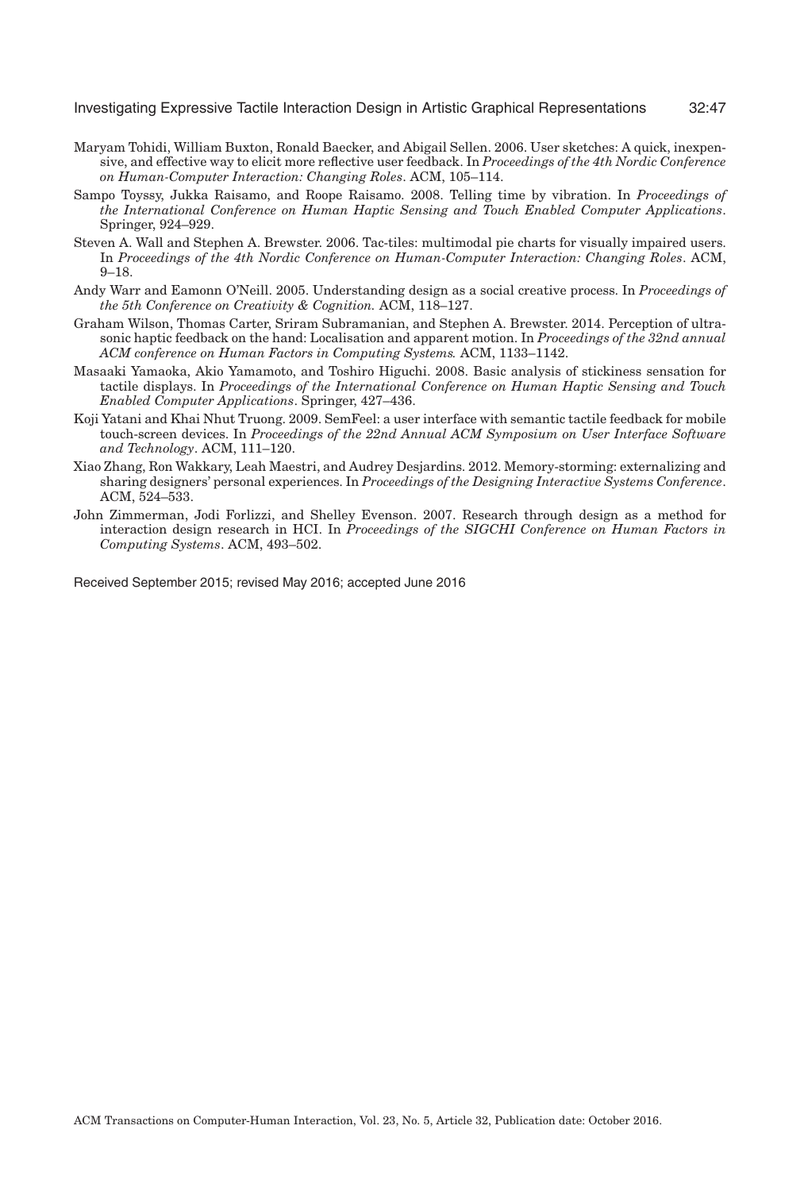Maryam Tohidi, William Buxton, Ronald Baecker, and Abigail Sellen. 2006. User sketches: A quick, inexpensive, and effective way to elicit more reflective user feedback. In *Proceedings of the 4th Nordic Conference on Human-Computer Interaction: Changing Roles*. ACM, 105–114.

Sampo Toyssy, Jukka Raisamo, and Roope Raisamo. 2008. Telling time by vibration. In *Proceedings of the International Conference on Human Haptic Sensing and Touch Enabled Computer Applications*. Springer, 924–929.

Steven A. Wall and Stephen A. Brewster. 2006. Tac-tiles: multimodal pie charts for visually impaired users. In *Proceedings of the 4th Nordic Conference on Human-Computer Interaction: Changing Roles*. ACM, 9–18.

Andy Warr and Eamonn O'Neill. 2005. Understanding design as a social creative process. In *Proceedings of the 5th Conference on Creativity & Cognition.* ACM, 118–127.

Graham Wilson, Thomas Carter, Sriram Subramanian, and Stephen A. Brewster. 2014. Perception of ultrasonic haptic feedback on the hand: Localisation and apparent motion. In *Proceedings of the 32nd annual ACM conference on Human Factors in Computing Systems.* ACM, 1133–1142.

Masaaki Yamaoka, Akio Yamamoto, and Toshiro Higuchi. 2008. Basic analysis of stickiness sensation for tactile displays. In *Proceedings of the International Conference on Human Haptic Sensing and Touch Enabled Computer Applications*. Springer, 427–436.

Koji Yatani and Khai Nhut Truong. 2009. SemFeel: a user interface with semantic tactile feedback for mobile touch-screen devices. In *Proceedings of the 22nd Annual ACM Symposium on User Interface Software and Technology*. ACM, 111–120.

Xiao Zhang, Ron Wakkary, Leah Maestri, and Audrey Desjardins. 2012. Memory-storming: externalizing and sharing designers' personal experiences. In *Proceedings of the Designing Interactive Systems Conference*. ACM, 524–533.

John Zimmerman, Jodi Forlizzi, and Shelley Evenson. 2007. Research through design as a method for interaction design research in HCI. In *Proceedings of the SIGCHI Conference on Human Factors in Computing Systems*. ACM, 493–502.

Received September 2015; revised May 2016; accepted June 2016